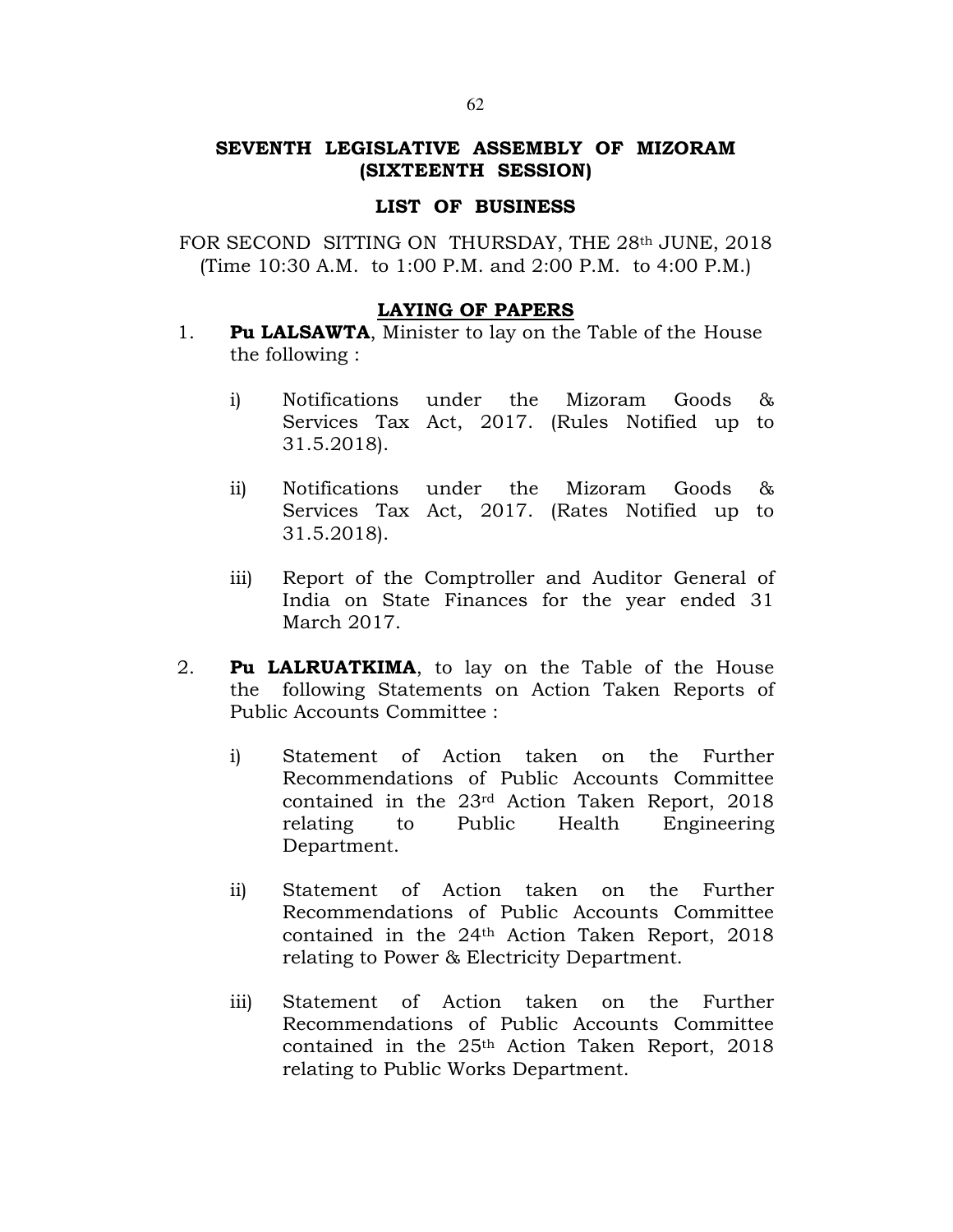## SEVENTH LEGISLATIVE ASSEMBLY OF MIZORAM (SIXTEENTH SESSION)

### LIST OF BUSINESS

FOR SECOND SITTING ON THURSDAY, THE 28th JUNE, 2018
(Time 10:30 A.M. to 1:00 P.M. and 2:00 P.M. to 4:00 P.M.)

### LAYING OF PAPERS

1. **Pu LALSAWTA**, Minister to lay on the Table of the House the following :

   i) Notifications under the Mizoram Goods & Services Tax Act, 2017. (Rules Notified up to 31.5.2018).

   ii) Notifications under the Mizoram Goods & Services Tax Act, 2017. (Rates Notified up to 31.5.2018).

   iii) Report of the Comptroller and Auditor General of India on State Finances for the year ended 31 March 2017.

2. **Pu LALRUATKIMA**, to lay on the Table of the House the following Statements on Action Taken Reports of Public Accounts Committee :

   i) Statement of Action taken on the Further Recommendations of Public Accounts Committee contained in the 23rd Action Taken Report, 2018 relating to Public Health Engineering Department.

   ii) Statement of Action taken on the Further Recommendations of Public Accounts Committee contained in the 24th Action Taken Report, 2018 relating to Power & Electricity Department.

   iii) Statement of Action taken on the Further Recommendations of Public Accounts Committee contained in the 25th Action Taken Report, 2018 relating to Public Works Department.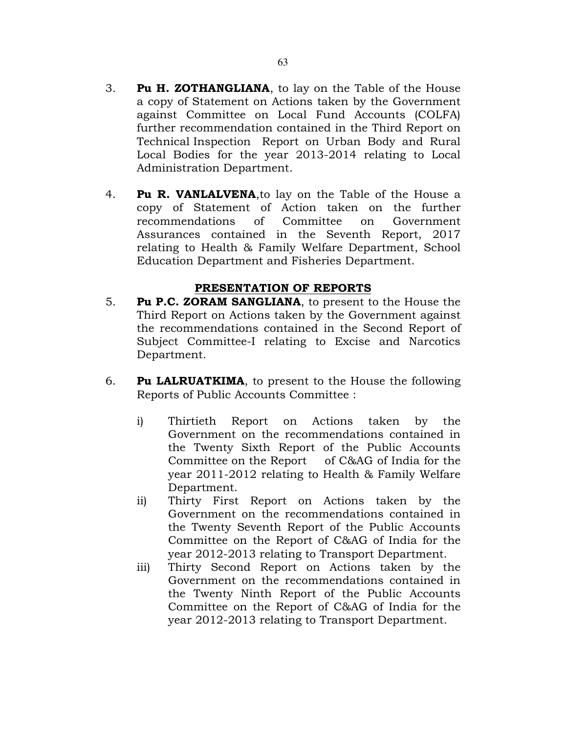3. **Pu H. ZOTHANGLIANA**, to lay on the Table of the House a copy of Statement on Actions taken by the Government against Committee on Local Fund Accounts (COLFA) further recommendation contained in the Third Report on Technical Inspection Report on Urban Body and Rural Local Bodies for the year 2013-2014 relating to Local Administration Department.

4. **Pu R. VANLALVENA**,to lay on the Table of the House a copy of Statement of Action taken on the further recommendations of Committee on Government Assurances contained in the Seventh Report, 2017 relating to Health & Family Welfare Department, School Education Department and Fisheries Department.

## PRESENTATION OF REPORTS

5. **Pu P.C. ZORAM SANGLIANA**, to present to the House the Third Report on Actions taken by the Government against the recommendations contained in the Second Report of Subject Committee-I relating to Excise and Narcotics Department.

6. **Pu LALRUATKIMA**, to present to the House the following Reports of Public Accounts Committee :

   i) Thirtieth Report on Actions taken by the Government on the recommendations contained in the Twenty Sixth Report of the Public Accounts Committee on the Report of C&AG of India for the year 2011-2012 relating to Health & Family Welfare Department.

   ii) Thirty First Report on Actions taken by the Government on the recommendations contained in the Twenty Seventh Report of the Public Accounts Committee on the Report of C&AG of India for the year 2012-2013 relating to Transport Department.

   iii) Thirty Second Report on Actions taken by the Government on the recommendations contained in the Twenty Ninth Report of the Public Accounts Committee on the Report of C&AG of India for the year 2012-2013 relating to Transport Department.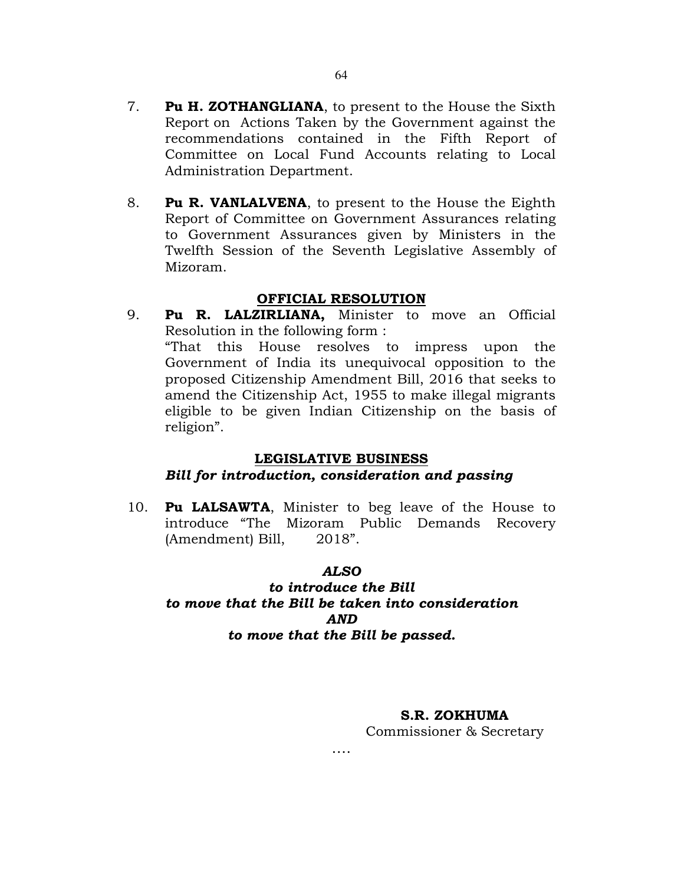7. **Pu H. ZOTHANGLIANA**, to present to the House the Sixth Report on Actions Taken by the Government against the recommendations contained in the Fifth Report of Committee on Local Fund Accounts relating to Local Administration Department.

8. **Pu R. VANLALVENA**, to present to the House the Eighth Report of Committee on Government Assurances relating to Government Assurances given by Ministers in the Twelfth Session of the Seventh Legislative Assembly of Mizoram.

## OFFICIAL RESOLUTION

9. **Pu R. LALZIRLIANA,** Minister to move an Official Resolution in the following form :
   "That this House resolves to impress upon the Government of India its unequivocal opposition to the proposed Citizenship Amendment Bill, 2016 that seeks to amend the Citizenship Act, 1955 to make illegal migrants eligible to be given Indian Citizenship on the basis of religion".

## LEGISLATIVE BUSINESS

***Bill for introduction, consideration and passing***

10. **Pu LALSAWTA**, Minister to beg leave of the House to introduce "The Mizoram Public Demands Recovery (Amendment) Bill, 2018".

***ALSO***
***to introduce the Bill***
***to move that the Bill be taken into consideration***
***AND***
***to move that the Bill be passed.***

**S.R. ZOKHUMA**
Commissioner & Secretary

….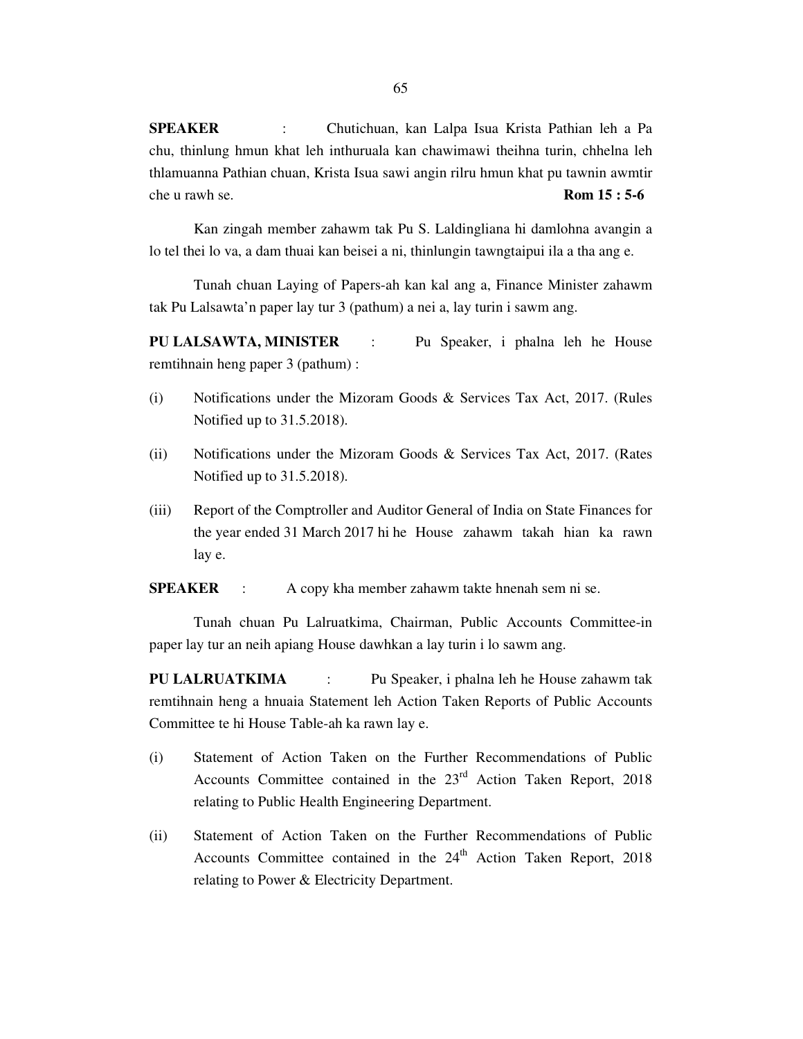**SPEAKER** : Chutichuan, kan Lalpa Isua Krista Pathian leh a Pa chu, thinlung hmun khat leh inthuruala kan chawimawi theihna turin, chhelna leh thlamuanna Pathian chuan, Krista Isua sawi angin rilru hmun khat pu tawnin awmtir che u rawh se. **Rom 15 : 5-6**

Kan zingah member zahawm tak Pu S. Laldingliana hi damlohna avangin a lo tel thei lo va, a dam thuai kan beisei a ni, thinlungin tawngtaipui ila a tha ang e.

Tunah chuan Laying of Papers-ah kan kal ang a, Finance Minister zahawm tak Pu Lalsawta'n paper lay tur 3 (pathum) a nei a, lay turin i sawm ang.

**PU LALSAWTA, MINISTER** : Pu Speaker, i phalna leh he House remtihnain heng paper 3 (pathum) :

(i) Notifications under the Mizoram Goods & Services Tax Act, 2017. (Rules Notified up to 31.5.2018).

(ii) Notifications under the Mizoram Goods & Services Tax Act, 2017. (Rates Notified up to 31.5.2018).

(iii) Report of the Comptroller and Auditor General of India on State Finances for the year ended 31 March 2017 hi he House zahawm takah hian ka rawn lay e.

**SPEAKER** : A copy kha member zahawm takte hnenah sem ni se.

Tunah chuan Pu Lalruatkima, Chairman, Public Accounts Committee-in paper lay tur an neih apiang House dawhkan a lay turin i lo sawm ang.

**PU LALRUATKIMA** : Pu Speaker, i phalna leh he House zahawm tak remtihnain heng a hnuaia Statement leh Action Taken Reports of Public Accounts Committee te hi House Table-ah ka rawn lay e.

(i) Statement of Action Taken on the Further Recommendations of Public Accounts Committee contained in the 23rd Action Taken Report, 2018 relating to Public Health Engineering Department.

(ii) Statement of Action Taken on the Further Recommendations of Public Accounts Committee contained in the 24th Action Taken Report, 2018 relating to Power & Electricity Department.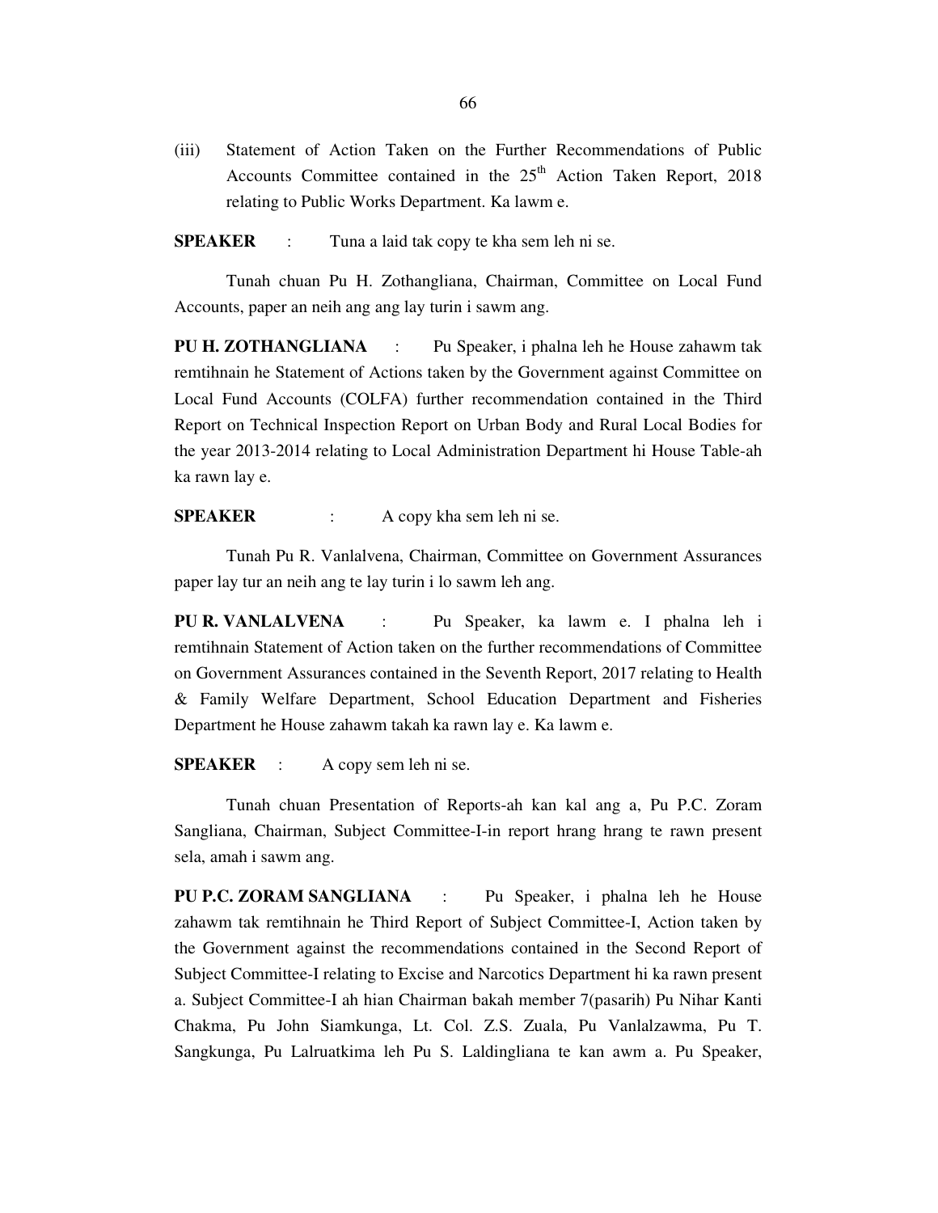(iii) Statement of Action Taken on the Further Recommendations of Public Accounts Committee contained in the 25th Action Taken Report, 2018 relating to Public Works Department. Ka lawm e.

**SPEAKER** : Tuna a laid tak copy te kha sem leh ni se.

Tunah chuan Pu H. Zothangliana, Chairman, Committee on Local Fund Accounts, paper an neih ang ang lay turin i sawm ang.

**PU H. ZOTHANGLIANA** : Pu Speaker, i phalna leh he House zahawm tak remtihnain he Statement of Actions taken by the Government against Committee on Local Fund Accounts (COLFA) further recommendation contained in the Third Report on Technical Inspection Report on Urban Body and Rural Local Bodies for the year 2013-2014 relating to Local Administration Department hi House Table-ah ka rawn lay e.

**SPEAKER** : A copy kha sem leh ni se.

Tunah Pu R. Vanlalvena, Chairman, Committee on Government Assurances paper lay tur an neih ang te lay turin i lo sawm leh ang.

**PU R. VANLALVENA** : Pu Speaker, ka lawm e. I phalna leh i remtihnain Statement of Action taken on the further recommendations of Committee on Government Assurances contained in the Seventh Report, 2017 relating to Health & Family Welfare Department, School Education Department and Fisheries Department he House zahawm takah ka rawn lay e. Ka lawm e.

**SPEAKER** : A copy sem leh ni se.

Tunah chuan Presentation of Reports-ah kan kal ang a, Pu P.C. Zoram Sangliana, Chairman, Subject Committee-I-in report hrang hrang te rawn present sela, amah i sawm ang.

**PU P.C. ZORAM SANGLIANA** : Pu Speaker, i phalna leh he House zahawm tak remtihnain he Third Report of Subject Committee-I, Action taken by the Government against the recommendations contained in the Second Report of Subject Committee-I relating to Excise and Narcotics Department hi ka rawn present a. Subject Committee-I ah hian Chairman bakah member 7(pasarih) Pu Nihar Kanti Chakma, Pu John Siamkunga, Lt. Col. Z.S. Zuala, Pu Vanlalzawma, Pu T. Sangkunga, Pu Lalruatkima leh Pu S. Laldingliana te kan awm a. Pu Speaker,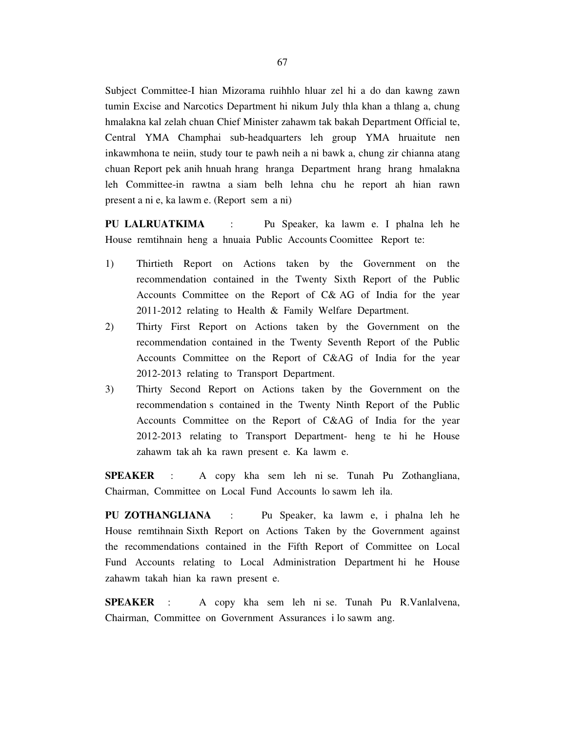Subject Committee-I hian Mizorama ruihhlo hluar zel hi a do dan kawng zawn tumin Excise and Narcotics Department hi nikum July thla khan a thlang a, chung hmalakna kal zelah chuan Chief Minister zahawm tak bakah Department Official te, Central YMA Champhai sub-headquarters leh group YMA hruaitute nen inkawmhona te neiin, study tour te pawh neih a ni bawk a, chung zir chianna atang chuan Report pek anih hnuah hrang hranga Department hrang hrang hmalakna leh Committee-in rawtna a siam belh lehna chu he report ah hian rawn present a ni e, ka lawm e. (Report sem a ni)

**PU LALRUATKIMA** : Pu Speaker, ka lawm e. I phalna leh he House remtihnain heng a hnuaia Public Accounts Coomittee Report te:

1) Thirtieth Report on Actions taken by the Government on the recommendation contained in the Twenty Sixth Report of the Public Accounts Committee on the Report of C& AG of India for the year 2011-2012 relating to Health & Family Welfare Department.
2) Thirty First Report on Actions taken by the Government on the recommendation contained in the Twenty Seventh Report of the Public Accounts Committee on the Report of C&AG of India for the year 2012-2013 relating to Transport Department.
3) Thirty Second Report on Actions taken by the Government on the recommendation s contained in the Twenty Ninth Report of the Public Accounts Committee on the Report of C&AG of India for the year 2012-2013 relating to Transport Department- heng te hi he House zahawm tak ah ka rawn present e. Ka lawm e.

**SPEAKER** : A copy kha sem leh ni se. Tunah Pu Zothangliana, Chairman, Committee on Local Fund Accounts lo sawm leh ila.

**PU ZOTHANGLIANA** : Pu Speaker, ka lawm e, i phalna leh he House remtihnain Sixth Report on Actions Taken by the Government against the recommendations contained in the Fifth Report of Committee on Local Fund Accounts relating to Local Administration Department hi he House zahawm takah hian ka rawn present e.

**SPEAKER** : A copy kha sem leh ni se. Tunah Pu R.Vanlalvena, Chairman, Committee on Government Assurances i lo sawm ang.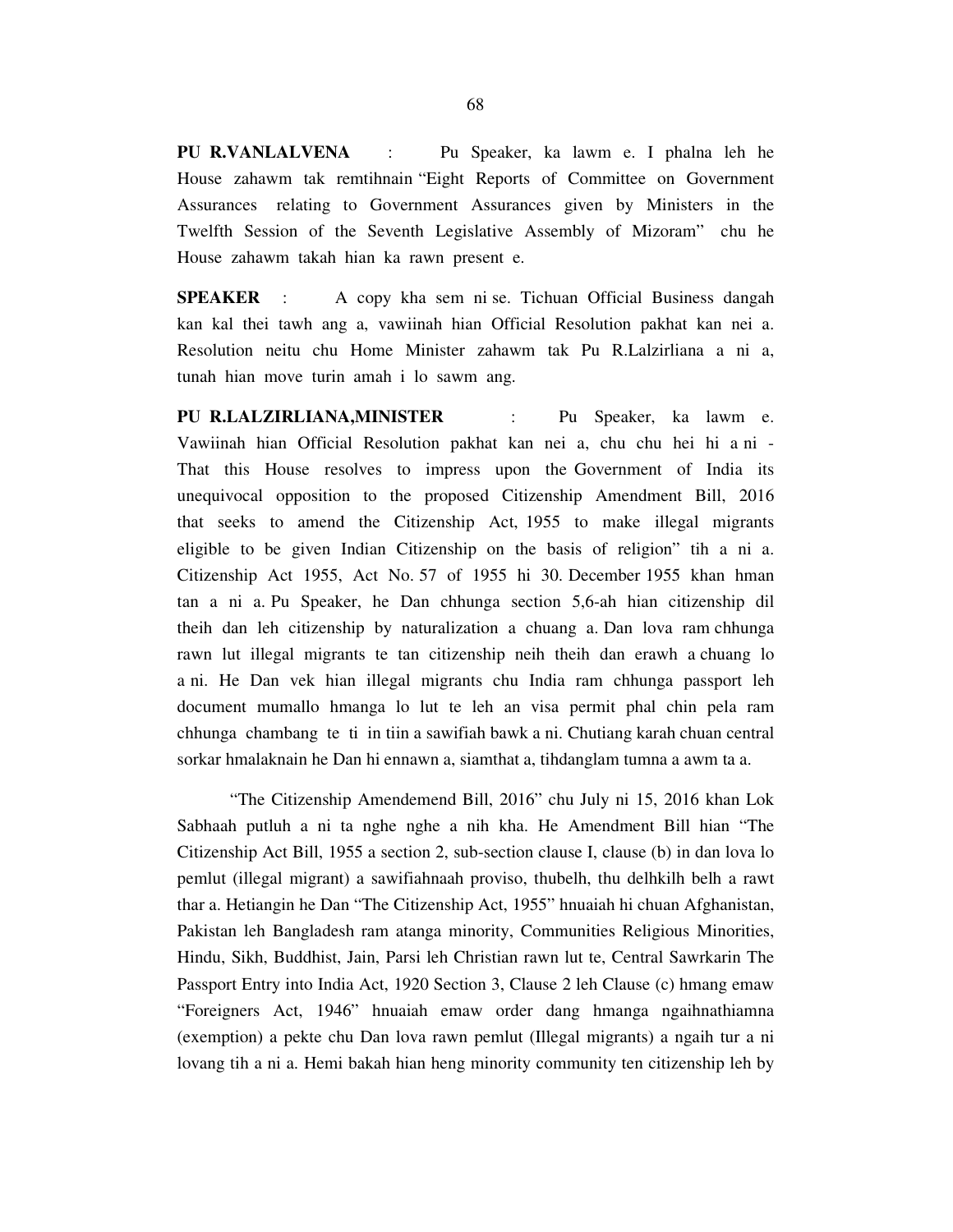**PU R.VANLALVENA** : Pu Speaker, ka lawm e. I phalna leh he House zahawm tak remtihnain "Eight Reports of Committee on Government Assurances relating to Government Assurances given by Ministers in the Twelfth Session of the Seventh Legislative Assembly of Mizoram" chu he House zahawm takah hian ka rawn present e.

**SPEAKER** : A copy kha sem ni se. Tichuan Official Business dangah kan kal thei tawh ang a, vawiinah hian Official Resolution pakhat kan nei a. Resolution neitu chu Home Minister zahawm tak Pu R.Lalzirliana a ni a, tunah hian move turin amah i lo sawm ang.

**PU R.LALZIRLIANA,MINISTER** : Pu Speaker, ka lawm e. Vawiinah hian Official Resolution pakhat kan nei a, chu chu hei hi a ni - That this House resolves to impress upon the Government of India its unequivocal opposition to the proposed Citizenship Amendment Bill, 2016 that seeks to amend the Citizenship Act, 1955 to make illegal migrants eligible to be given Indian Citizenship on the basis of religion" tih a ni a. Citizenship Act 1955, Act No. 57 of 1955 hi 30. December 1955 khan hman tan a ni a. Pu Speaker, he Dan chhunga section 5,6-ah hian citizenship dil theih dan leh citizenship by naturalization a chuang a. Dan lova ram chhunga rawn lut illegal migrants te tan citizenship neih theih dan erawh a chuang lo a ni. He Dan vek hian illegal migrants chu India ram chhunga passport leh document mumallo hmanga lo lut te leh an visa permit phal chin pela ram chhunga chambang te ti in tiin a sawifiah bawk a ni. Chutiang karah chuan central sorkar hmalaknain he Dan hi ennawn a, siamthat a, tihdanglam tumna a awm ta a.

"The Citizenship Amendemend Bill, 2016" chu July ni 15, 2016 khan Lok Sabhaah putluh a ni ta nghe nghe a nih kha. He Amendment Bill hian "The Citizenship Act Bill, 1955 a section 2, sub-section clause I, clause (b) in dan lova lo pemlut (illegal migrant) a sawifiahnaah proviso, thubelh, thu delhkilh belh a rawt thar a. Hetiangin he Dan "The Citizenship Act, 1955" hnuaiah hi chuan Afghanistan, Pakistan leh Bangladesh ram atanga minority, Communities Religious Minorities, Hindu, Sikh, Buddhist, Jain, Parsi leh Christian rawn lut te, Central Sawrkarin The Passport Entry into India Act, 1920 Section 3, Clause 2 leh Clause (c) hmang emaw "Foreigners Act, 1946" hnuaiah emaw order dang hmanga ngaihnathiamna (exemption) a pekte chu Dan lova rawn pemlut (Illegal migrants) a ngaih tur a ni lovang tih a ni a. Hemi bakah hian heng minority community ten citizenship leh by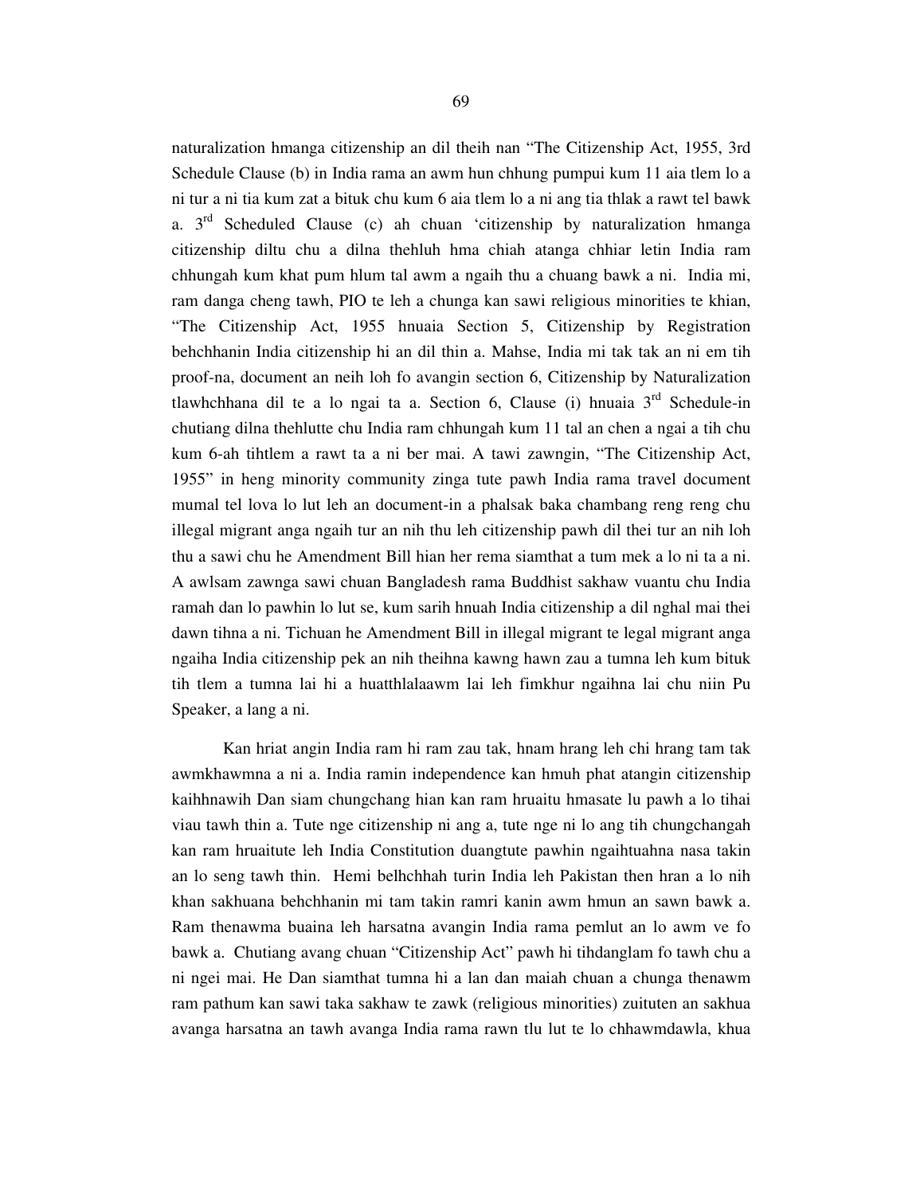naturalization hmanga citizenship an dil theih nan "The Citizenship Act, 1955, 3rd Schedule Clause (b) in India rama an awm hun chhung pumpui kum 11 aia tlem lo a ni tur a ni tia kum zat a bituk chu kum 6 aia tlem lo a ni ang tia thlak a rawt tel bawk a. 3rd Scheduled Clause (c) ah chuan 'citizenship by naturalization hmanga citizenship diltu chu a dilna thehluh hma chiah atanga chhiar letin India ram chhungah kum khat pum hlum tal awm a ngaih thu a chuang bawk a ni. India mi, ram danga cheng tawh, PIO te leh a chunga kan sawi religious minorities te khian, "The Citizenship Act, 1955 hnuaia Section 5, Citizenship by Registration behchhanin India citizenship hi an dil thin a. Mahse, India mi tak tak an ni em tih proof-na, document an neih loh fo avangin section 6, Citizenship by Naturalization tlawhchhana dil te a lo ngai ta a. Section 6, Clause (i) hnuaia 3rd Schedule-in chutiang dilna thehlutte chu India ram chhungah kum 11 tal an chen a ngai a tih chu kum 6-ah tihtlem a rawt ta a ni ber mai. A tawi zawngin, "The Citizenship Act, 1955" in heng minority community zinga tute pawh India rama travel document mumal tel lova lo lut leh an document-in a phalsak baka chambang reng reng chu illegal migrant anga ngaih tur an nih thu leh citizenship pawh dil thei tur an nih loh thu a sawi chu he Amendment Bill hian her rema siamthat a tum mek a lo ni ta a ni. A awlsam zawnga sawi chuan Bangladesh rama Buddhist sakhaw vuantu chu India ramah dan lo pawhin lo lut se, kum sarih hnuah India citizenship a dil nghal mai thei dawn tihna a ni. Tichuan he Amendment Bill in illegal migrant te legal migrant anga ngaiha India citizenship pek an nih theihna kawng hawn zau a tumna leh kum bituk tih tlem a tumna lai hi a huatthlalaawm lai leh fimkhur ngaihna lai chu niin Pu Speaker, a lang a ni.

Kan hriat angin India ram hi ram zau tak, hnam hrang leh chi hrang tam tak awmkhawmna a ni a. India ramin independence kan hmuh phat atangin citizenship kaihhnawih Dan siam chungchang hian kan ram hruaitu hmasate lu pawh a lo tihai viau tawh thin a. Tute nge citizenship ni ang a, tute nge ni lo ang tih chungchangah kan ram hruaitute leh India Constitution duangtute pawhin ngaihtuahna nasa takin an lo seng tawh thin. Hemi belhchhah turin India leh Pakistan then hran a lo nih khan sakhuana behchhanin mi tam takin ramri kanin awm hmun an sawn bawk a. Ram thenawma buaina leh harsatna avangin India rama pemlut an lo awm ve fo bawk a. Chutiang avang chuan "Citizenship Act" pawh hi tihdanglam fo tawh chu a ni ngei mai. He Dan siamthat tumna hi a lan dan maiah chuan a chunga thenawm ram pathum kan sawi taka sakhaw te zawk (religious minorities) zuituten an sakhua avanga harsatna an tawh avanga India rama rawn tlu lut te lo chhawmdawla, khua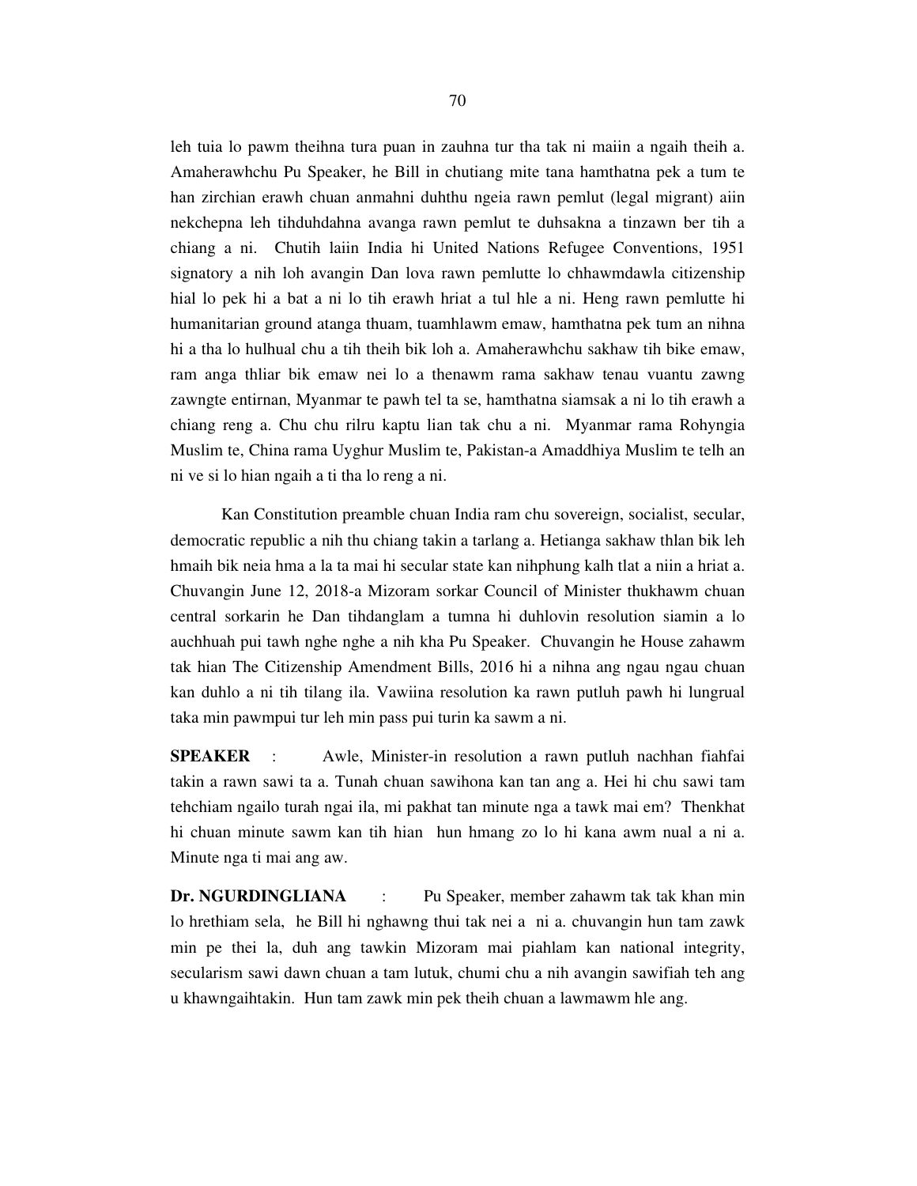leh tuia lo pawm theihna tura puan in zauhna tur tha tak ni maiin a ngaih theih a. Amaherawhchu Pu Speaker, he Bill in chutiang mite tana hamthatna pek a tum te han zirchian erawh chuan anmahni duhthu ngeia rawn pemlut (legal migrant) aiin nekchepna leh tihduhdahna avanga rawn pemlut te duhsakna a tinzawn ber tih a chiang a ni. Chutih laiin India hi United Nations Refugee Conventions, 1951 signatory a nih loh avangin Dan lova rawn pemlutte lo chhawmdawla citizenship hial lo pek hi a bat a ni lo tih erawh hriat a tul hle a ni. Heng rawn pemlutte hi humanitarian ground atanga thuam, tuamhlawm emaw, hamthatna pek tum an nihna hi a tha lo hulhual chu a tih theih bik loh a. Amaherawhchu sakhaw tih bike emaw, ram anga thliar bik emaw nei lo a thenawm rama sakhaw tenau vuantu zawng zawngte entirnan, Myanmar te pawh tel ta se, hamthatna siamsak a ni lo tih erawh a chiang reng a. Chu chu rilru kaptu lian tak chu a ni. Myanmar rama Rohyngia Muslim te, China rama Uyghur Muslim te, Pakistan-a Amaddhiya Muslim te telh an ni ve si lo hian ngaih a ti tha lo reng a ni.

Kan Constitution preamble chuan India ram chu sovereign, socialist, secular, democratic republic a nih thu chiang takin a tarlang a. Hetianga sakhaw thlan bik leh hmaih bik neia hma a la ta mai hi secular state kan nihphung kalh tlat a niin a hriat a. Chuvangin June 12, 2018-a Mizoram sorkar Council of Minister thukhawm chuan central sorkarin he Dan tihdanglam a tumna hi duhlovin resolution siamin a lo auchhuah pui tawh nghe nghe a nih kha Pu Speaker. Chuvangin he House zahawm tak hian The Citizenship Amendment Bills, 2016 hi a nihna ang ngau ngau chuan kan duhlo a ni tih tilang ila. Vawiina resolution ka rawn putluh pawh hi lungrual taka min pawmpui tur leh min pass pui turin ka sawm a ni.

**SPEAKER** : Awle, Minister-in resolution a rawn putluh nachhan fiahfai takin a rawn sawi ta a. Tunah chuan sawihona kan tan ang a. Hei hi chu sawi tam tehchiam ngailo turah ngai ila, mi pakhat tan minute nga a tawk mai em? Thenkhat hi chuan minute sawm kan tih hian hun hmang zo lo hi kana awm nual a ni a. Minute nga ti mai ang aw.

**Dr. NGURDINGLIANA** : Pu Speaker, member zahawm tak tak khan min lo hrethiam sela, he Bill hi nghawng thui tak nei a ni a. chuvangin hun tam zawk min pe thei la, duh ang tawkin Mizoram mai piahlam kan national integrity, secularism sawi dawn chuan a tam lutuk, chumi chu a nih avangin sawifiah teh ang u khawngaihtakin. Hun tam zawk min pek theih chuan a lawmawm hle ang.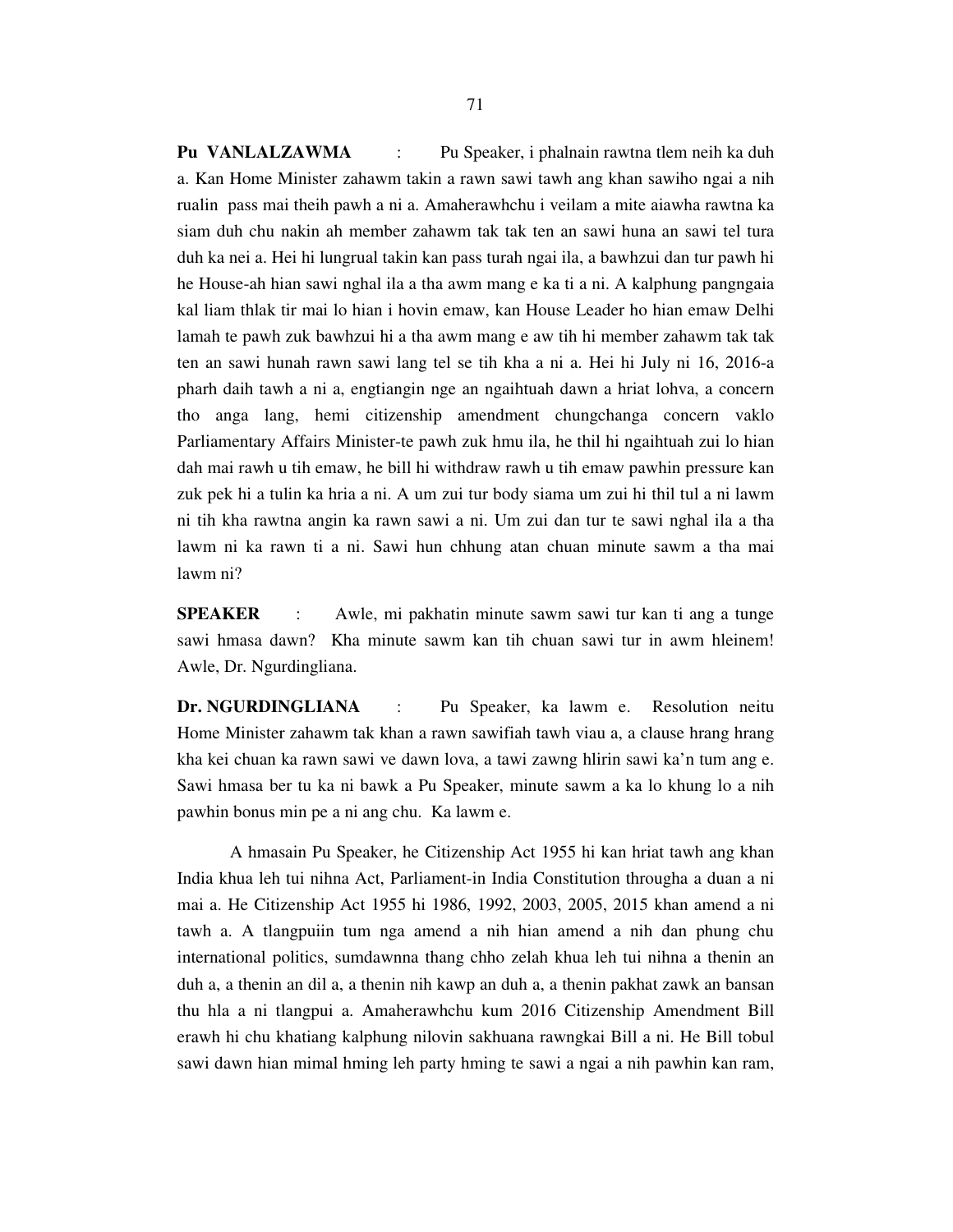**Pu VANLALZAWMA** : Pu Speaker, i phalnain rawtna tlem neih ka duh a. Kan Home Minister zahawm takin a rawn sawi tawh ang khan sawiho ngai a nih rualin pass mai theih pawh a ni a. Amaherawhchu i veilam a mite aiawha rawtna ka siam duh chu nakin ah member zahawm tak tak ten an sawi huna an sawi tel tura duh ka nei a. Hei hi lungrual takin kan pass turah ngai ila, a bawhzui dan tur pawh hi he House-ah hian sawi nghal ila a tha awm mang e ka ti a ni. A kalphung pangngaia kal liam thlak tir mai lo hian i hovin emaw, kan House Leader ho hian emaw Delhi lamah te pawh zuk bawhzui hi a tha awm mang e aw tih hi member zahawm tak tak ten an sawi hunah rawn sawi lang tel se tih kha a ni a. Hei hi July ni 16, 2016-a pharh daih tawh a ni a, engtiangin nge an ngaihtuah dawn a hriat lohva, a concern tho anga lang, hemi citizenship amendment chungchanga concern vaklo Parliamentary Affairs Minister-te pawh zuk hmu ila, he thil hi ngaihtuah zui lo hian dah mai rawh u tih emaw, he bill hi withdraw rawh u tih emaw pawhin pressure kan zuk pek hi a tulin ka hria a ni. A um zui tur body siama um zui hi thil tul a ni lawm ni tih kha rawtna angin ka rawn sawi a ni. Um zui dan tur te sawi nghal ila a tha lawm ni ka rawn ti a ni. Sawi hun chhung atan chuan minute sawm a tha mai lawm ni?

**SPEAKER** : Awle, mi pakhatin minute sawm sawi tur kan ti ang a tunge sawi hmasa dawn? Kha minute sawm kan tih chuan sawi tur in awm hleinem! Awle, Dr. Ngurdingliana.

**Dr. NGURDINGLIANA** : Pu Speaker, ka lawm e. Resolution neitu Home Minister zahawm tak khan a rawn sawifiah tawh viau a, a clause hrang hrang kha kei chuan ka rawn sawi ve dawn lova, a tawi zawng hlirin sawi ka'n tum ang e. Sawi hmasa ber tu ka ni bawk a Pu Speaker, minute sawm a ka lo khung lo a nih pawhin bonus min pe a ni ang chu. Ka lawm e.

A hmasain Pu Speaker, he Citizenship Act 1955 hi kan hriat tawh ang khan India khua leh tui nihna Act, Parliament-in India Constitution througha a duan a ni mai a. He Citizenship Act 1955 hi 1986, 1992, 2003, 2005, 2015 khan amend a ni tawh a. A tlangpuiin tum nga amend a nih hian amend a nih dan phung chu international politics, sumdawnna thang chho zelah khua leh tui nihna a thenin an duh a, a thenin an dil a, a thenin nih kawp an duh a, a thenin pakhat zawk an bansan thu hla a ni tlangpui a. Amaherawhchu kum 2016 Citizenship Amendment Bill erawh hi chu khatiang kalphung nilovin sakhuana rawngkai Bill a ni. He Bill tobul sawi dawn hian mimal hming leh party hming te sawi a ngai a nih pawhin kan ram,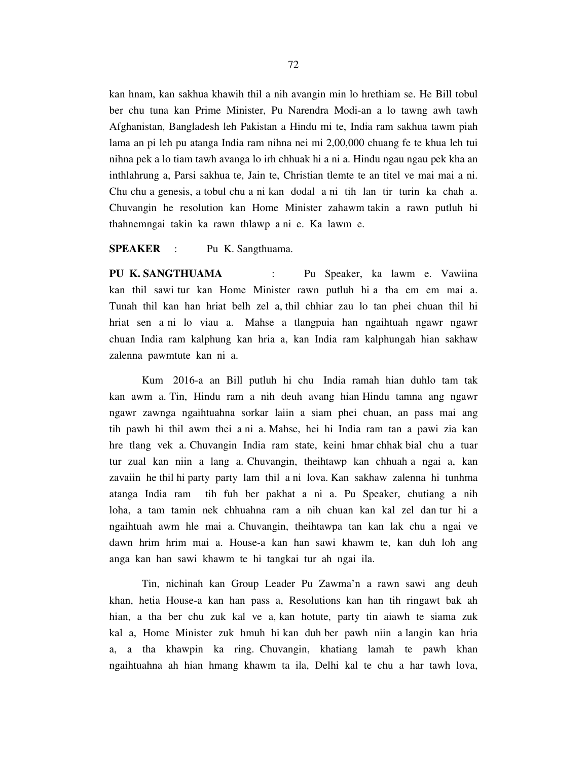kan hnam, kan sakhua khawih thil a nih avangin min lo hrethiam se. He Bill tobul ber chu tuna kan Prime Minister, Pu Narendra Modi-an a lo tawng awh tawh Afghanistan, Bangladesh leh Pakistan a Hindu mi te, India ram sakhua tawm piah lama an pi leh pu atanga India ram nihna nei mi 2,00,000 chuang fe te khua leh tui nihna pek a lo tiam tawh avanga lo irh chhuak hi a ni a. Hindu ngau ngau pek kha an inthlahrung a, Parsi sakhua te, Jain te, Christian tlemte te an titel ve mai mai a ni. Chu chu a genesis, a tobul chu a ni kan dodal a ni tih lan tir turin ka chah a. Chuvangin he resolution kan Home Minister zahawm takin a rawn putluh hi thahnemngai takin ka rawn thlawp a ni e. Ka lawm e.

**SPEAKER** : Pu K. Sangthuama.

**PU K. SANGTHUAMA** : Pu Speaker, ka lawm e. Vawiina kan thil sawi tur kan Home Minister rawn putluh hi a tha em em mai a. Tunah thil kan han hriat belh zel a, thil chhiar zau lo tan phei chuan thil hi hriat sen a ni lo viau a. Mahse a tlangpuia han ngaihtuah ngawr ngawr chuan India ram kalphung kan hria a, kan India ram kalphungah hian sakhaw zalenna pawmtute kan ni a.

Kum 2016-a an Bill putluh hi chu India ramah hian duhlo tam tak kan awm a. Tin, Hindu ram a nih deuh avang hian Hindu tamna ang ngawr ngawr zawnga ngaihtuahna sorkar laiin a siam phei chuan, an pass mai ang tih pawh hi thil awm thei a ni a. Mahse, hei hi India ram tan a pawi zia kan hre tlang vek a. Chuvangin India ram state, keini hmar chhak bial chu a tuar tur zual kan niin a lang a. Chuvangin, theihtawp kan chhuah a ngai a, kan zavaiin he thil hi party party lam thil a ni lova. Kan sakhaw zalenna hi tunhma atanga India ram tih fuh ber pakhat a ni a. Pu Speaker, chutiang a nih loha, a tam tamin nek chhuahna ram a nih chuan kan kal zel dan tur hi a ngaihtuah awm hle mai a. Chuvangin, theihtawpa tan kan lak chu a ngai ve dawn hrim hrim mai a. House-a kan han sawi khawm te, kan duh loh ang anga kan han sawi khawm te hi tangkai tur ah ngai ila.

Tin, nichinah kan Group Leader Pu Zawma'n a rawn sawi ang deuh khan, hetia House-a kan han pass a, Resolutions kan han tih ringawt bak ah hian, a tha ber chu zuk kal ve a, kan hotute, party tin aiawh te siama zuk kal a, Home Minister zuk hmuh hi kan duh ber pawh niin a langin kan hria a, a tha khawpin ka ring. Chuvangin, khatiang lamah te pawh khan ngaihtuahna ah hian hmang khawm ta ila, Delhi kal te chu a har tawh lova,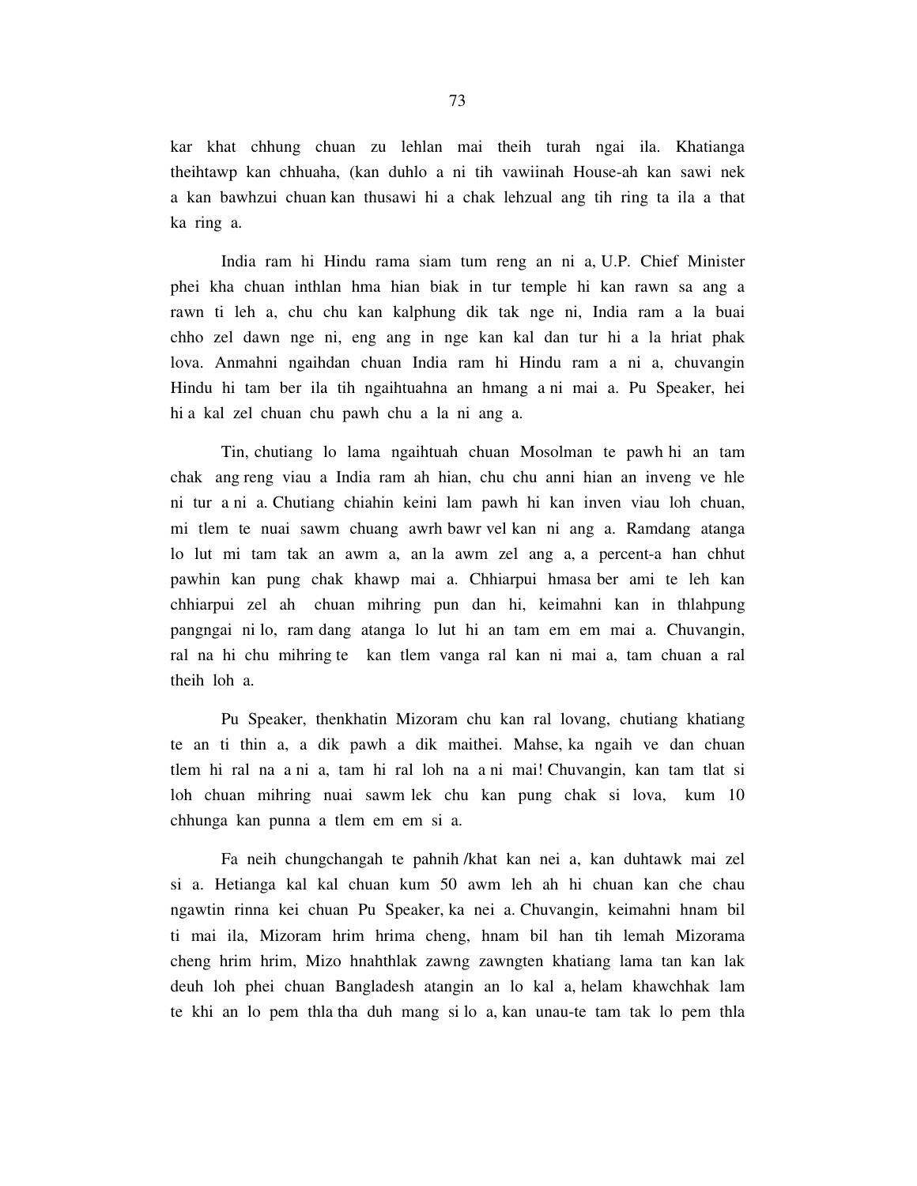kar khat chhung chuan zu lehlan mai theih turah ngai ila. Khatianga theihtawp kan chhuaha, (kan duhlo a ni tih vawiinah House-ah kan sawi nek a kan bawhzui chuan kan thusawi hi a chak lehzual ang tih ring ta ila a that ka ring a.

India ram hi Hindu rama siam tum reng an ni a, U.P. Chief Minister phei kha chuan inthlan hma hian biak in tur temple hi kan rawn sa ang a rawn ti leh a, chu chu kan kalphung dik tak nge ni, India ram a la buai chho zel dawn nge ni, eng ang in nge kan kal dan tur hi a la hriat phak lova. Anmahni ngaihdan chuan India ram hi Hindu ram a ni a, chuvangin Hindu hi tam ber ila tih ngaihtuahna an hmang a ni mai a. Pu Speaker, hei hi a kal zel chuan chu pawh chu a la ni ang a.

Tin, chutiang lo lama ngaihtuah chuan Mosolman te pawh hi an tam chak ang reng viau a India ram ah hian, chu chu anni hian an inveng ve hle ni tur a ni a. Chutiang chiahin keini lam pawh hi kan inven viau loh chuan, mi tlem te nuai sawm chuang awrh bawr vel kan ni ang a. Ramdang atanga lo lut mi tam tak an awm a, an la awm zel ang a, a percent-a han chhut pawhin kan pung chak khawp mai a. Chhiarpui hmasa ber ami te leh kan chhiarpui zel ah chuan mihring pun dan hi, keimahni kan in thlahpung pangngai ni lo, ram dang atanga lo lut hi an tam em em mai a. Chuvangin, ral na hi chu mihring te kan tlem vanga ral kan ni mai a, tam chuan a ral theih loh a.

Pu Speaker, thenkhatin Mizoram chu kan ral lovang, chutiang khatiang te an ti thin a, a dik pawh a dik maithei. Mahse, ka ngaih ve dan chuan tlem hi ral na a ni a, tam hi ral loh na a ni mai! Chuvangin, kan tam tlat si loh chuan mihring nuai sawm lek chu kan pung chak si lova, kum 10 chhunga kan punna a tlem em em si a.

Fa neih chungchangah te pahnih /khat kan nei a, kan duhtawk mai zel si a. Hetianga kal kal chuan kum 50 awm leh ah hi chuan kan che chau ngawtin rinna kei chuan Pu Speaker, ka nei a. Chuvangin, keimahni hnam bil ti mai ila, Mizoram hrim hrima cheng, hnam bil han tih lemah Mizorama cheng hrim hrim, Mizo hnahthlak zawng zawngten khatiang lama tan kan lak deuh loh phei chuan Bangladesh atangin an lo kal a, helam khawchhak lam te khi an lo pem thla tha duh mang si lo a, kan unau-te tam tak lo pem thla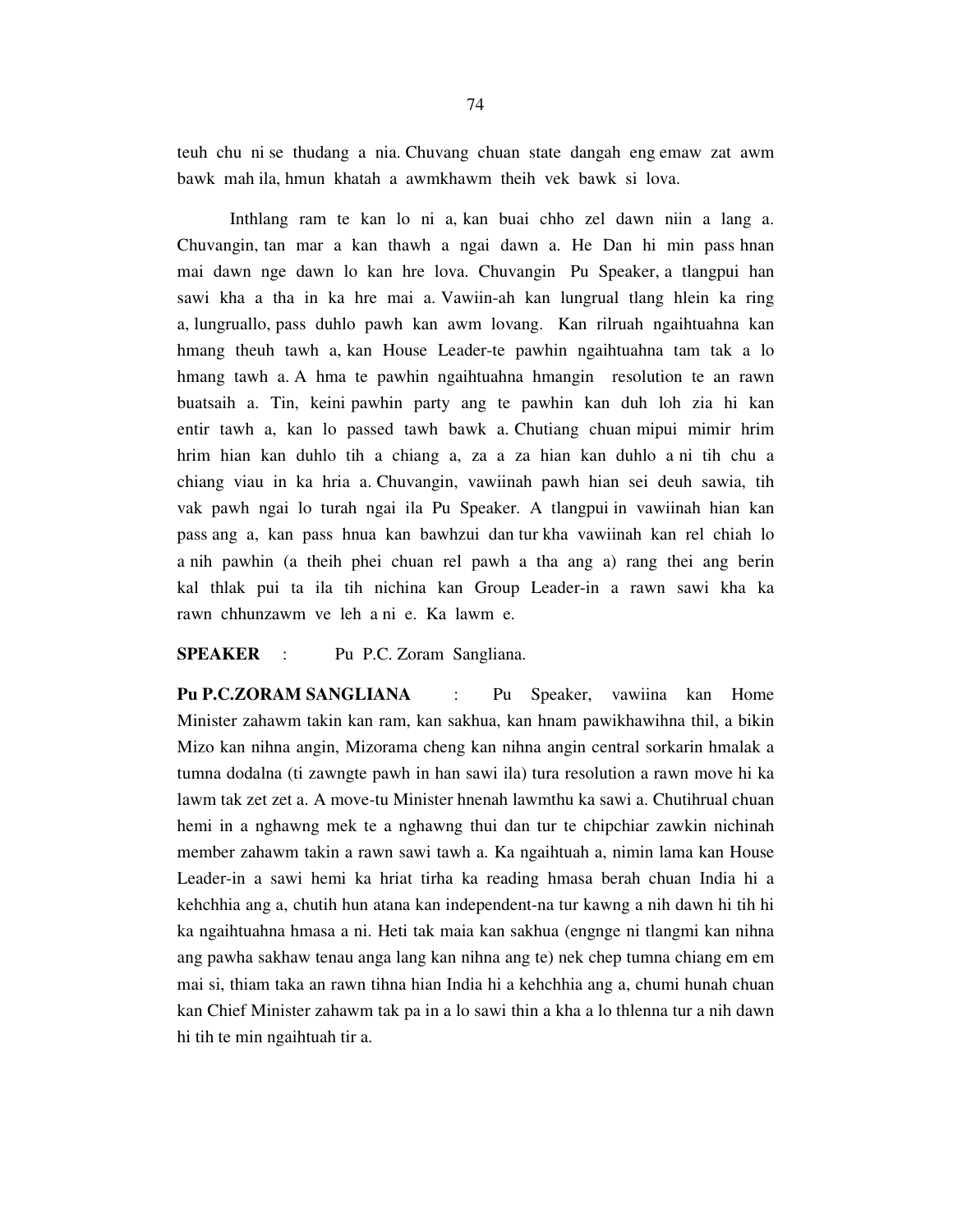teuh chu ni se thudang a nia. Chuvang chuan state dangah eng emaw zat awm bawk mah ila, hmun khatah a awmkhawm theih vek bawk si lova.

Inthlang ram te kan lo ni a, kan buai chho zel dawn niin a lang a. Chuvangin, tan mar a kan thawh a ngai dawn a. He Dan hi min pass hnan mai dawn nge dawn lo kan hre lova. Chuvangin Pu Speaker, a tlangpui han sawi kha a tha in ka hre mai a. Vawiin-ah kan lungrual tlang hlein ka ring a, lungruallo, pass duhlo pawh kan awm lovang. Kan rilruah ngaihtuahna kan hmang theuh tawh a, kan House Leader-te pawhin ngaihtuahna tam tak a lo hmang tawh a. A hma te pawhin ngaihtuahna hmangin resolution te an rawn buatsaih a. Tin, keini pawhin party ang te pawhin kan duh loh zia hi kan entir tawh a, kan lo passed tawh bawk a. Chutiang chuan mipui mimir hrim hrim hian kan duhlo tih a chiang a, za a za hian kan duhlo a ni tih chu a chiang viau in ka hria a. Chuvangin, vawiinah pawh hian sei deuh sawia, tih vak pawh ngai lo turah ngai ila Pu Speaker. A tlangpui in vawiinah hian kan pass ang a, kan pass hnua kan bawhzui dan tur kha vawiinah kan rel chiah lo a nih pawhin (a theih phei chuan rel pawh a tha ang a) rang thei ang berin kal thlak pui ta ila tih nichina kan Group Leader-in a rawn sawi kha ka rawn chhunzawm ve leh a ni e. Ka lawm e.

**SPEAKER** : Pu P.C. Zoram Sangliana.

**Pu P.C.ZORAM SANGLIANA** : Pu Speaker, vawiina kan Home Minister zahawm takin kan ram, kan sakhua, kan hnam pawikhawihna thil, a bikin Mizo kan nihna angin, Mizorama cheng kan nihna angin central sorkarin hmalak a tumna dodalna (ti zawngte pawh in han sawi ila) tura resolution a rawn move hi ka lawm tak zet zet a. A move-tu Minister hnenah lawmthu ka sawi a. Chutihrual chuan hemi in a nghawng mek te a nghawng thui dan tur te chipchiar zawkin nichinah member zahawm takin a rawn sawi tawh a. Ka ngaihtuah a, nimin lama kan House Leader-in a sawi hemi ka hriat tirha ka reading hmasa berah chuan India hi a kehchhia ang a, chutih hun atana kan independent-na tur kawng a nih dawn hi tih hi ka ngaihtuahna hmasa a ni. Heti tak maia kan sakhua (engnge ni tlangmi kan nihna ang pawha sakhaw tenau anga lang kan nihna ang te) nek chep tumna chiang em em mai si, thiam taka an rawn tihna hian India hi a kehchhia ang a, chumi hunah chuan kan Chief Minister zahawm tak pa in a lo sawi thin a kha a lo thlenna tur a nih dawn hi tih te min ngaihtuah tir a.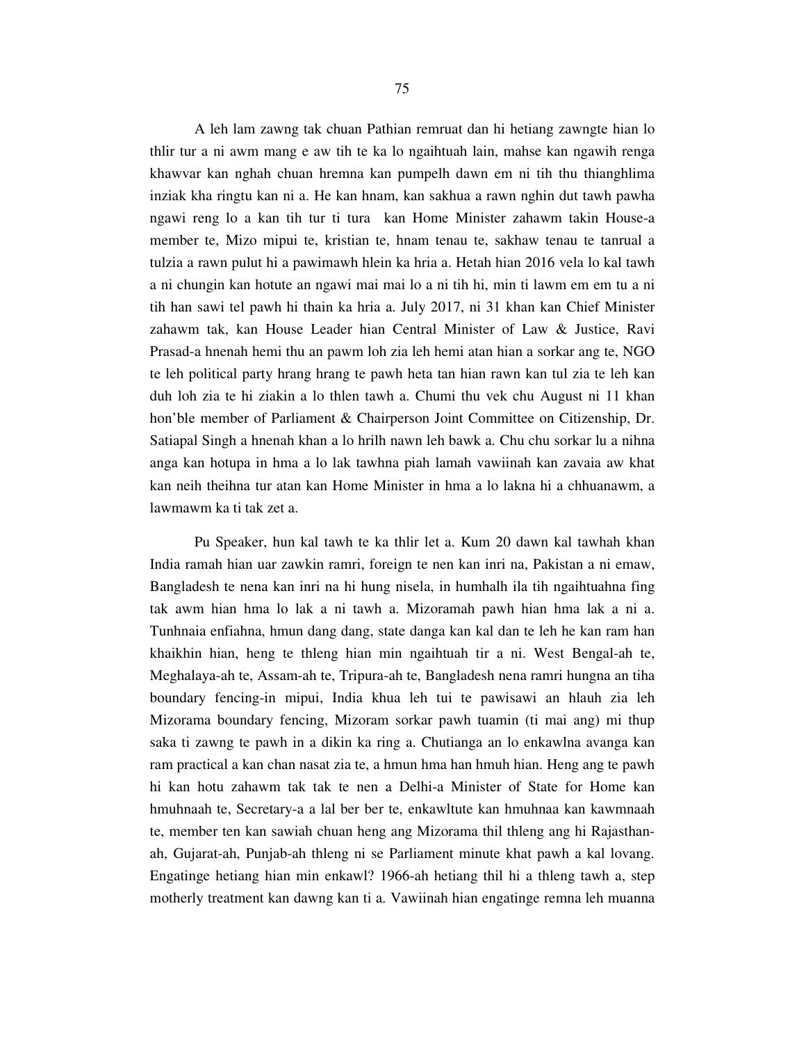A leh lam zawng tak chuan Pathian remruat dan hi hetiang zawngte hian lo thlir tur a ni awm mang e aw tih te ka lo ngaihtuah lain, mahse kan ngawih renga khawvar kan nghah chuan hremna kan pumpelh dawn em ni tih thu thianghlima inziak kha ringtu kan ni a. He kan hnam, kan sakhua a rawn nghin dut tawh pawha ngawi reng lo a kan tih tur ti tura kan Home Minister zahawm takin House-a member te, Mizo mipui te, kristian te, hnam tenau te, sakhaw tenau te tanrual a tulzia a rawn pulut hi a pawimawh hlein ka hria a. Hetah hian 2016 vela lo kal tawh a ni chungin kan hotute an ngawi mai mai lo a ni tih hi, min ti lawm em em tu a ni tih han sawi tel pawh hi thain ka hria a. July 2017, ni 31 khan kan Chief Minister zahawm tak, kan House Leader hian Central Minister of Law & Justice, Ravi Prasad-a hnenah hemi thu an pawm loh zia leh hemi atan hian a sorkar ang te, NGO te leh political party hrang hrang te pawh heta tan hian rawn kan tul zia te leh kan duh loh zia te hi ziakin a lo thlen tawh a. Chumi thu vek chu August ni 11 khan hon'ble member of Parliament & Chairperson Joint Committee on Citizenship, Dr. Satiapal Singh a hnenah khan a lo hrilh nawn leh bawk a. Chu chu sorkar lu a nihna anga kan hotupa in hma a lo lak tawhna piah lamah vawiinah kan zavaia aw khat kan neih theihna tur atan kan Home Minister in hma a lo lakna hi a chhuanawm, a lawmawm ka ti tak zet a.

Pu Speaker, hun kal tawh te ka thlir let a. Kum 20 dawn kal tawhah khan India ramah hian uar zawkin ramri, foreign te nen kan inri na, Pakistan a ni emaw, Bangladesh te nena kan inri na hi hung nisela, in humhalh ila tih ngaihtuahna fing tak awm hian hma lo lak a ni tawh a. Mizoramah pawh hian hma lak a ni a. Tunhnaia enfiahna, hmun dang dang, state danga kan kal dan te leh he kan ram han khaikhin hian, heng te thleng hian min ngaihtuah tir a ni. West Bengal-ah te, Meghalaya-ah te, Assam-ah te, Tripura-ah te, Bangladesh nena ramri hungna an tiha boundary fencing-in mipui, India khua leh tui te pawisawi an hlauh zia leh Mizorama boundary fencing, Mizoram sorkar pawh tuamin (ti mai ang) mi thup saka ti zawng te pawh in a dikin ka ring a. Chutianga an lo enkawlna avanga kan ram practical a kan chan nasat zia te, a hmun hma han hmuh hian. Heng ang te pawh hi kan hotu zahawm tak tak te nen a Delhi-a Minister of State for Home kan hmuhnaah te, Secretary-a a lal ber ber te, enkawltute kan hmuhnaa kan kawmnaah te, member ten kan sawiah chuan heng ang Mizorama thil thleng ang hi Rajasthan-ah, Gujarat-ah, Punjab-ah thleng ni se Parliament minute khat pawh a kal lovang. Engatinge hetiang hian min enkawl? 1966-ah hetiang thil hi a thleng tawh a, step motherly treatment kan dawng kan ti a. Vawiinah hian engatinge remna leh muanna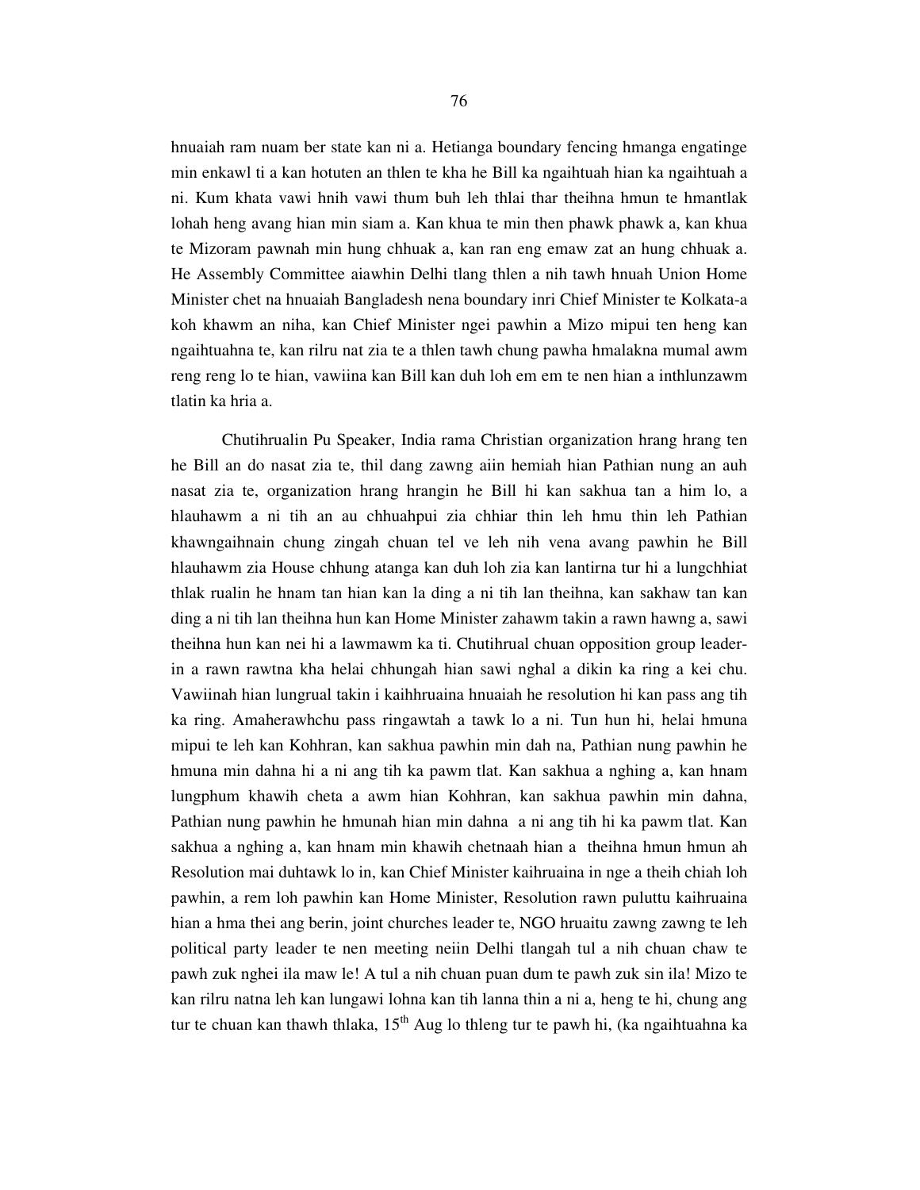hnuaiah ram nuam ber state kan ni a. Hetianga boundary fencing hmanga engatinge min enkawl ti a kan hotuten an thlen te kha he Bill ka ngaihtuah hian ka ngaihtuah a ni. Kum khata vawi hnih vawi thum buh leh thlai thar theihna hmun te hmantlak lohah heng avang hian min siam a. Kan khua te min then phawk phawk a, kan khua te Mizoram pawnah min hung chhuak a, kan ran eng emaw zat an hung chhuak a. He Assembly Committee aiawhin Delhi tlang thlen a nih tawh hnuah Union Home Minister chet na hnuaiah Bangladesh nena boundary inri Chief Minister te Kolkata-a koh khawm an niha, kan Chief Minister ngei pawhin a Mizo mipui ten heng kan ngaihtuahna te, kan rilru nat zia te a thlen tawh chung pawha hmalakna mumal awm reng reng lo te hian, vawiina kan Bill kan duh loh em em te nen hian a inthlunzawm tlatin ka hria a.

Chutihrualin Pu Speaker, India rama Christian organization hrang hrang ten he Bill an do nasat zia te, thil dang zawng aiin hemiah hian Pathian nung an auh nasat zia te, organization hrang hrangin he Bill hi kan sakhua tan a him lo, a hlauhawm a ni tih an au chhuahpui zia chhiar thin leh hmu thin leh Pathian khawngaihnain chung zingah chuan tel ve leh nih vena avang pawhin he Bill hlauhawm zia House chhung atanga kan duh loh zia kan lantirna tur hi a lungchhiat thlak rualin he hnam tan hian kan la ding a ni tih lan theihna, kan sakhaw tan kan ding a ni tih lan theihna hun kan Home Minister zahawm takin a rawn hawng a, sawi theihna hun kan nei hi a lawmawm ka ti. Chutihrual chuan opposition group leader-in a rawn rawtna kha helai chhungah hian sawi nghal a dikin ka ring a kei chu. Vawiinah hian lungrual takin i kaihhruaina hnuaiah he resolution hi kan pass ang tih ka ring. Amaherawhchu pass ringawtah a tawk lo a ni. Tun hun hi, helai hmuna mipui te leh kan Kohhran, kan sakhua pawhin min dah na, Pathian nung pawhin he hmuna min dahna hi a ni ang tih ka pawm tlat. Kan sakhua a nghing a, kan hnam lungphum khawih cheta a awm hian Kohhran, kan sakhua pawhin min dahna, Pathian nung pawhin he hmunah hian min dahna a ni ang tih hi ka pawm tlat. Kan sakhua a nghing a, kan hnam min khawih chetnaah hian a theihna hmun hmun ah Resolution mai duhtawk lo in, kan Chief Minister kaihruaina in nge a theih chiah loh pawhin, a rem loh pawhin kan Home Minister, Resolution rawn puluttu kaihruaina hian a hma thei ang berin, joint churches leader te, NGO hruaitu zawng zawng te leh political party leader te nen meeting neiin Delhi tlangah tul a nih chuan chaw te pawh zuk nghei ila maw le! A tul a nih chuan puan dum te pawh zuk sin ila! Mizo te kan rilru natna leh kan lungawi lohna kan tih lanna thin a ni a, heng te hi, chung ang tur te chuan kan thawh thlaka, 15th Aug lo thleng tur te pawh hi, (ka ngaihtuahna ka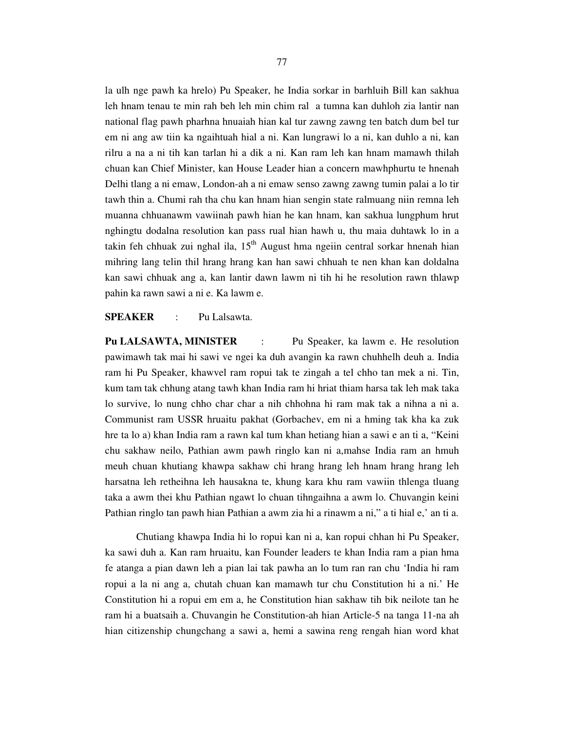la ulh nge pawh ka hrelo) Pu Speaker, he India sorkar in barhluih Bill kan sakhua leh hnam tenau te min rah beh leh min chim ral a tumna kan duhloh zia lantir nan national flag pawh pharhna hnuaiah hian kal tur zawng zawng ten batch dum bel tur em ni ang aw tiin ka ngaihtuah hial a ni. Kan lungrawi lo a ni, kan duhlo a ni, kan rilru a na a ni tih kan tarlan hi a dik a ni. Kan ram leh kan hnam mamawh thilah chuan kan Chief Minister, kan House Leader hian a concern mawhphurtu te hnenah Delhi tlang a ni emaw, London-ah a ni emaw senso zawng zawng tumin palai a lo tir tawh thin a. Chumi rah tha chu kan hnam hian sengin state ralmuang niin remna leh muanna chhuanawm vawiinah pawh hian he kan hnam, kan sakhua lungphum hrut nghingtu dodalna resolution kan pass rual hian hawh u, thu maia duhtawk lo in a takin feh chhuak zui nghal ila, 15th August hma ngeiin central sorkar hnenah hian mihring lang telin thil hrang hrang kan han sawi chhuah te nen khan kan doldalna kan sawi chhuak ang a, kan lantir dawn lawm ni tih hi he resolution rawn thlawp pahin ka rawn sawi a ni e. Ka lawm e.

**SPEAKER** : Pu Lalsawta.

**Pu LALSAWTA, MINISTER** : Pu Speaker, ka lawm e. He resolution pawimawh tak mai hi sawi ve ngei ka duh avangin ka rawn chuhhelh deuh a. India ram hi Pu Speaker, khawvel ram ropui tak te zingah a tel chho tan mek a ni. Tin, kum tam tak chhung atang tawh khan India ram hi hriat thiam harsa tak leh mak taka lo survive, lo nung chho char char a nih chhohna hi ram mak tak a nihna a ni a. Communist ram USSR hruaitu pakhat (Gorbachev, em ni a hming tak kha ka zuk hre ta lo a) khan India ram a rawn kal tum khan hetiang hian a sawi e an ti a, "Keini chu sakhaw neilo, Pathian awm pawh ringlo kan ni a,mahse India ram an hmuh meuh chuan khutiang khawpa sakhaw chi hrang hrang leh hnam hrang hrang leh harsatna leh retheihna leh hausakna te, khung kara khu ram vawiin thlenga tluang taka a awm thei khu Pathian ngawt lo chuan tihngaihna a awm lo. Chuvangin keini Pathian ringlo tan pawh hian Pathian a awm zia hi a rinawm a ni," a ti hial e,' an ti a.

Chutiang khawpa India hi lo ropui kan ni a, kan ropui chhan hi Pu Speaker, ka sawi duh a. Kan ram hruaitu, kan Founder leaders te khan India ram a pian hma fe atanga a pian dawn leh a pian lai tak pawha an lo tum ran ran chu 'India hi ram ropui a la ni ang a, chutah chuan kan mamawh tur chu Constitution hi a ni.' He Constitution hi a ropui em em a, he Constitution hian sakhaw tih bik neilote tan he ram hi a buatsaih a. Chuvangin he Constitution-ah hian Article-5 na tanga 11-na ah hian citizenship chungchang a sawi a, hemi a sawina reng rengah hian word khat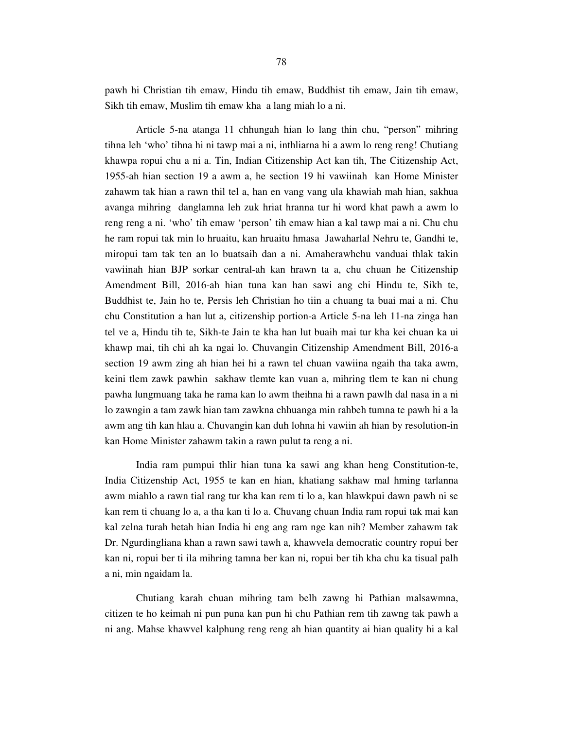pawh hi Christian tih emaw, Hindu tih emaw, Buddhist tih emaw, Jain tih emaw, Sikh tih emaw, Muslim tih emaw kha a lang miah lo a ni.

Article 5-na atanga 11 chhungah hian lo lang thin chu, "person" mihring tihna leh 'who' tihna hi ni tawp mai a ni, inthliarna hi a awm lo reng reng! Chutiang khawpa ropui chu a ni a. Tin, Indian Citizenship Act kan tih, The Citizenship Act, 1955-ah hian section 19 a awm a, he section 19 hi vawiinah kan Home Minister zahawm tak hian a rawn thil tel a, han en vang vang ula khawiah mah hian, sakhua avanga mihring danglamna leh zuk hriat hranna tur hi word khat pawh a awm lo reng reng a ni. 'who' tih emaw 'person' tih emaw hian a kal tawp mai a ni. Chu chu he ram ropui tak min lo hruaitu, kan hruaitu hmasa Jawaharlal Nehru te, Gandhi te, miropui tam tak ten an lo buatsaih dan a ni. Amaherawhchu vanduai thlak takin vawiinah hian BJP sorkar central-ah kan hrawn ta a, chu chuan he Citizenship Amendment Bill, 2016-ah hian tuna kan han sawi ang chi Hindu te, Sikh te, Buddhist te, Jain ho te, Persis leh Christian ho tiin a chuang ta buai mai a ni. Chu chu Constitution a han lut a, citizenship portion-a Article 5-na leh 11-na zinga han tel ve a, Hindu tih te, Sikh-te Jain te kha han lut buaih mai tur kha kei chuan ka ui khawp mai, tih chi ah ka ngai lo. Chuvangin Citizenship Amendment Bill, 2016-a section 19 awm zing ah hian hei hi a rawn tel chuan vawiina ngaih tha taka awm, keini tlem zawk pawhin sakhaw tlemte kan vuan a, mihring tlem te kan ni chung pawha lungmuang taka he rama kan lo awm theihna hi a rawn pawlh dal nasa in a ni lo zawngin a tam zawk hian tam zawkna chhuanga min rahbeh tumna te pawh hi a la awm ang tih kan hlau a. Chuvangin kan duh lohna hi vawiin ah hian by resolution-in kan Home Minister zahawm takin a rawn pulut ta reng a ni.

India ram pumpui thlir hian tuna ka sawi ang khan heng Constitution-te, India Citizenship Act, 1955 te kan en hian, khatiang sakhaw mal hming tarlanna awm miahlo a rawn tial rang tur kha kan rem ti lo a, kan hlawkpui dawn pawh ni se kan rem ti chuang lo a, a tha kan ti lo a. Chuvang chuan India ram ropui tak mai kan kal zelna turah hetah hian India hi eng ang ram nge kan nih? Member zahawm tak Dr. Ngurdingliana khan a rawn sawi tawh a, khawvela democratic country ropui ber kan ni, ropui ber ti ila mihring tamna ber kan ni, ropui ber tih kha chu ka tisual palh a ni, min ngaidam la.

Chutiang karah chuan mihring tam belh zawng hi Pathian malsawmna, citizen te ho keimah ni pun puna kan pun hi chu Pathian rem tih zawng tak pawh a ni ang. Mahse khawvel kalphung reng reng ah hian quantity ai hian quality hi a kal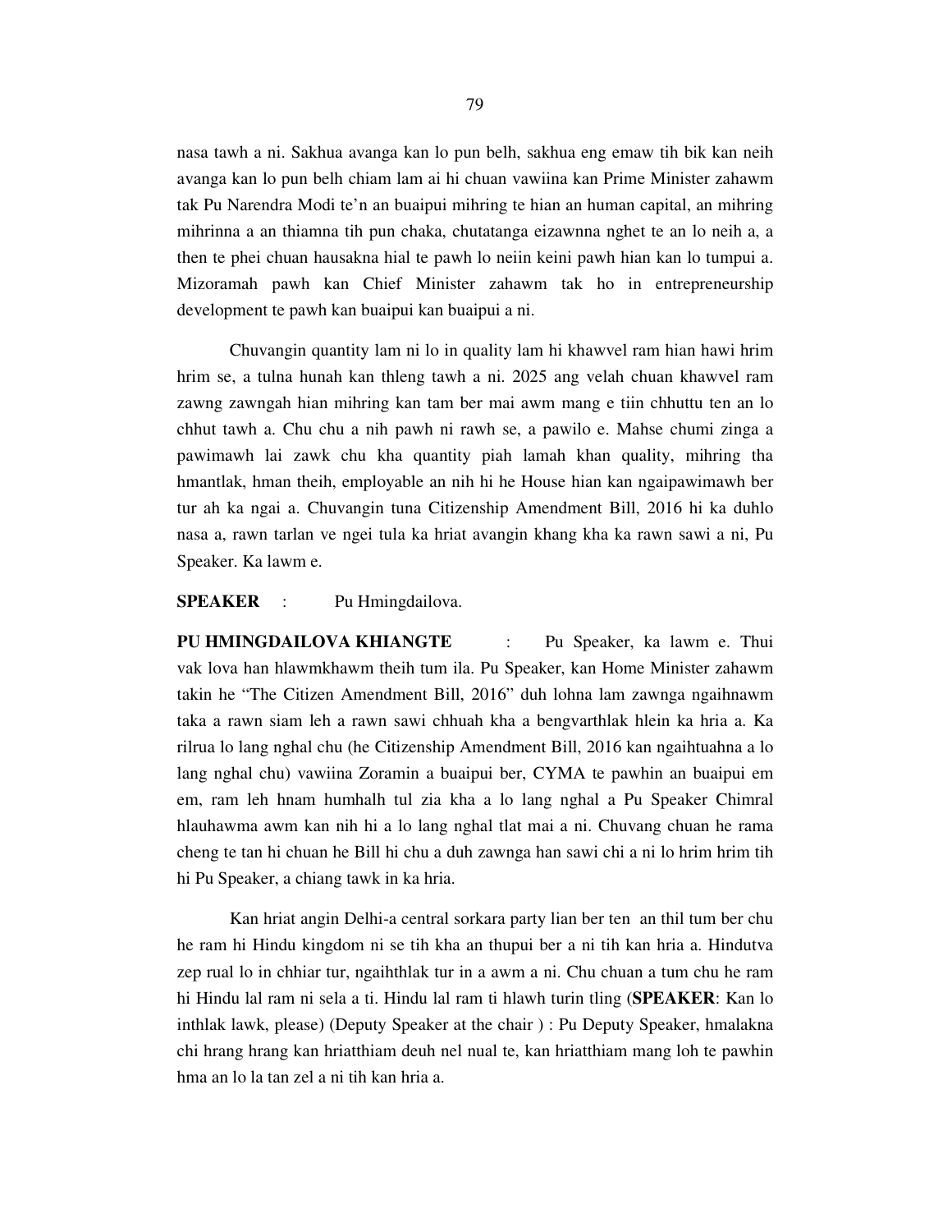nasa tawh a ni. Sakhua avanga kan lo pun belh, sakhua eng emaw tih bik kan neih avanga kan lo pun belh chiam lam ai hi chuan vawiina kan Prime Minister zahawm tak Pu Narendra Modi te'n an buaipui mihring te hian an human capital, an mihring mihrinna a an thiamna tih pun chaka, chutatanga eizawnna nghet te an lo neih a, a then te phei chuan hausakna hial te pawh lo neiin keini pawh hian kan lo tumpui a. Mizoramah pawh kan Chief Minister zahawm tak ho in entrepreneurship development te pawh kan buaipui kan buaipui a ni.

Chuvangin quantity lam ni lo in quality lam hi khawvel ram hian hawi hrim hrim se, a tulna hunah kan thleng tawh a ni. 2025 ang velah chuan khawvel ram zawng zawngah hian mihring kan tam ber mai awm mang e tiin chhuttu ten an lo chhut tawh a. Chu chu a nih pawh ni rawh se, a pawilo e. Mahse chumi zinga a pawimawh lai zawk chu kha quantity piah lamah khan quality, mihring tha hmantlak, hman theih, employable an nih hi he House hian kan ngaipawimawh ber tur ah ka ngai a. Chuvangin tuna Citizenship Amendment Bill, 2016 hi ka duhlo nasa a, rawn tarlan ve ngei tula ka hriat avangin khang kha ka rawn sawi a ni, Pu Speaker. Ka lawm e.

**SPEAKER** : Pu Hmingdailova.

**PU HMINGDAILOVA KHIANGTE** : Pu Speaker, ka lawm e. Thui vak lova han hlawmkhawm theih tum ila. Pu Speaker, kan Home Minister zahawm takin he "The Citizen Amendment Bill, 2016" duh lohna lam zawnga ngaihnawm taka a rawn siam leh a rawn sawi chhuah kha a bengvarthlak hlein ka hria a. Ka rilrua lo lang nghal chu (he Citizenship Amendment Bill, 2016 kan ngaihtuahna a lo lang nghal chu) vawiina Zoramin a buaipui ber, CYMA te pawhin an buaipui em em, ram leh hnam humhalh tul zia kha a lo lang nghal a Pu Speaker Chimral hlauhawma awm kan nih hi a lo lang nghal tlat mai a ni. Chuvang chuan he rama cheng te tan hi chuan he Bill hi chu a duh zawnga han sawi chi a ni lo hrim hrim tih hi Pu Speaker, a chiang tawk in ka hria.

Kan hriat angin Delhi-a central sorkara party lian ber ten an thil tum ber chu he ram hi Hindu kingdom ni se tih kha an thupui ber a ni tih kan hria a. Hindutva zep rual lo in chhiar tur, ngaihthlak tur in a awm a ni. Chu chuan a tum chu he ram hi Hindu lal ram ni sela a ti. Hindu lal ram ti hlawh turin tling (**SPEAKER**: Kan lo inthlak lawk, please) (Deputy Speaker at the chair ) : Pu Deputy Speaker, hmalakna chi hrang hrang kan hriatthiam deuh nel nual te, kan hriatthiam mang loh te pawhin hma an lo la tan zel a ni tih kan hria a.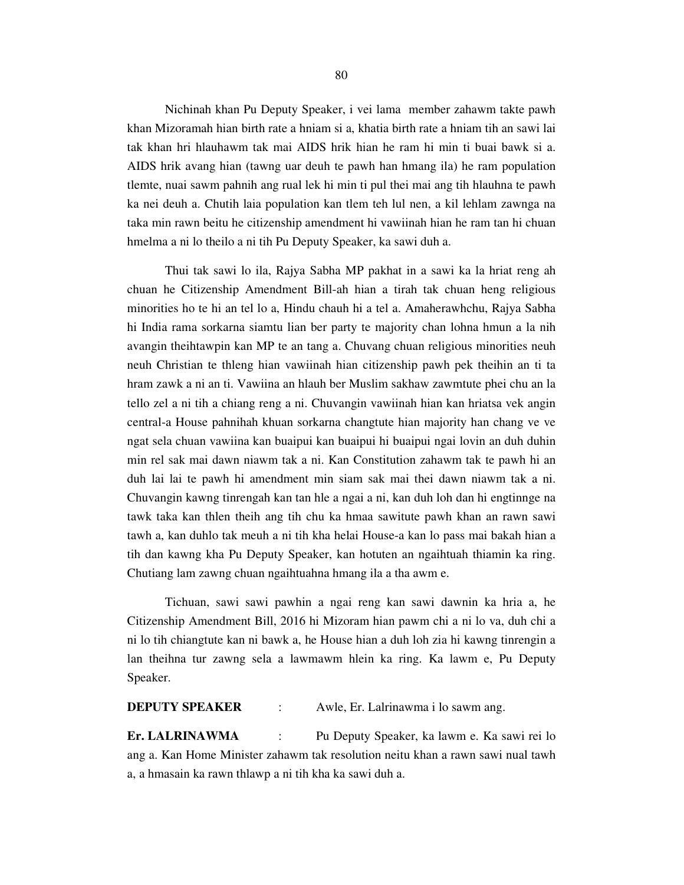Nichinah khan Pu Deputy Speaker, i vei lama member zahawm takte pawh khan Mizoramah hian birth rate a hniam si a, khatia birth rate a hniam tih an sawi lai tak khan hri hlauhawm tak mai AIDS hrik hian he ram hi min ti buai bawk si a. AIDS hrik avang hian (tawng uar deuh te pawh han hmang ila) he ram population tlemte, nuai sawm pahnih ang rual lek hi min ti pul thei mai ang tih hlauhna te pawh ka nei deuh a. Chutih laia population kan tlem teh lul nen, a kil lehlam zawnga na taka min rawn beitu he citizenship amendment hi vawiinah hian he ram tan hi chuan hmelma a ni lo theilo a ni tih Pu Deputy Speaker, ka sawi duh a.

Thui tak sawi lo ila, Rajya Sabha MP pakhat in a sawi ka la hriat reng ah chuan he Citizenship Amendment Bill-ah hian a tirah tak chuan heng religious minorities ho te hi an tel lo a, Hindu chauh hi a tel a. Amaherawhchu, Rajya Sabha hi India rama sorkarna siamtu lian ber party te majority chan lohna hmun a la nih avangin theihtawpin kan MP te an tang a. Chuvang chuan religious minorities neuh neuh Christian te thleng hian vawiinah hian citizenship pawh pek theihin an ti ta hram zawk a ni an ti. Vawiina an hlauh ber Muslim sakhaw zawmtute phei chu an la tello zel a ni tih a chiang reng a ni. Chuvangin vawiinah hian kan hriatsa vek angin central-a House pahnihah khuan sorkarna changtute hian majority han chang ve ve ngat sela chuan vawiina kan buaipui kan buaipui hi buaipui ngai lovin an duh duhin min rel sak mai dawn niawm tak a ni. Kan Constitution zahawm tak te pawh hi an duh lai lai te pawh hi amendment min siam sak mai thei dawn niawm tak a ni. Chuvangin kawng tinrengah kan tan hle a ngai a ni, kan duh loh dan hi engtinnge na tawk taka kan thlen theih ang tih chu ka hmaa sawitute pawh khan an rawn sawi tawh a, kan duhlo tak meuh a ni tih kha helai House-a kan lo pass mai bakah hian a tih dan kawng kha Pu Deputy Speaker, kan hotuten an ngaihtuah thiamin ka ring. Chutiang lam zawng chuan ngaihtuahna hmang ila a tha awm e.

Tichuan, sawi sawi pawhin a ngai reng kan sawi dawnin ka hria a, he Citizenship Amendment Bill, 2016 hi Mizoram hian pawm chi a ni lo va, duh chi a ni lo tih chiangtute kan ni bawk a, he House hian a duh loh zia hi kawng tinrengin a lan theihna tur zawng sela a lawmawm hlein ka ring. Ka lawm e, Pu Deputy Speaker.

**DEPUTY SPEAKER** : Awle, Er. Lalrinawma i lo sawm ang.

**Er. LALRINAWMA** : Pu Deputy Speaker, ka lawm e. Ka sawi rei lo ang a. Kan Home Minister zahawm tak resolution neitu khan a rawn sawi nual tawh a, a hmasain ka rawn thlawp a ni tih kha ka sawi duh a.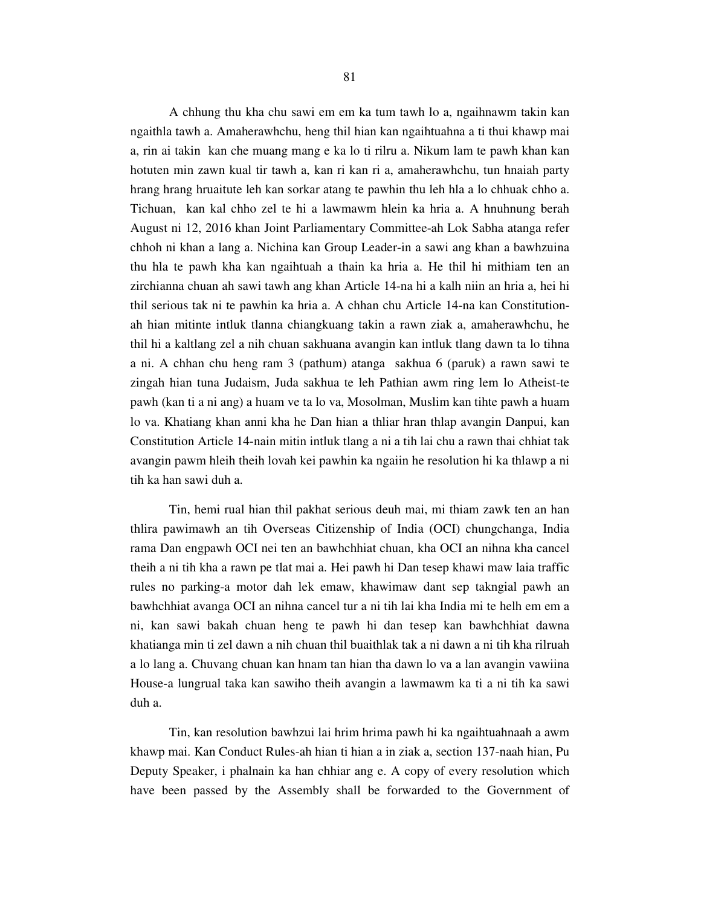A chhung thu kha chu sawi em em ka tum tawh lo a, ngaihnawm takin kan ngaithla tawh a. Amaherawhchu, heng thil hian kan ngaihtuahna a ti thui khawp mai a, rin ai takin kan che muang mang e ka lo ti rilru a. Nikum lam te pawh khan kan hotuten min zawn kual tir tawh a, kan ri kan ri a, amaherawhchu, tun hnaiah party hrang hrang hruaitute leh kan sorkar atang te pawhin thu leh hla a lo chhuak chho a. Tichuan, kan kal chho zel te hi a lawmawm hlein ka hria a. A hnuhnung berah August ni 12, 2016 khan Joint Parliamentary Committee-ah Lok Sabha atanga refer chhoh ni khan a lang a. Nichina kan Group Leader-in a sawi ang khan a bawhzuina thu hla te pawh kha kan ngaihtuah a thain ka hria a. He thil hi mithiam ten an zirchianna chuan ah sawi tawh ang khan Article 14-na hi a kalh niin an hria a, hei hi thil serious tak ni te pawhin ka hria a. A chhan chu Article 14-na kan Constitution-ah hian mitinte intluk tlanna chiangkuang takin a rawn ziak a, amaherawhchu, he thil hi a kaltlang zel a nih chuan sakhuana avangin kan intluk tlang dawn ta lo tihna a ni. A chhan chu heng ram 3 (pathum) atanga sakhua 6 (paruk) a rawn sawi te zingah hian tuna Judaism, Juda sakhua te leh Pathian awm ring lem lo Atheist-te pawh (kan ti a ni ang) a huam ve ta lo va, Mosolman, Muslim kan tihte pawh a huam lo va. Khatiang khan anni kha he Dan hian a thliar hran thlap avangin Danpui, kan Constitution Article 14-nain mitin intluk tlang a ni a tih lai chu a rawn thai chhiat tak avangin pawm hleih theih lovah kei pawhin ka ngaiin he resolution hi ka thlawp a ni tih ka han sawi duh a.

Tin, hemi rual hian thil pakhat serious deuh mai, mi thiam zawk ten an han thlira pawimawh an tih Overseas Citizenship of India (OCI) chungchanga, India rama Dan engpawh OCI nei ten an bawhchhiat chuan, kha OCI an nihna kha cancel theih a ni tih kha a rawn pe tlat mai a. Hei pawh hi Dan tesep khawi maw laia traffic rules no parking-a motor dah lek emaw, khawimaw dant sep takngial pawh an bawhchhiat avanga OCI an nihna cancel tur a ni tih lai kha India mi te helh em em a ni, kan sawi bakah chuan heng te pawh hi dan tesep kan bawhchhiat dawna khatianga min ti zel dawn a nih chuan thil buaithlak tak a ni dawn a ni tih kha rilruah a lo lang a. Chuvang chuan kan hnam tan hian tha dawn lo va a lan avangin vawiina House-a lungrual taka kan sawiho theih avangin a lawmawm ka ti a ni tih ka sawi duh a.

Tin, kan resolution bawhzui lai hrim hrima pawh hi ka ngaihtuahnaah a awm khawp mai. Kan Conduct Rules-ah hian ti hian a in ziak a, section 137-naah hian, Pu Deputy Speaker, i phalnain ka han chhiar ang e. A copy of every resolution which have been passed by the Assembly shall be forwarded to the Government of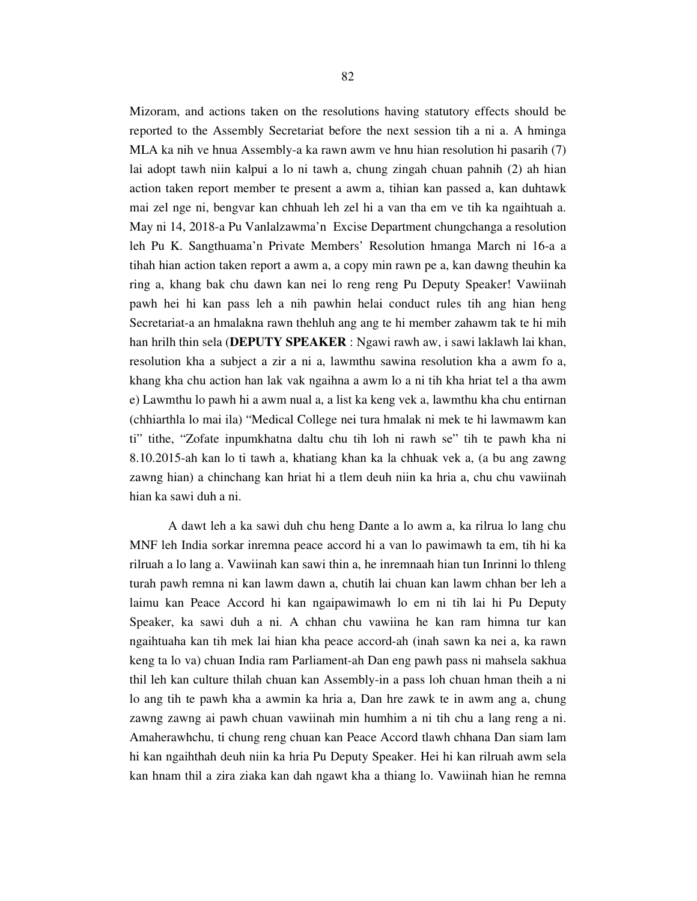Mizoram, and actions taken on the resolutions having statutory effects should be reported to the Assembly Secretariat before the next session tih a ni a. A hminga MLA ka nih ve hnua Assembly-a ka rawn awm ve hnu hian resolution hi pasarih (7) lai adopt tawh niin kalpui a lo ni tawh a, chung zingah chuan pahnih (2) ah hian action taken report member te present a awm a, tihian kan passed a, kan duhtawk mai zel nge ni, bengvar kan chhuah leh zel hi a van tha em ve tih ka ngaihtuah a. May ni 14, 2018-a Pu Vanlalzawma'n Excise Department chungchanga a resolution leh Pu K. Sangthuama'n Private Members' Resolution hmanga March ni 16-a a tihah hian action taken report a awm a, a copy min rawn pe a, kan dawng theuhin ka ring a, khang bak chu dawn kan nei lo reng reng Pu Deputy Speaker! Vawiinah pawh hei hi kan pass leh a nih pawhin helai conduct rules tih ang hian heng Secretariat-a an hmalakna rawn thehluh ang ang te hi member zahawm tak te hi mih han hrilh thin sela (**DEPUTY SPEAKER** : Ngawi rawh aw, i sawi laklawh lai khan, resolution kha a subject a zir a ni a, lawmthu sawina resolution kha a awm fo a, khang kha chu action han lak vak ngaihna a awm lo a ni tih kha hriat tel a tha awm e) Lawmthu lo pawh hi a awm nual a, a list ka keng vek a, lawmthu kha chu entirnan (chhiarthla lo mai ila) "Medical College nei tura hmalak ni mek te hi lawmawm kan ti" tithe, "Zofate inpumkhatna daltu chu tih loh ni rawh se" tih te pawh kha ni 8.10.2015-ah kan lo ti tawh a, khatiang khan ka la chhuak vek a, (a bu ang zawng zawng hian) a chinchang kan hriat hi a tlem deuh niin ka hria a, chu chu vawiinah hian ka sawi duh a ni.

A dawt leh a ka sawi duh chu heng Dante a lo awm a, ka rilrua lo lang chu MNF leh India sorkar inremna peace accord hi a van lo pawimawh ta em, tih hi ka rilruah a lo lang a. Vawiinah kan sawi thin a, he inremnaah hian tun Inrinni lo thleng turah pawh remna ni kan lawm dawn a, chutih lai chuan kan lawm chhan ber leh a laimu kan Peace Accord hi kan ngaipawimawh lo em ni tih lai hi Pu Deputy Speaker, ka sawi duh a ni. A chhan chu vawiina he kan ram himna tur kan ngaihtuaha kan tih mek lai hian kha peace accord-ah (inah sawn ka nei a, ka rawn keng ta lo va) chuan India ram Parliament-ah Dan eng pawh pass ni mahsela sakhua thil leh kan culture thilah chuan kan Assembly-in a pass loh chuan hman theih a ni lo ang tih te pawh kha a awmin ka hria a, Dan hre zawk te in awm ang a, chung zawng zawng ai pawh chuan vawiinah min humhim a ni tih chu a lang reng a ni. Amaherawhchu, ti chung reng chuan kan Peace Accord tlawh chhana Dan siam lam hi kan ngaihthah deuh niin ka hria Pu Deputy Speaker. Hei hi kan rilruah awm sela kan hnam thil a zira ziaka kan dah ngawt kha a thiang lo. Vawiinah hian he remna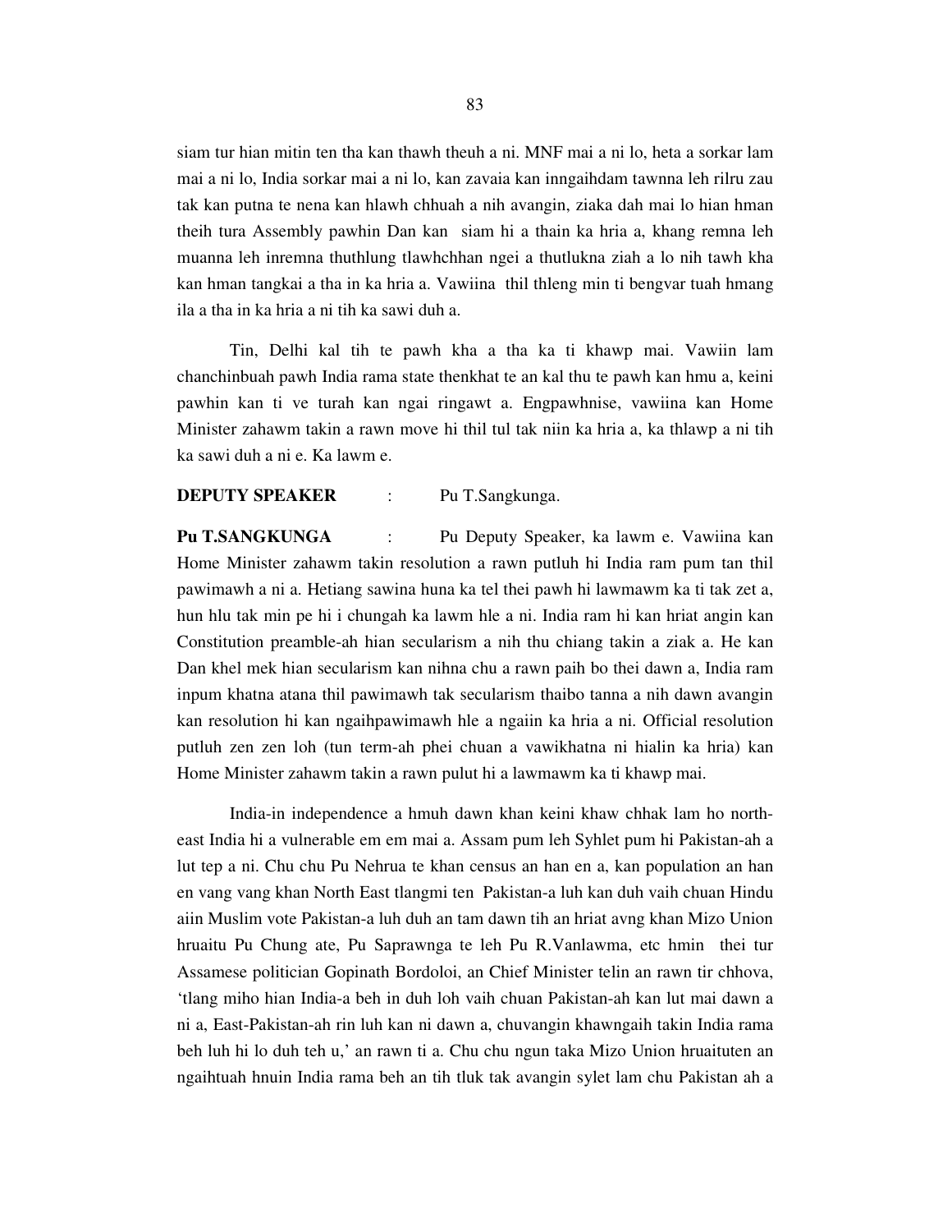siam tur hian mitin ten tha kan thawh theuh a ni. MNF mai a ni lo, heta a sorkar lam mai a ni lo, India sorkar mai a ni lo, kan zavaia kan inngaihdam tawnna leh rilru zau tak kan putna te nena kan hlawh chhuah a nih avangin, ziaka dah mai lo hian hman theih tura Assembly pawhin Dan kan siam hi a thain ka hria a, khang remna leh muanna leh inremna thuthlung tlawhchhan ngei a thutlukna ziah a lo nih tawh kha kan hman tangkai a tha in ka hria a. Vawiina thil thleng min ti bengvar tuah hmang ila a tha in ka hria a ni tih ka sawi duh a.

Tin, Delhi kal tih te pawh kha a tha ka ti khawp mai. Vawiin lam chanchinbuah pawh India rama state thenkhat te an kal thu te pawh kan hmu a, keini pawhin kan ti ve turah kan ngai ringawt a. Engpawhnise, vawiina kan Home Minister zahawm takin a rawn move hi thil tul tak niin ka hria a, ka thlawp a ni tih ka sawi duh a ni e. Ka lawm e.

**DEPUTY SPEAKER** : Pu T.Sangkunga.

**Pu T.SANGKUNGA** : Pu Deputy Speaker, ka lawm e. Vawiina kan Home Minister zahawm takin resolution a rawn putluh hi India ram pum tan thil pawimawh a ni a. Hetiang sawina huna ka tel thei pawh hi lawmawm ka ti tak zet a, hun hlu tak min pe hi i chungah ka lawm hle a ni. India ram hi kan hriat angin kan Constitution preamble-ah hian secularism a nih thu chiang takin a ziak a. He kan Dan khel mek hian secularism kan nihna chu a rawn paih bo thei dawn a, India ram inpum khatna atana thil pawimawh tak secularism thaibo tanna a nih dawn avangin kan resolution hi kan ngaihpawimawh hle a ngaiin ka hria a ni. Official resolution putluh zen zen loh (tun term-ah phei chuan a vawikhatna ni hialin ka hria) kan Home Minister zahawm takin a rawn pulut hi a lawmawm ka ti khawp mai.

India-in independence a hmuh dawn khan keini khaw chhak lam ho north-east India hi a vulnerable em em mai a. Assam pum leh Syhlet pum hi Pakistan-ah a lut tep a ni. Chu chu Pu Nehrua te khan census an han en a, kan population an han en vang vang khan North East tlangmi ten Pakistan-a luh kan duh vaih chuan Hindu aiin Muslim vote Pakistan-a luh duh an tam dawn tih an hriat avng khan Mizo Union hruaitu Pu Chung ate, Pu Saprawnga te leh Pu R.Vanlawma, etc hmin thei tur Assamese politician Gopinath Bordoloi, an Chief Minister telin an rawn tir chhova, 'tlang miho hian India-a beh in duh loh vaih chuan Pakistan-ah kan lut mai dawn a ni a, East-Pakistan-ah rin luh kan ni dawn a, chuvangin khawngaih takin India rama beh luh hi lo duh teh u,' an rawn ti a. Chu chu ngun taka Mizo Union hruaituten an ngaihtuah hnuin India rama beh an tih tluk tak avangin sylet lam chu Pakistan ah a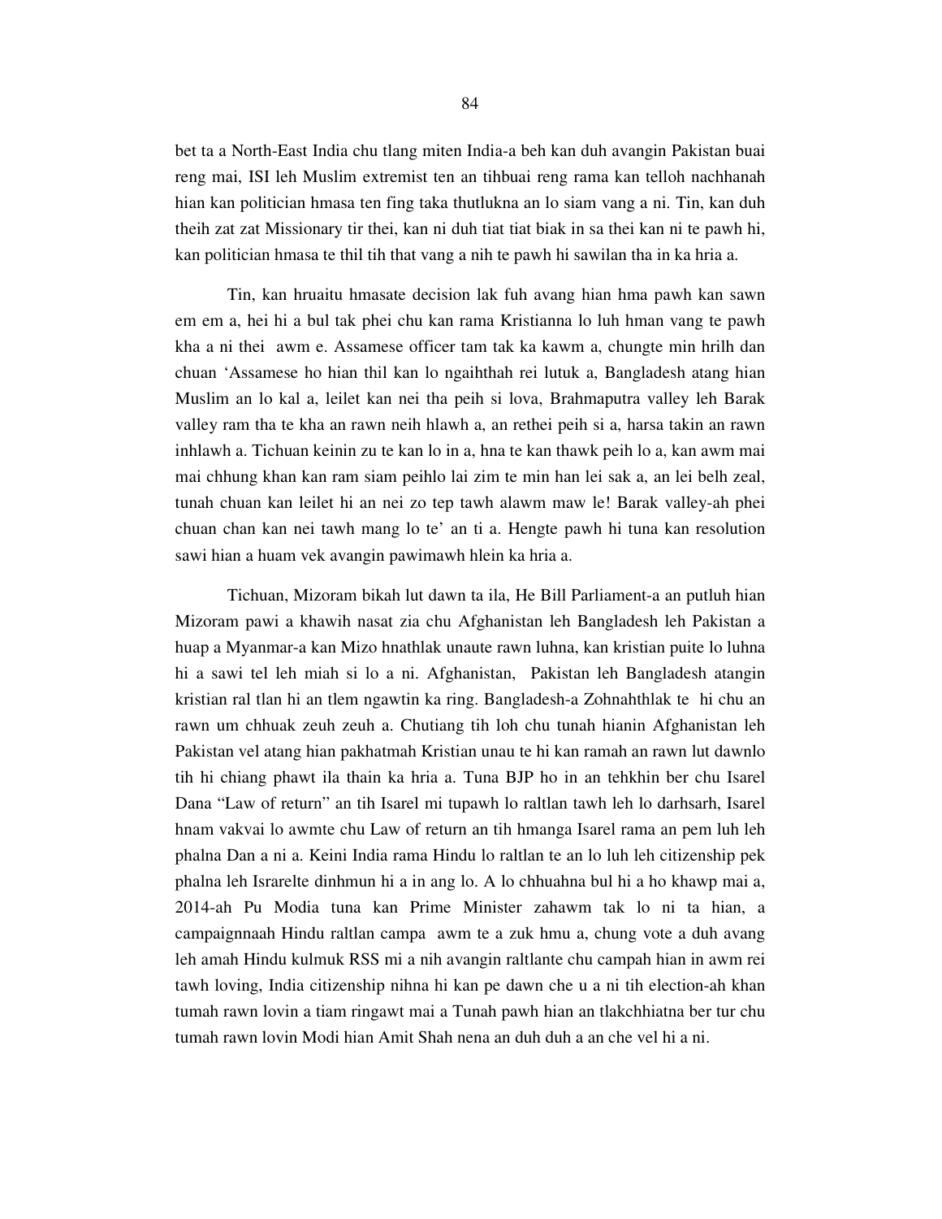bet ta a North-East India chu tlang miten India-a beh kan duh avangin Pakistan buai reng mai, ISI leh Muslim extremist ten an tihbuai reng rama kan telloh nachhanah hian kan politician hmasa ten fing taka thutlukna an lo siam vang a ni. Tin, kan duh theih zat zat Missionary tir thei, kan ni duh tiat tiat biak in sa thei kan ni te pawh hi, kan politician hmasa te thil tih that vang a nih te pawh hi sawilan tha in ka hria a.

Tin, kan hruaitu hmasate decision lak fuh avang hian hma pawh kan sawn em em a, hei hi a bul tak phei chu kan rama Kristianna lo luh hman vang te pawh kha a ni thei awm e. Assamese officer tam tak ka kawm a, chungte min hrilh dan chuan 'Assamese ho hian thil kan lo ngaihthah rei lutuk a, Bangladesh atang hian Muslim an lo kal a, leilet kan nei tha peih si lova, Brahmaputra valley leh Barak valley ram tha te kha an rawn neih hlawh a, an rethei peih si a, harsa takin an rawn inhlawh a. Tichuan keinin zu te kan lo in a, hna te kan thawk peih lo a, kan awm mai mai chhung khan kan ram siam peihlo lai zim te min han lei sak a, an lei belh zeal, tunah chuan kan leilet hi an nei zo tep tawh alawm maw le! Barak valley-ah phei chuan chan kan nei tawh mang lo te' an ti a. Hengte pawh hi tuna kan resolution sawi hian a huam vek avangin pawimawh hlein ka hria a.

Tichuan, Mizoram bikah lut dawn ta ila, He Bill Parliament-a an putluh hian Mizoram pawi a khawih nasat zia chu Afghanistan leh Bangladesh leh Pakistan a huap a Myanmar-a kan Mizo hnathlak unaute rawn luhna, kan kristian puite lo luhna hi a sawi tel leh miah si lo a ni. Afghanistan, Pakistan leh Bangladesh atangin kristian ral tlan hi an tlem ngawtin ka ring. Bangladesh-a Zohnahthlak te hi chu an rawn um chhuak zeuh zeuh a. Chutiang tih loh chu tunah hianin Afghanistan leh Pakistan vel atang hian pakhatmah Kristian unau te hi kan ramah an rawn lut dawnlo tih hi chiang phawt ila thain ka hria a. Tuna BJP ho in an tehkhin ber chu Isarel Dana "Law of return" an tih Isarel mi tupawh lo raltlan tawh leh lo darhsarh, Isarel hnam vakvai lo awmte chu Law of return an tih hmanga Isarel rama an pem luh leh phalna Dan a ni a. Keini India rama Hindu lo raltlan te an lo luh leh citizenship pek phalna leh Israrelte dinhmun hi a in ang lo. A lo chhuahna bul hi a ho khawp mai a, 2014-ah Pu Modia tuna kan Prime Minister zahawm tak lo ni ta hian, a campaignnaah Hindu raltlan campa awm te a zuk hmu a, chung vote a duh avang leh amah Hindu kulmuk RSS mi a nih avangin raltlante chu campah hian in awm rei tawh loving, India citizenship nihna hi kan pe dawn che u a ni tih election-ah khan tumah rawn lovin a tiam ringawt mai a Tunah pawh hian an tlakchhiatna ber tur chu tumah rawn lovin Modi hian Amit Shah nena an duh duh a an che vel hi a ni.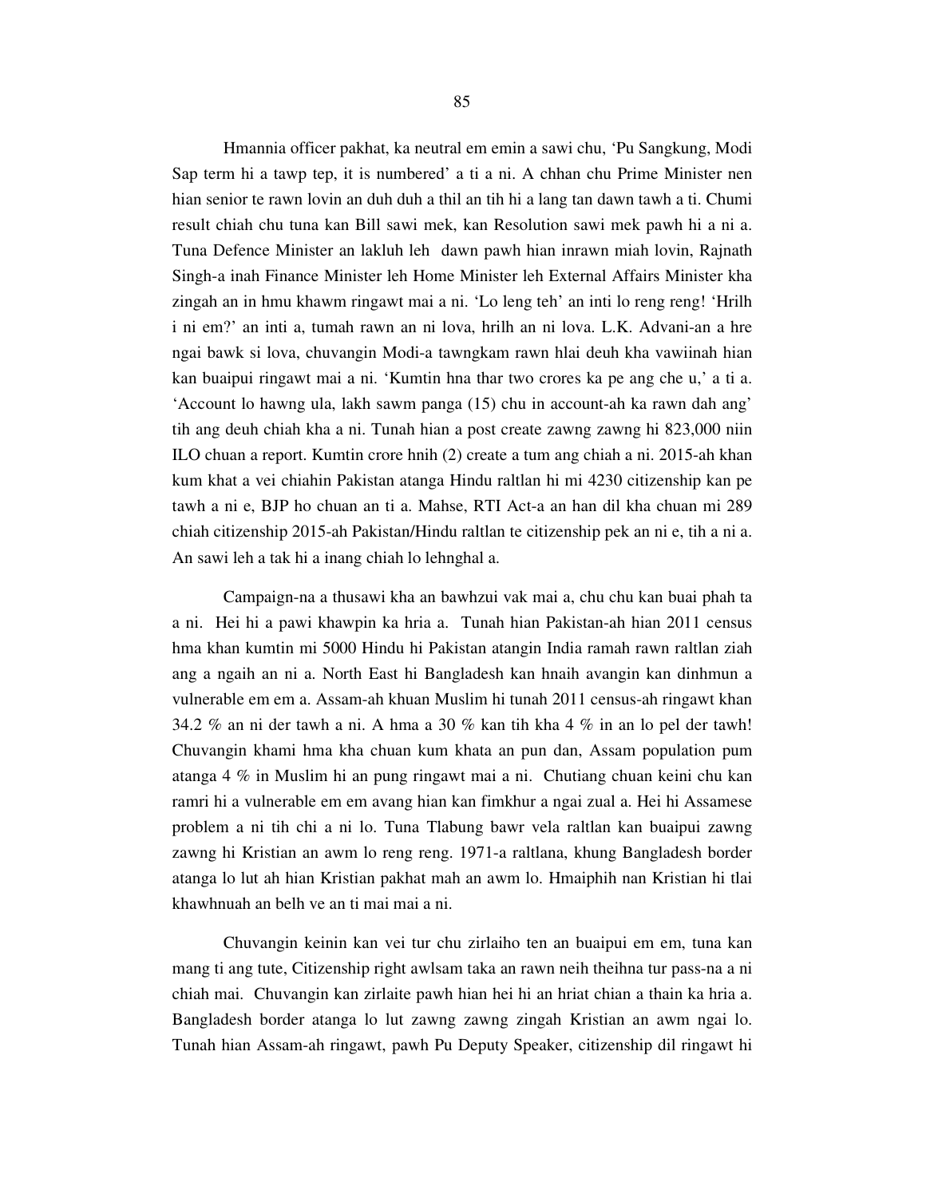Hmannia officer pakhat, ka neutral em emin a sawi chu, 'Pu Sangkung, Modi Sap term hi a tawp tep, it is numbered' a ti a ni. A chhan chu Prime Minister nen hian senior te rawn lovin an duh duh a thil an tih hi a lang tan dawn tawh a ti. Chumi result chiah chu tuna kan Bill sawi mek, kan Resolution sawi mek pawh hi a ni a. Tuna Defence Minister an lakluh leh dawn pawh hian inrawn miah lovin, Rajnath Singh-a inah Finance Minister leh Home Minister leh External Affairs Minister kha zingah an in hmu khawm ringawt mai a ni. 'Lo leng teh' an inti lo reng reng! 'Hrilh i ni em?' an inti a, tumah rawn an ni lova, hrilh an ni lova. L.K. Advani-an a hre ngai bawk si lova, chuvangin Modi-a tawngkam rawn hlai deuh kha vawiinah hian kan buaipui ringawt mai a ni. 'Kumtin hna thar two crores ka pe ang che u,' a ti a. 'Account lo hawng ula, lakh sawm panga (15) chu in account-ah ka rawn dah ang' tih ang deuh chiah kha a ni. Tunah hian a post create zawng zawng hi 823,000 niin ILO chuan a report. Kumtin crore hnih (2) create a tum ang chiah a ni. 2015-ah khan kum khat a vei chiahin Pakistan atanga Hindu raltlan hi mi 4230 citizenship kan pe tawh a ni e, BJP ho chuan an ti a. Mahse, RTI Act-a an han dil kha chuan mi 289 chiah citizenship 2015-ah Pakistan/Hindu raltlan te citizenship pek an ni e, tih a ni a. An sawi leh a tak hi a inang chiah lo lehnghal a.

Campaign-na a thusawi kha an bawhzui vak mai a, chu chu kan buai phah ta a ni. Hei hi a pawi khawpin ka hria a. Tunah hian Pakistan-ah hian 2011 census hma khan kumtin mi 5000 Hindu hi Pakistan atangin India ramah rawn raltlan ziah ang a ngaih an ni a. North East hi Bangladesh kan hnaih avangin kan dinhmun a vulnerable em em a. Assam-ah khuan Muslim hi tunah 2011 census-ah ringawt khan 34.2 % an ni der tawh a ni. A hma a 30 % kan tih kha 4 % in an lo pel der tawh! Chuvangin khami hma kha chuan kum khata an pun dan, Assam population pum atanga 4 % in Muslim hi an pung ringawt mai a ni. Chutiang chuan keini chu kan ramri hi a vulnerable em em avang hian kan fimkhur a ngai zual a. Hei hi Assamese problem a ni tih chi a ni lo. Tuna Tlabung bawr vela raltlan kan buaipui zawng zawng hi Kristian an awm lo reng reng. 1971-a raltlana, khung Bangladesh border atanga lo lut ah hian Kristian pakhat mah an awm lo. Hmaiphih nan Kristian hi tlai khawhnuah an belh ve an ti mai mai a ni.

Chuvangin keinin kan vei tur chu zirlaiho ten an buaipui em em, tuna kan mang ti ang tute, Citizenship right awlsam taka an rawn neih theihna tur pass-na a ni chiah mai. Chuvangin kan zirlaite pawh hian hei hi an hriat chian a thain ka hria a. Bangladesh border atanga lo lut zawng zawng zingah Kristian an awm ngai lo. Tunah hian Assam-ah ringawt, pawh Pu Deputy Speaker, citizenship dil ringawt hi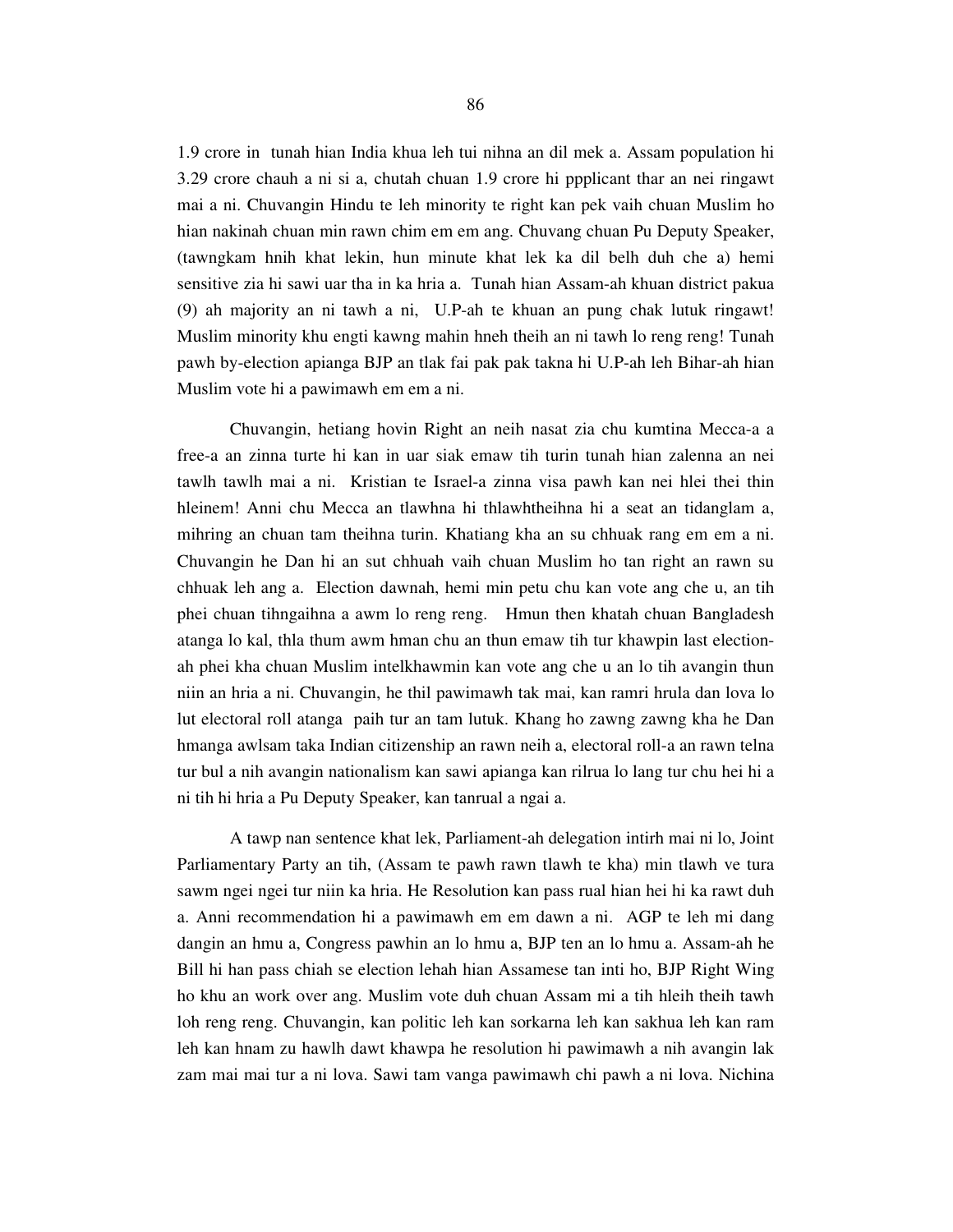1.9 crore in tunah hian India khua leh tui nihna an dil mek a. Assam population hi 3.29 crore chauh a ni si a, chutah chuan 1.9 crore hi ppplicant thar an nei ringawt mai a ni. Chuvangin Hindu te leh minority te right kan pek vaih chuan Muslim ho hian nakinah chuan min rawn chim em em ang. Chuvang chuan Pu Deputy Speaker, (tawngkam hnih khat lekin, hun minute khat lek ka dil belh duh che a) hemi sensitive zia hi sawi uar tha in ka hria a. Tunah hian Assam-ah khuan district pakua (9) ah majority an ni tawh a ni, U.P-ah te khuan an pung chak lutuk ringawt! Muslim minority khu engti kawng mahin hneh theih an ni tawh lo reng reng! Tunah pawh by-election apianga BJP an tlak fai pak pak takna hi U.P-ah leh Bihar-ah hian Muslim vote hi a pawimawh em em a ni.

Chuvangin, hetiang hovin Right an neih nasat zia chu kumtina Mecca-a a free-a an zinna turte hi kan in uar siak emaw tih turin tunah hian zalenna an nei tawlh tawlh mai a ni. Kristian te Israel-a zinna visa pawh kan nei hlei thei thin hleinem! Anni chu Mecca an tlawhna hi thlawhtheihna hi a seat an tidanglam a, mihring an chuan tam theihna turin. Khatiang kha an su chhuak rang em em a ni. Chuvangin he Dan hi an sut chhuah vaih chuan Muslim ho tan right an rawn su chhuak leh ang a. Election dawnah, hemi min petu chu kan vote ang che u, an tih phei chuan tihngaihna a awm lo reng reng. Hmun then khatah chuan Bangladesh atanga lo kal, thla thum awm hman chu an thun emaw tih tur khawpin last election-ah phei kha chuan Muslim intelkhawmin kan vote ang che u an lo tih avangin thun niin an hria a ni. Chuvangin, he thil pawimawh tak mai, kan ramri hrula dan lova lo lut electoral roll atanga paih tur an tam lutuk. Khang ho zawng zawng kha he Dan hmanga awlsam taka Indian citizenship an rawn neih a, electoral roll-a an rawn telna tur bul a nih avangin nationalism kan sawi apianga kan rilrua lo lang tur chu hei hi a ni tih hi hria a Pu Deputy Speaker, kan tanrual a ngai a.

A tawp nan sentence khat lek, Parliament-ah delegation intirh mai ni lo, Joint Parliamentary Party an tih, (Assam te pawh rawn tlawh te kha) min tlawh ve tura sawm ngei ngei tur niin ka hria. He Resolution kan pass rual hian hei hi ka rawt duh a. Anni recommendation hi a pawimawh em em dawn a ni. AGP te leh mi dang dangin an hmu a, Congress pawhin an lo hmu a, BJP ten an lo hmu a. Assam-ah he Bill hi han pass chiah se election lehah hian Assamese tan inti ho, BJP Right Wing ho khu an work over ang. Muslim vote duh chuan Assam mi a tih hleih theih tawh loh reng reng. Chuvangin, kan politic leh kan sorkarna leh kan sakhua leh kan ram leh kan hnam zu hawlh dawt khawpa he resolution hi pawimawh a nih avangin lak zam mai mai tur a ni lova. Sawi tam vanga pawimawh chi pawh a ni lova. Nichina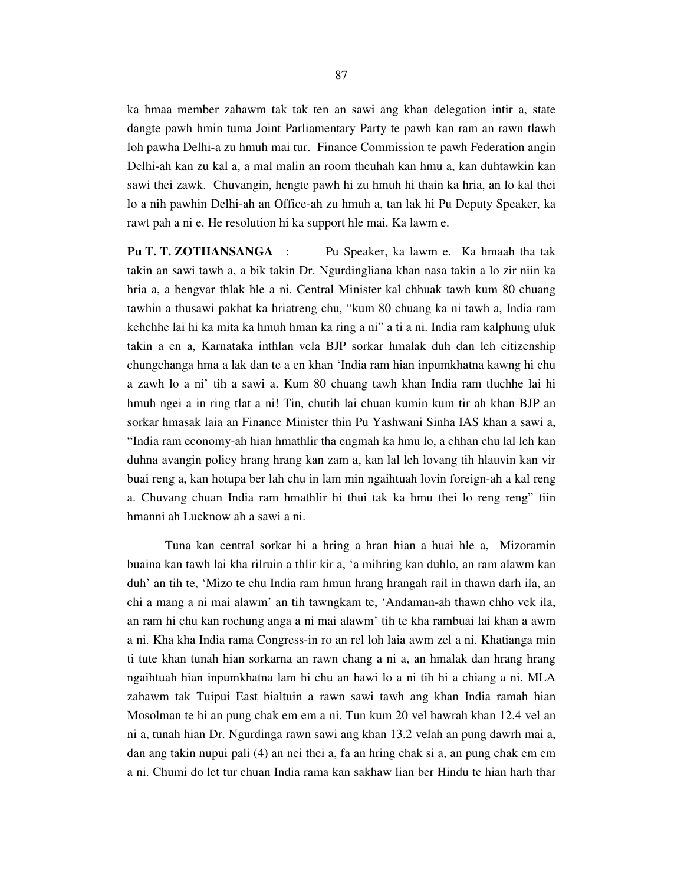ka hmaa member zahawm tak tak ten an sawi ang khan delegation intir a, state dangte pawh hmin tuma Joint Parliamentary Party te pawh kan ram an rawn tlawh loh pawha Delhi-a zu hmuh mai tur. Finance Commission te pawh Federation angin Delhi-ah kan zu kal a, a mal malin an room theuhah kan hmu a, kan duhtawkin kan sawi thei zawk. Chuvangin, hengte pawh hi zu hmuh hi thain ka hria, an lo kal thei lo a nih pawhin Delhi-ah an Office-ah zu hmuh a, tan lak hi Pu Deputy Speaker, ka rawt pah a ni e. He resolution hi ka support hle mai. Ka lawm e.

**Pu T. T. ZOTHANSANGA** : Pu Speaker, ka lawm e. Ka hmaah tha tak takin an sawi tawh a, a bik takin Dr. Ngurdingliana khan nasa takin a lo zir niin ka hria a, a bengvar thlak hle a ni. Central Minister kal chhuak tawh kum 80 chuang tawhin a thusawi pakhat ka hriatreng chu, "kum 80 chuang ka ni tawh a, India ram kehchhe lai hi ka mita ka hmuh hman ka ring a ni" a ti a ni. India ram kalphung uluk takin a en a, Karnataka inthlan vela BJP sorkar hmalak duh dan leh citizenship chungchanga hma a lak dan te a en khan 'India ram hian inpumkhatna kawng hi chu a zawh lo a ni' tih a sawi a. Kum 80 chuang tawh khan India ram tluchhe lai hi hmuh ngei a in ring tlat a ni! Tin, chutih lai chuan kumin kum tir ah khan BJP an sorkar hmasak laia an Finance Minister thin Pu Yashwani Sinha IAS khan a sawi a, "India ram economy-ah hian hmathlir tha engmah ka hmu lo, a chhan chu lal leh kan duhna avangin policy hrang hrang kan zam a, kan lal leh lovang tih hlauvin kan vir buai reng a, kan hotupa ber lah chu in lam min ngaihtuah lovin foreign-ah a kal reng a. Chuvang chuan India ram hmathlir hi thui tak ka hmu thei lo reng reng" tiin hmanni ah Lucknow ah a sawi a ni.

Tuna kan central sorkar hi a hring a hran hian a huai hle a, Mizoramin buaina kan tawh lai kha rilruin a thlir kir a, 'a mihring kan duhlo, an ram alawm kan duh' an tih te, 'Mizo te chu India ram hmun hrang hrangah rail in thawn darh ila, an chi a mang a ni mai alawm' an tih tawngkam te, 'Andaman-ah thawn chho vek ila, an ram hi chu kan rochung anga a ni mai alawm' tih te kha rambuai lai khan a awm a ni. Kha kha India rama Congress-in ro an rel loh laia awm zel a ni. Khatianga min ti tute khan tunah hian sorkarna an rawn chang a ni a, an hmalak dan hrang hrang ngaihtuah hian inpumkhatna lam hi chu an hawi lo a ni tih hi a chiang a ni. MLA zahawm tak Tuipui East bialtuin a rawn sawi tawh ang khan India ramah hian Mosolman te hi an pung chak em em a ni. Tun kum 20 vel bawrah khan 12.4 vel an ni a, tunah hian Dr. Ngurdinga rawn sawi ang khan 13.2 velah an pung dawrh mai a, dan ang takin nupui pali (4) an nei thei a, fa an hring chak si a, an pung chak em em a ni. Chumi do let tur chuan India rama kan sakhaw lian ber Hindu te hian harh thar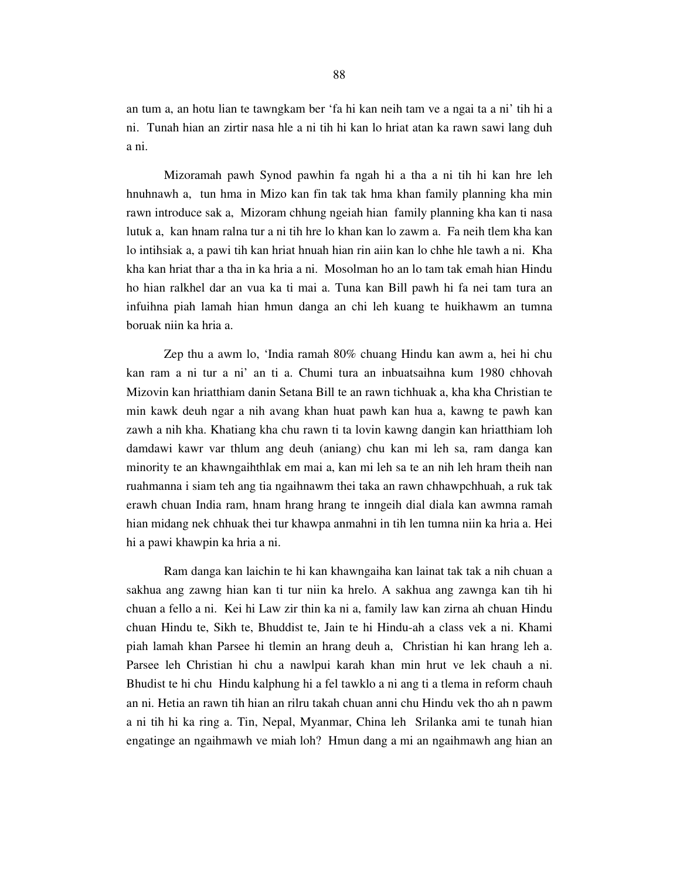an tum a, an hotu lian te tawngkam ber 'fa hi kan neih tam ve a ngai ta a ni' tih hi a ni. Tunah hian an zirtir nasa hle a ni tih hi kan lo hriat atan ka rawn sawi lang duh a ni.

Mizoramah pawh Synod pawhin fa ngah hi a tha a ni tih hi kan hre leh hnuhnawh a, tun hma in Mizo kan fin tak tak hma khan family planning kha min rawn introduce sak a, Mizoram chhung ngeiah hian family planning kha kan ti nasa lutuk a, kan hnam ralna tur a ni tih hre lo khan kan lo zawm a. Fa neih tlem kha kan lo intihsiak a, a pawi tih kan hriat hnuah hian rin aiin kan lo chhe hle tawh a ni. Kha kha kan hriat thar a tha in ka hria a ni. Mosolman ho an lo tam tak emah hian Hindu ho hian ralkhel dar an vua ka ti mai a. Tuna kan Bill pawh hi fa nei tam tura an infuihna piah lamah hian hmun danga an chi leh kuang te huikhawm an tumna boruak niin ka hria a.

Zep thu a awm lo, 'India ramah 80% chuang Hindu kan awm a, hei hi chu kan ram a ni tur a ni' an ti a. Chumi tura an inbuatsaihna kum 1980 chhovah Mizovin kan hriatthiam danin Setana Bill te an rawn tichhuak a, kha kha Christian te min kawk deuh ngar a nih avang khan huat pawh kan hua a, kawng te pawh kan zawh a nih kha. Khatiang kha chu rawn ti ta lovin kawng dangin kan hriatthiam loh damdawi kawr var thlum ang deuh (aniang) chu kan mi leh sa, ram danga kan minority te an khawngaihthlak em mai a, kan mi leh sa te an nih leh hram theih nan ruahmanna i siam teh ang tia ngaihnawm thei taka an rawn chhawpchhuah, a ruk tak erawh chuan India ram, hnam hrang hrang te inngeih dial diala kan awmna ramah hian midang nek chhuak thei tur khawpa anmahni in tih len tumna niin ka hria a. Hei hi a pawi khawpin ka hria a ni.

Ram danga kan laichin te hi kan khawngaiha kan lainat tak tak a nih chuan a sakhua ang zawng hian kan ti tur niin ka hrelo. A sakhua ang zawnga kan tih hi chuan a fello a ni. Kei hi Law zir thin ka ni a, family law kan zirna ah chuan Hindu chuan Hindu te, Sikh te, Bhuddist te, Jain te hi Hindu-ah a class vek a ni. Khami piah lamah khan Parsee hi tlemin an hrang deuh a, Christian hi kan hrang leh a. Parsee leh Christian hi chu a nawlpui karah khan min hrut ve lek chauh a ni. Bhudist te hi chu Hindu kalphung hi a fel tawklo a ni ang ti a tlema in reform chauh an ni. Hetia an rawn tih hian an rilru takah chuan anni chu Hindu vek tho ah n pawm a ni tih hi ka ring a. Tin, Nepal, Myanmar, China leh Srilanka ami te tunah hian engatinge an ngaihmawh ve miah loh? Hmun dang a mi an ngaihmawh ang hian an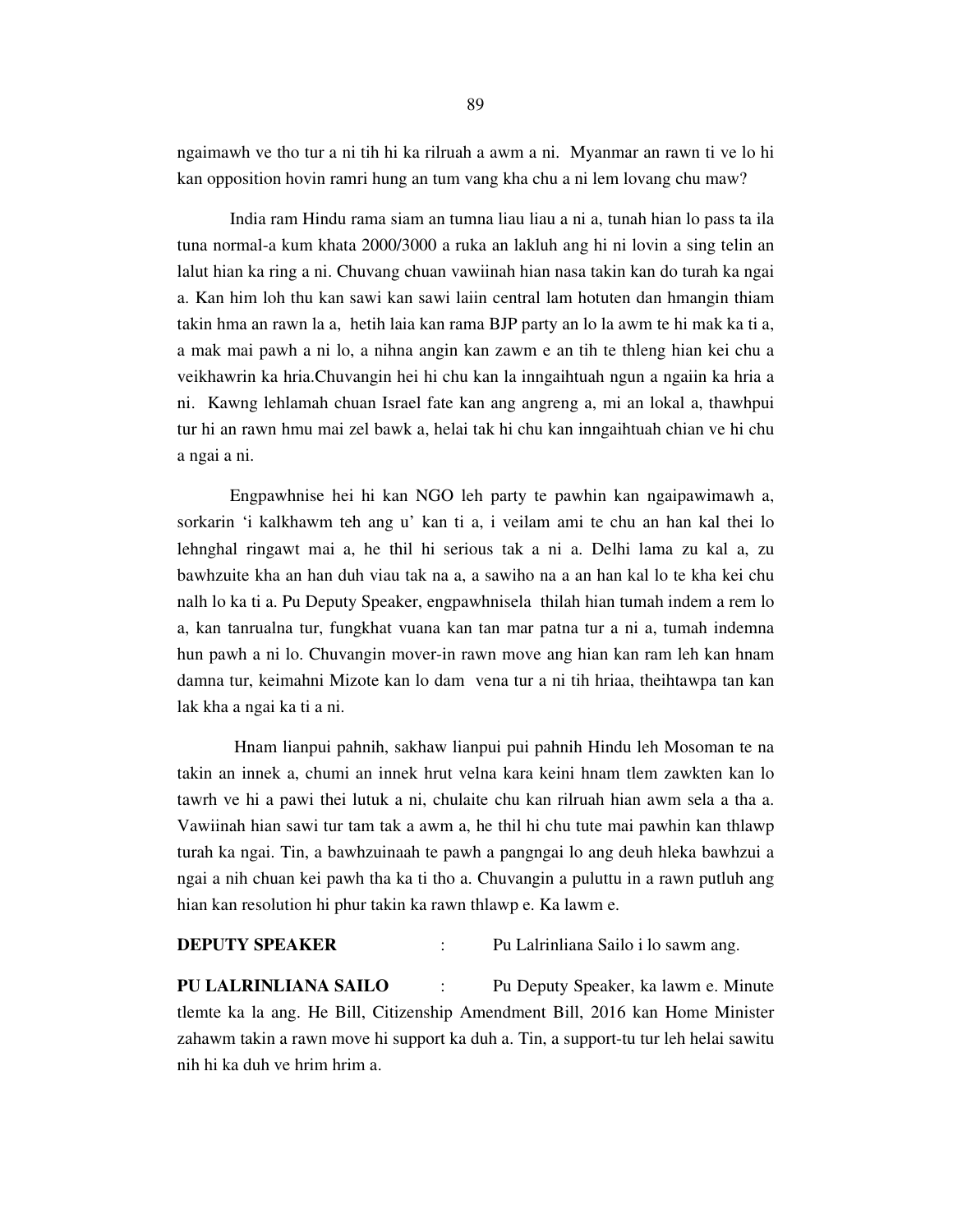ngaimawh ve tho tur a ni tih hi ka rilruah a awm a ni. Myanmar an rawn ti ve lo hi kan opposition hovin ramri hung an tum vang kha chu a ni lem lovang chu maw?

India ram Hindu rama siam an tumna liau liau a ni a, tunah hian lo pass ta ila tuna normal-a kum khata 2000/3000 a ruka an lakluh ang hi ni lovin a sing telin an lalut hian ka ring a ni. Chuvang chuan vawiinah hian nasa takin kan do turah ka ngai a. Kan him loh thu kan sawi kan sawi laiin central lam hotuten dan hmangin thiam takin hma an rawn la a, hetih laia kan rama BJP party an lo la awm te hi mak ka ti a, a mak mai pawh a ni lo, a nihna angin kan zawm e an tih te thleng hian kei chu a veikhawrin ka hria.Chuvangin hei hi chu kan la inngaihtuah ngun a ngaiin ka hria a ni. Kawng lehlamah chuan Israel fate kan ang angreng a, mi an lokal a, thawhpui tur hi an rawn hmu mai zel bawk a, helai tak hi chu kan inngaihtuah chian ve hi chu a ngai a ni.

Engpawhnise hei hi kan NGO leh party te pawhin kan ngaipawimawh a, sorkarin 'i kalkhawm teh ang u' kan ti a, i veilam ami te chu an han kal thei lo lehnghal ringawt mai a, he thil hi serious tak a ni a. Delhi lama zu kal a, zu bawhzuite kha an han duh viau tak na a, sawiho na a an han kal lo te kha kei chu nalh lo ka ti a. Pu Deputy Speaker, engpawhnisela thilah hian tumah indem a rem lo a, kan tanrualna tur, fungkhat vuana kan tan mar patna tur a ni a, tumah indemna hun pawh a ni lo. Chuvangin mover-in rawn move ang hian kan ram leh kan hnam damna tur, keimahni Mizote kan lo dam vena tur a ni tih hriaa, theihtawpa tan kan lak kha a ngai ka ti a ni.

Hnam lianpui pahnih, sakhaw lianpui pui pahnih Hindu leh Mosoman te na takin an innek a, chumi an innek hrut velna kara keini hnam tlem zawkten kan lo tawrh ve hi a pawi thei lutuk a ni, chulaite chu kan rilruah hian awm sela a tha a. Vawiinah hian sawi tur tam tak a awm a, he thil hi chu tute mai pawhin kan thlawp turah ka ngai. Tin, a bawhzuinaah te pawh a pangngai lo ang deuh hleka bawhzui a ngai a nih chuan kei pawh tha ka ti tho a. Chuvangin a puluttu in a rawn putluh ang hian kan resolution hi phur takin ka rawn thlawp e. Ka lawm e.

**DEPUTY SPEAKER** : Pu Lalrinliana Sailo i lo sawm ang.

**PU LALRINLIANA SAILO** : Pu Deputy Speaker, ka lawm e. Minute tlemte ka la ang. He Bill, Citizenship Amendment Bill, 2016 kan Home Minister zahawm takin a rawn move hi support ka duh a. Tin, a support-tu tur leh helai sawitu nih hi ka duh ve hrim hrim a.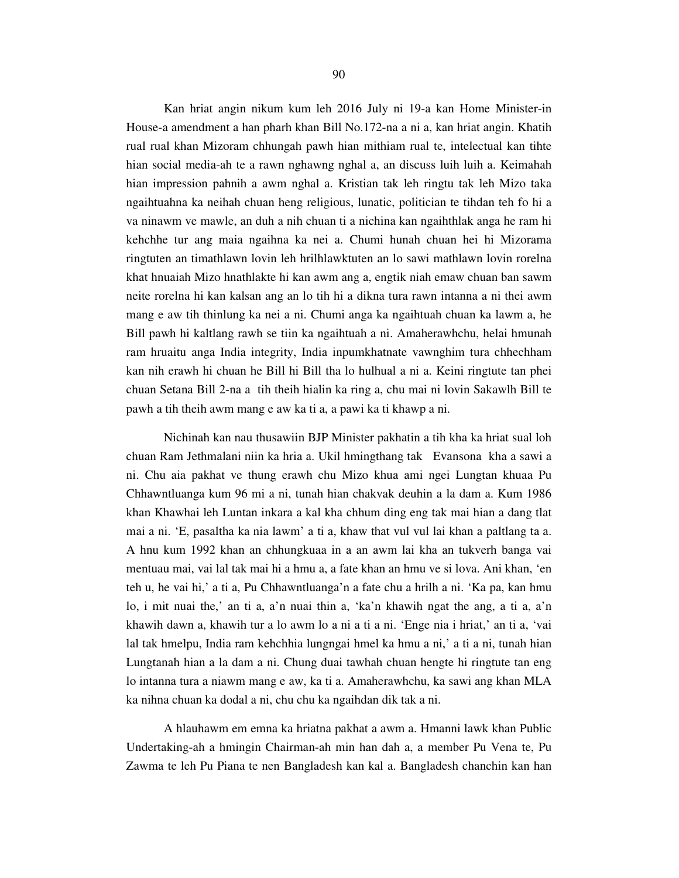Kan hriat angin nikum kum leh 2016 July ni 19-a kan Home Minister-in House-a amendment a han pharh khan Bill No.172-na a ni a, kan hriat angin. Khatih rual rual khan Mizoram chhungah pawh hian mithiam rual te, intelectual kan tihte hian social media-ah te a rawn nghawng nghal a, an discuss luih luih a. Keimahah hian impression pahnih a awm nghal a. Kristian tak leh ringtu tak leh Mizo taka ngaihtuahna ka neihah chuan heng religious, lunatic, politician te tihdan teh fo hi a va ninawm ve mawle, an duh a nih chuan ti a nichina kan ngaihthlak anga he ram hi kehchhe tur ang maia ngaihna ka nei a. Chumi hunah chuan hei hi Mizorama ringtuten an timathlawn lovin leh hrilhlawktuten an lo sawi mathlawn lovin rorelna khat hnuaiah Mizo hnathlakte hi kan awm ang a, engtik niah emaw chuan ban sawm neite rorelna hi kan kalsan ang an lo tih hi a dikna tura rawn intanna a ni thei awm mang e aw tih thinlung ka nei a ni. Chumi anga ka ngaihtuah chuan ka lawm a, he Bill pawh hi kaltlang rawh se tiin ka ngaihtuah a ni. Amaherawhchu, helai hmunah ram hruaitu anga India integrity, India inpumkhatnate vawnghim tura chhechham kan nih erawh hi chuan he Bill hi Bill tha lo hulhual a ni a. Keini ringtute tan phei chuan Setana Bill 2-na a tih theih hialin ka ring a, chu mai ni lovin Sakawlh Bill te pawh a tih theih awm mang e aw ka ti a, a pawi ka ti khawp a ni.

Nichinah kan nau thusawiin BJP Minister pakhatin a tih kha ka hriat sual loh chuan Ram Jethmalani niin ka hria a. Ukil hmingthang tak Evansona kha a sawi a ni. Chu aia pakhat ve thung erawh chu Mizo khua ami ngei Lungtan khuaa Pu Chhawntluanga kum 96 mi a ni, tunah hian chakvak deuhin a la dam a. Kum 1986 khan Khawhai leh Luntan inkara a kal kha chhum ding eng tak mai hian a dang tlat mai a ni. 'E, pasaltha ka nia lawm' a ti a, khaw that vul vul lai khan a paltlang ta a. A hnu kum 1992 khan an chhungkuaa in a an awm lai kha an tukverh banga vai mentuau mai, vai lal tak mai hi a hmu a, a fate khan an hmu ve si lova. Ani khan, 'en teh u, he vai hi,' a ti a, Pu Chhawntluanga'n a fate chu a hrilh a ni. 'Ka pa, kan hmu lo, i mit nuai the,' an ti a, a'n nuai thin a, 'ka'n khawih ngat the ang, a ti a, a'n khawih dawn a, khawih tur a lo awm lo a ni a ti a ni. 'Enge nia i hriat,' an ti a, 'vai lal tak hmelpu, India ram kehchhia lungngai hmel ka hmu a ni,' a ti a ni, tunah hian Lungtanah hian a la dam a ni. Chung duai tawhah chuan hengte hi ringtute tan eng lo intanna tura a niawm mang e aw, ka ti a. Amaherawhchu, ka sawi ang khan MLA ka nihna chuan ka dodal a ni, chu chu ka ngaihdan dik tak a ni.

A hlauhawm em emna ka hriatna pakhat a awm a. Hmanni lawk khan Public Undertaking-ah a hmingin Chairman-ah min han dah a, a member Pu Vena te, Pu Zawma te leh Pu Piana te nen Bangladesh kan kal a. Bangladesh chanchin kan han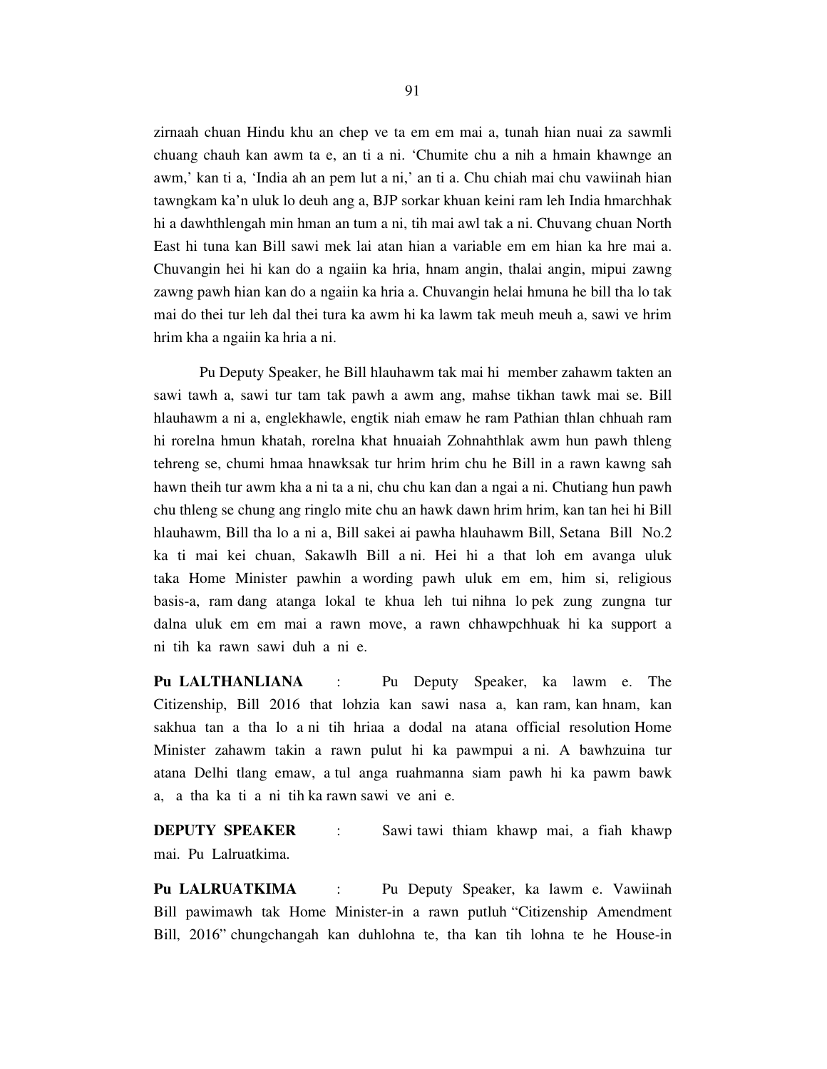zirnaah chuan Hindu khu an chep ve ta em em mai a, tunah hian nuai za sawmli chuang chauh kan awm ta e, an ti a ni. 'Chumite chu a nih a hmain khawnge an awm,' kan ti a, 'India ah an pem lut a ni,' an ti a. Chu chiah mai chu vawiinah hian tawngkam ka'n uluk lo deuh ang a, BJP sorkar khuan keini ram leh India hmarchhak hi a dawhthlengah min hman an tum a ni, tih mai awl tak a ni. Chuvang chuan North East hi tuna kan Bill sawi mek lai atan hian a variable em em hian ka hre mai a. Chuvangin hei hi kan do a ngaiin ka hria, hnam angin, thalai angin, mipui zawng zawng pawh hian kan do a ngaiin ka hria a. Chuvangin helai hmuna he bill tha lo tak mai do thei tur leh dal thei tura ka awm hi ka lawm tak meuh meuh a, sawi ve hrim hrim kha a ngaiin ka hria a ni.

Pu Deputy Speaker, he Bill hlauhawm tak mai hi member zahawm takten an sawi tawh a, sawi tur tam tak pawh a awm ang, mahse tikhan tawk mai se. Bill hlauhawm a ni a, englekhawle, engtik niah emaw he ram Pathian thlan chhuah ram hi rorelna hmun khatah, rorelna khat hnuaiah Zohnahthlak awm hun pawh thleng tehreng se, chumi hmaa hnawksak tur hrim hrim chu he Bill in a rawn kawng sah hawn theih tur awm kha a ni ta a ni, chu chu kan dan a ngai a ni. Chutiang hun pawh chu thleng se chung ang ringlo mite chu an hawk dawn hrim hrim, kan tan hei hi Bill hlauhawm, Bill tha lo a ni a, Bill sakei ai pawha hlauhawm Bill, Setana Bill No.2 ka ti mai kei chuan, Sakawlh Bill a ni. Hei hi a that loh em avanga uluk taka Home Minister pawhin a wording pawh uluk em em, him si, religious basis-a, ram dang atanga lokal te khua leh tui nihna lo pek zung zungna tur dalna uluk em em mai a rawn move, a rawn chhawpchhuak hi ka support a ni tih ka rawn sawi duh a ni e.

**Pu LALTHANLIANA** : Pu Deputy Speaker, ka lawm e. The Citizenship, Bill 2016 that lohzia kan sawi nasa a, kan ram, kan hnam, kan sakhua tan a tha lo a ni tih hriaa a dodal na atana official resolution Home Minister zahawm takin a rawn pulut hi ka pawmpui a ni. A bawhzuina tur atana Delhi tlang emaw, a tul anga ruahmanna siam pawh hi ka pawm bawk a, a tha ka ti a ni tih ka rawn sawi ve ani e.

**DEPUTY SPEAKER** : Sawi tawi thiam khawp mai, a fiah khawp mai. Pu Lalruatkima.

**Pu LALRUATKIMA** : Pu Deputy Speaker, ka lawm e. Vawiinah Bill pawimawh tak Home Minister-in a rawn putluh "Citizenship Amendment Bill, 2016" chungchangah kan duhlohna te, tha kan tih lohna te he House-in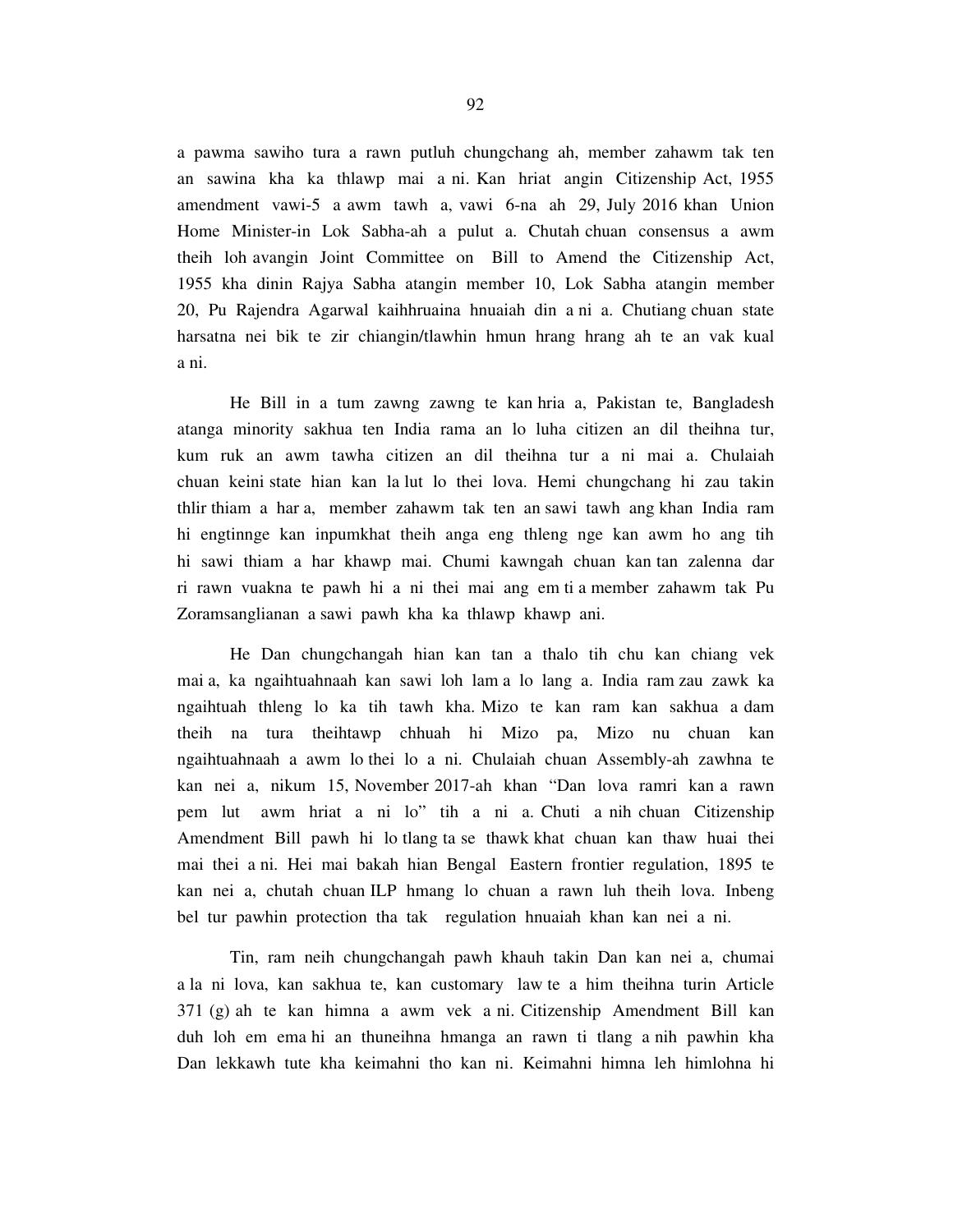a pawma sawiho tura a rawn putluh chungchang ah, member zahawm tak ten an sawina kha ka thlawp mai a ni. Kan hriat angin Citizenship Act, 1955 amendment vawi-5 a awm tawh a, vawi 6-na ah 29, July 2016 khan Union Home Minister-in Lok Sabha-ah a pulut a. Chutah chuan consensus a awm theih loh avangin Joint Committee on Bill to Amend the Citizenship Act, 1955 kha dinin Rajya Sabha atangin member 10, Lok Sabha atangin member 20, Pu Rajendra Agarwal kaihhruaina hnuaiah din a ni a. Chutiang chuan state harsatna nei bik te zir chiangin/tlawhin hmun hrang hrang ah te an vak kual a ni.

He Bill in a tum zawng zawng te kan hria a, Pakistan te, Bangladesh atanga minority sakhua ten India rama an lo luha citizen an dil theihna tur, kum ruk an awm tawha citizen an dil theihna tur a ni mai a. Chulaiah chuan keini state hian kan la lut lo thei lova. Hemi chungchang hi zau takin thlir thiam a har a, member zahawm tak ten an sawi tawh ang khan India ram hi engtinnge kan inpumkhat theih anga eng thleng nge kan awm ho ang tih hi sawi thiam a har khawp mai. Chumi kawngah chuan kan tan zalenna dar ri rawn vuakna te pawh hi a ni thei mai ang em ti a member zahawm tak Pu Zoramsanglianan a sawi pawh kha ka thlawp khawp ani.

He Dan chungchangah hian kan tan a thalo tih chu kan chiang vek mai a, ka ngaihtuahnaah kan sawi loh lam a lo lang a. India ram zau zawk ka ngaihtuah thleng lo ka tih tawh kha. Mizo te kan ram kan sakhua a dam theih na tura theihtawp chhuah hi Mizo pa, Mizo nu chuan kan ngaihtuahnaah a awm lo thei lo a ni. Chulaiah chuan Assembly-ah zawhna te kan nei a, nikum 15, November 2017-ah khan "Dan lova ramri kan a rawn pem lut awm hriat a ni lo" tih a ni a. Chuti a nih chuan Citizenship Amendment Bill pawh hi lo tlang ta se thawk khat chuan kan thaw huai thei mai thei a ni. Hei mai bakah hian Bengal Eastern frontier regulation, 1895 te kan nei a, chutah chuan ILP hmang lo chuan a rawn luh theih lova. Inbeng bel tur pawhin protection tha tak regulation hnuaiah khan kan nei a ni.

Tin, ram neih chungchangah pawh khauh takin Dan kan nei a, chumai a la ni lova, kan sakhua te, kan customary law te a him theihna turin Article 371 (g) ah te kan himna a awm vek a ni. Citizenship Amendment Bill kan duh loh em ema hi an thuneihna hmanga an rawn ti tlang a nih pawhin kha Dan lekkawh tute kha keimahni tho kan ni. Keimahni himna leh himlohna hi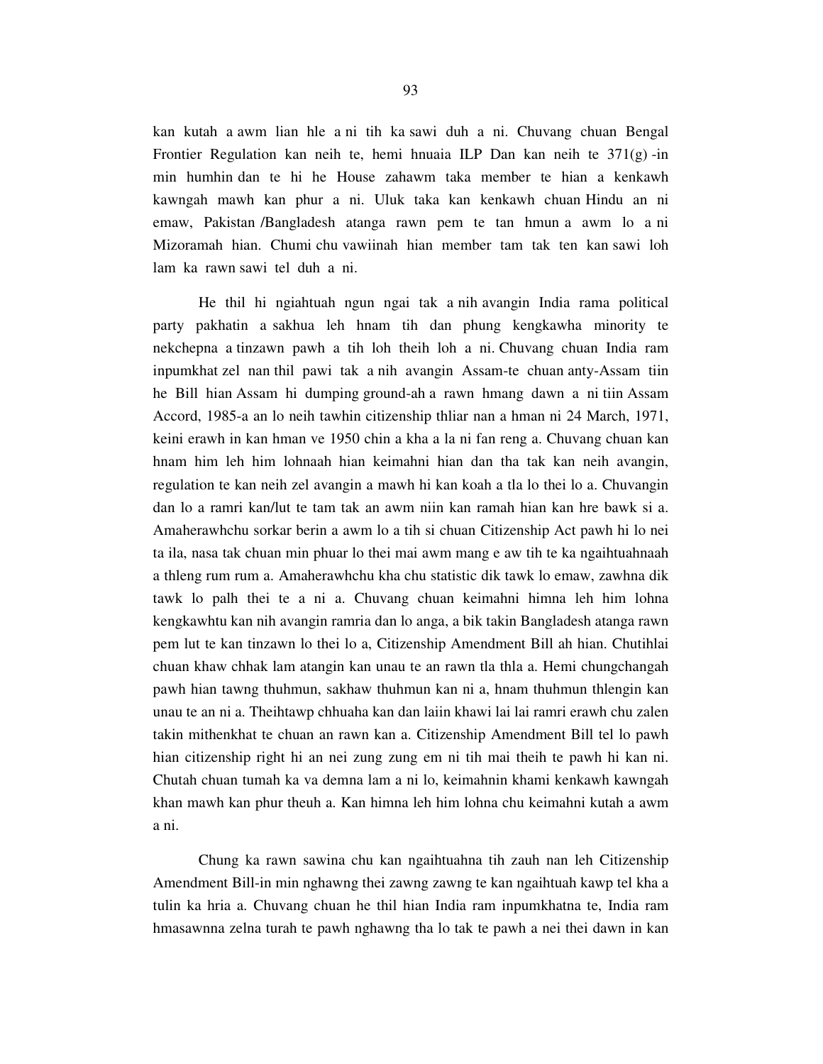kan kutah a awm lian hle a ni tih ka sawi duh a ni. Chuvang chuan Bengal Frontier Regulation kan neih te, hemi hnuaia ILP Dan kan neih te 371(g) -in min humhin dan te hi he House zahawm taka member te hian a kenkawh kawngah mawh kan phur a ni. Uluk taka kan kenkawh chuan Hindu an ni emaw, Pakistan /Bangladesh atanga rawn pem te tan hmun a awm lo a ni Mizoramah hian. Chumi chu vawiinah hian member tam tak ten kan sawi loh lam ka rawn sawi tel duh a ni.

He thil hi ngiahtuah ngun ngai tak a nih avangin India rama political party pakhatin a sakhua leh hnam tih dan phung kengkawha minority te nekchepna a tinzawn pawh a tih loh theih loh a ni. Chuvang chuan India ram inpumkhat zel nan thil pawi tak a nih avangin Assam-te chuan anty-Assam tiin he Bill hian Assam hi dumping ground-ah a rawn hmang dawn a ni tiin Assam Accord, 1985-a an lo neih tawhin citizenship thliar nan a hman ni 24 March, 1971, keini erawh in kan hman ve 1950 chin a kha a la ni fan reng a. Chuvang chuan kan hnam him leh him lohnaah hian keimahni hian dan tha tak kan neih avangin, regulation te kan neih zel avangin a mawh hi kan koah a tla lo thei lo a. Chuvangin dan lo a ramri kan/lut te tam tak an awm niin kan ramah hian kan hre bawk si a. Amaherawhchu sorkar berin a awm lo a tih si chuan Citizenship Act pawh hi lo nei ta ila, nasa tak chuan min phuar lo thei mai awm mang e aw tih te ka ngaihtuahnaah a thleng rum rum a. Amaherawhchu kha chu statistic dik tawk lo emaw, zawhna dik tawk lo palh thei te a ni a. Chuvang chuan keimahni himna leh him lohna kengkawhtu kan nih avangin ramria dan lo anga, a bik takin Bangladesh atanga rawn pem lut te kan tinzawn lo thei lo a, Citizenship Amendment Bill ah hian. Chutihlai chuan khaw chhak lam atangin kan unau te an rawn tla thla a. Hemi chungchangah pawh hian tawng thuhmun, sakhaw thuhmun kan ni a, hnam thuhmun thlengin kan unau te an ni a. Theihtawp chhuaha kan dan laiin khawi lai lai ramri erawh chu zalen takin mithenkhat te chuan an rawn kan a. Citizenship Amendment Bill tel lo pawh hian citizenship right hi an nei zung zung em ni tih mai theih te pawh hi kan ni. Chutah chuan tumah ka va demna lam a ni lo, keimahnin khami kenkawh kawngah khan mawh kan phur theuh a. Kan himna leh him lohna chu keimahni kutah a awm a ni.

Chung ka rawn sawina chu kan ngaihtuahna tih zauh nan leh Citizenship Amendment Bill-in min nghawng thei zawng zawng te kan ngaihtuah kawp tel kha a tulin ka hria a. Chuvang chuan he thil hian India ram inpumkhatna te, India ram hmasawnna zelna turah te pawh nghawng tha lo tak te pawh a nei thei dawn in kan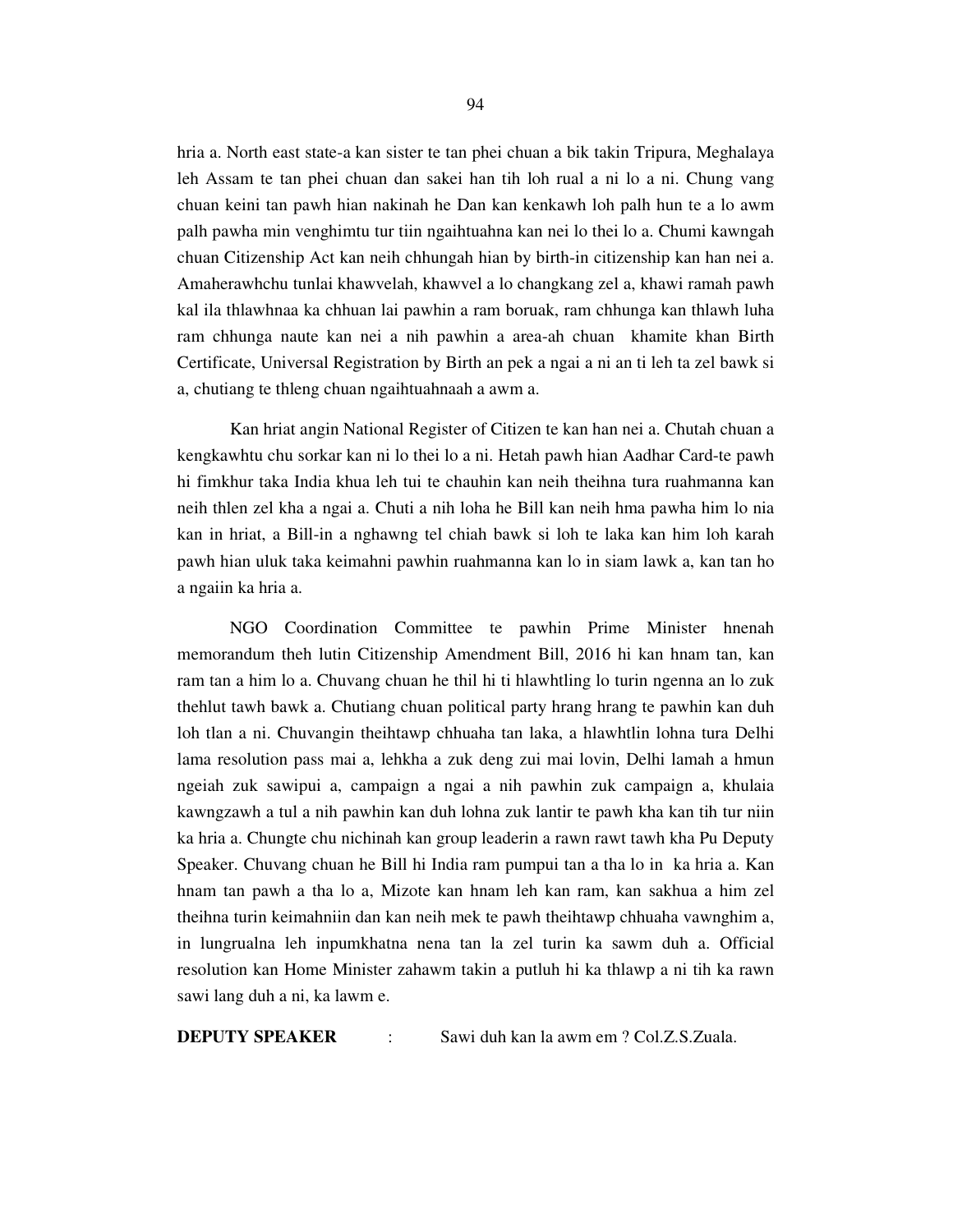hria a. North east state-a kan sister te tan phei chuan a bik takin Tripura, Meghalaya leh Assam te tan phei chuan dan sakei han tih loh rual a ni lo a ni. Chung vang chuan keini tan pawh hian nakinah he Dan kan kenkawh loh palh hun te a lo awm palh pawha min venghimtu tur tiin ngaihtuahna kan nei lo thei lo a. Chumi kawngah chuan Citizenship Act kan neih chhungah hian by birth-in citizenship kan han nei a. Amaherawhchu tunlai khawvelah, khawvel a lo changkang zel a, khawi ramah pawh kal ila thlawhnaa ka chhuan lai pawhin a ram boruak, ram chhunga kan thlawh luha ram chhunga naute kan nei a nih pawhin a area-ah chuan khamite khan Birth Certificate, Universal Registration by Birth an pek a ngai a ni an ti leh ta zel bawk si a, chutiang te thleng chuan ngaihtuahnaah a awm a.

Kan hriat angin National Register of Citizen te kan han nei a. Chutah chuan a kengkawhtu chu sorkar kan ni lo thei lo a ni. Hetah pawh hian Aadhar Card-te pawh hi fimkhur taka India khua leh tui te chauhin kan neih theihna tura ruahmanna kan neih thlen zel kha a ngai a. Chuti a nih loha he Bill kan neih hma pawha him lo nia kan in hriat, a Bill-in a nghawng tel chiah bawk si loh te laka kan him loh karah pawh hian uluk taka keimahni pawhin ruahmanna kan lo in siam lawk a, kan tan ho a ngaiin ka hria a.

NGO Coordination Committee te pawhin Prime Minister hnenah memorandum theh lutin Citizenship Amendment Bill, 2016 hi kan hnam tan, kan ram tan a him lo a. Chuvang chuan he thil hi ti hlawhtling lo turin ngenna an lo zuk thehlut tawh bawk a. Chutiang chuan political party hrang hrang te pawhin kan duh loh tlan a ni. Chuvangin theihtawp chhuaha tan laka, a hlawhtlin lohna tura Delhi lama resolution pass mai a, lehkha a zuk deng zui mai lovin, Delhi lamah a hmun ngeiah zuk sawipui a, campaign a ngai a nih pawhin zuk campaign a, khulaia kawngzawh a tul a nih pawhin kan duh lohna zuk lantir te pawh kha kan tih tur niin ka hria a. Chungte chu nichinah kan group leaderin a rawn rawt tawh kha Pu Deputy Speaker. Chuvang chuan he Bill hi India ram pumpui tan a tha lo in ka hria a. Kan hnam tan pawh a tha lo a, Mizote kan hnam leh kan ram, kan sakhua a him zel theihna turin keimahniin dan kan neih mek te pawh theihtawp chhuaha vawnghim a, in lungrualna leh inpumkhatna nena tan la zel turin ka sawm duh a. Official resolution kan Home Minister zahawm takin a putluh hi ka thlawp a ni tih ka rawn sawi lang duh a ni, ka lawm e.

**DEPUTY SPEAKER** : Sawi duh kan la awm em ? Col.Z.S.Zuala.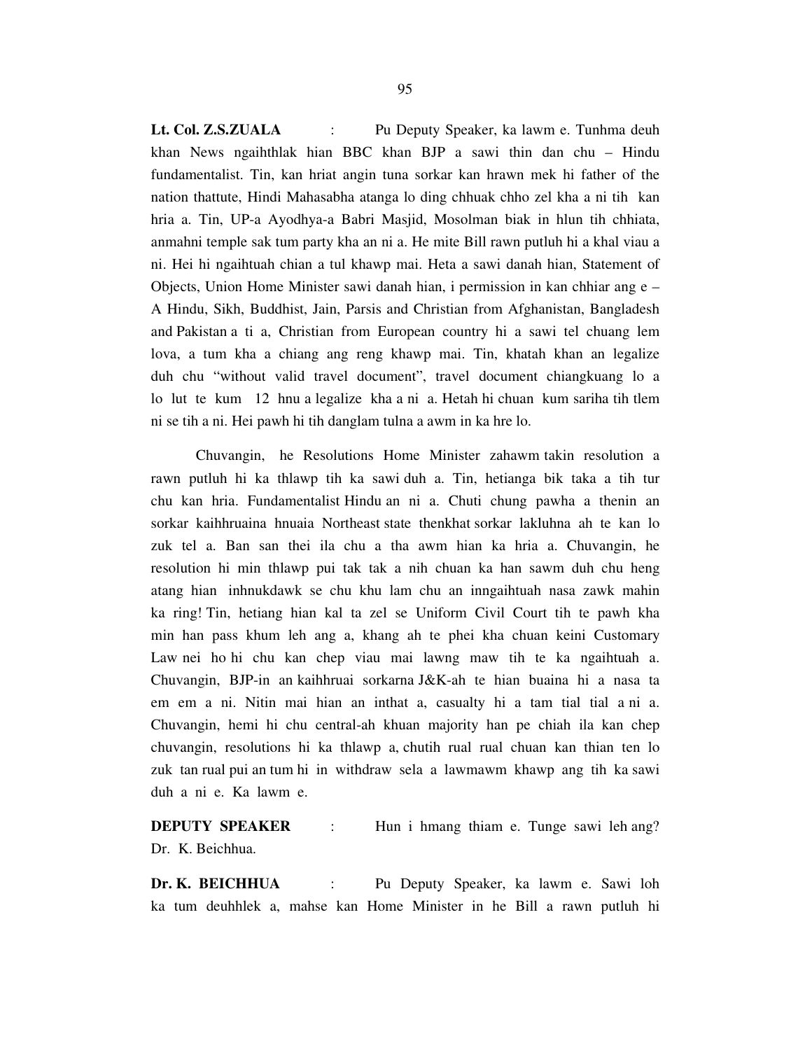**Lt. Col. Z.S.ZUALA** : Pu Deputy Speaker, ka lawm e. Tunhma deuh khan News ngaihthlak hian BBC khan BJP a sawi thin dan chu – Hindu fundamentalist. Tin, kan hriat angin tuna sorkar kan hrawn mek hi father of the nation thattute, Hindi Mahasabha atanga lo ding chhuak chho zel kha a ni tih kan hria a. Tin, UP-a Ayodhya-a Babri Masjid, Mosolman biak in hlun tih chhiata, anmahni temple sak tum party kha an ni a. He mite Bill rawn putluh hi a khal viau a ni. Hei hi ngaihtuah chian a tul khawp mai. Heta a sawi danah hian, Statement of Objects, Union Home Minister sawi danah hian, i permission in kan chhiar ang e – A Hindu, Sikh, Buddhist, Jain, Parsis and Christian from Afghanistan, Bangladesh and Pakistan a ti a, Christian from European country hi a sawi tel chuang lem lova, a tum kha a chiang ang reng khawp mai. Tin, khatah khan an legalize duh chu "without valid travel document", travel document chiangkuang lo a lo lut te kum 12 hnu a legalize kha a ni a. Hetah hi chuan kum sariha tih tlem ni se tih a ni. Hei pawh hi tih danglam tulna a awm in ka hre lo.

Chuvangin, he Resolutions Home Minister zahawm takin resolution a rawn putluh hi ka thlawp tih ka sawi duh a. Tin, hetianga bik taka a tih tur chu kan hria. Fundamentalist Hindu an ni a. Chuti chung pawha a thenin an sorkar kaihhruaina hnuaia Northeast state thenkhat sorkar lakluhna ah te kan lo zuk tel a. Ban san thei ila chu a tha awm hian ka hria a. Chuvangin, he resolution hi min thlawp pui tak tak a nih chuan ka han sawm duh chu heng atang hian inhnukdawk se chu khu lam chu an inngaihtuah nasa zawk mahin ka ring! Tin, hetiang hian kal ta zel se Uniform Civil Court tih te pawh kha min han pass khum leh ang a, khang ah te phei kha chuan keini Customary Law nei ho hi chu kan chep viau mai lawng maw tih te ka ngaihtuah a. Chuvangin, BJP-in an kaihhruai sorkarna J&K-ah te hian buaina hi a nasa ta em em a ni. Nitin mai hian an inthat a, casualty hi a tam tial tial a ni a. Chuvangin, hemi hi chu central-ah khuan majority han pe chiah ila kan chep chuvangin, resolutions hi ka thlawp a, chutih rual rual chuan kan thian ten lo zuk tan rual pui an tum hi in withdraw sela a lawmawm khawp ang tih ka sawi duh a ni e. Ka lawm e.

**DEPUTY SPEAKER** : Hun i hmang thiam e. Tunge sawi leh ang? Dr. K. Beichhua.

**Dr. K. BEICHHUA** : Pu Deputy Speaker, ka lawm e. Sawi loh ka tum deuhhlek a, mahse kan Home Minister in he Bill a rawn putluh hi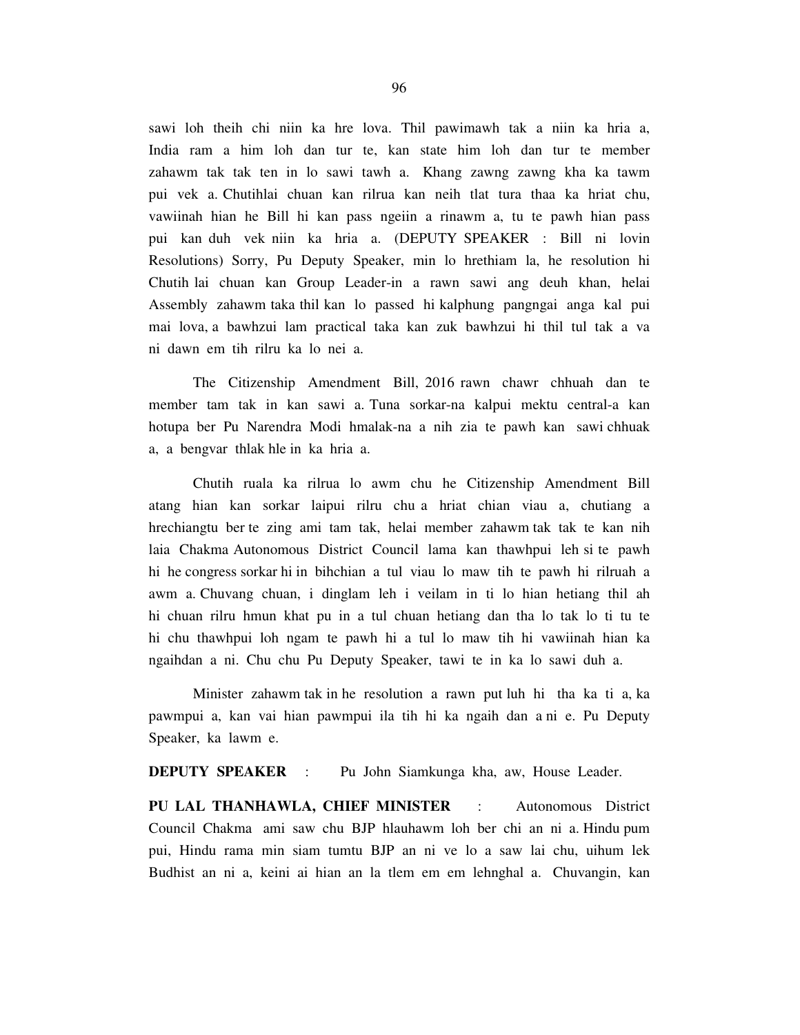sawi loh theih chi niin ka hre lova. Thil pawimawh tak a niin ka hria a, India ram a him loh dan tur te, kan state him loh dan tur te member zahawm tak tak ten in lo sawi tawh a. Khang zawng zawng kha ka tawm pui vek a. Chutihlai chuan kan rilrua kan neih tlat tura thaa ka hriat chu, vawiinah hian he Bill hi kan pass ngeiin a rinawm a, tu te pawh hian pass pui kan duh vek niin ka hria a. (DEPUTY SPEAKER : Bill ni lovin Resolutions) Sorry, Pu Deputy Speaker, min lo hrethiam la, he resolution hi Chutih lai chuan kan Group Leader-in a rawn sawi ang deuh khan, helai Assembly zahawm taka thil kan lo passed hi kalphung pangngai anga kal pui mai lova, a bawhzui lam practical taka kan zuk bawhzui hi thil tul tak a va ni dawn em tih rilru ka lo nei a.

The Citizenship Amendment Bill, 2016 rawn chawr chhuah dan te member tam tak in kan sawi a. Tuna sorkar-na kalpui mektu central-a kan hotupa ber Pu Narendra Modi hmalak-na a nih zia te pawh kan sawi chhuak a, a bengvar thlak hle in ka hria a.

Chutih ruala ka rilrua lo awm chu he Citizenship Amendment Bill atang hian kan sorkar laipui rilru chu a hriat chian viau a, chutiang a hrechiangtu ber te zing ami tam tak, helai member zahawm tak tak te kan nih laia Chakma Autonomous District Council lama kan thawhpui leh si te pawh hi he congress sorkar hi in bihchian a tul viau lo maw tih te pawh hi rilruah a awm a. Chuvang chuan, i dinglam leh i veilam in ti lo hian hetiang thil ah hi chuan rilru hmun khat pu in a tul chuan hetiang dan tha lo tak lo ti tu te hi chu thawhpui loh ngam te pawh hi a tul lo maw tih hi vawiinah hian ka ngaihdan a ni. Chu chu Pu Deputy Speaker, tawi te in ka lo sawi duh a.

Minister zahawm tak in he resolution a rawn put luh hi tha ka ti a, ka pawmpui a, kan vai hian pawmpui ila tih hi ka ngaih dan a ni e. Pu Deputy Speaker, ka lawm e.

**DEPUTY SPEAKER** : Pu John Siamkunga kha, aw, House Leader.

**PU LAL THANHAWLA, CHIEF MINISTER** : Autonomous District Council Chakma ami saw chu BJP hlauhawm loh ber chi an ni a. Hindu pum pui, Hindu rama min siam tumtu BJP an ni ve lo a saw lai chu, uihum lek Budhist an ni a, keini ai hian an la tlem em em lehnghal a. Chuvangin, kan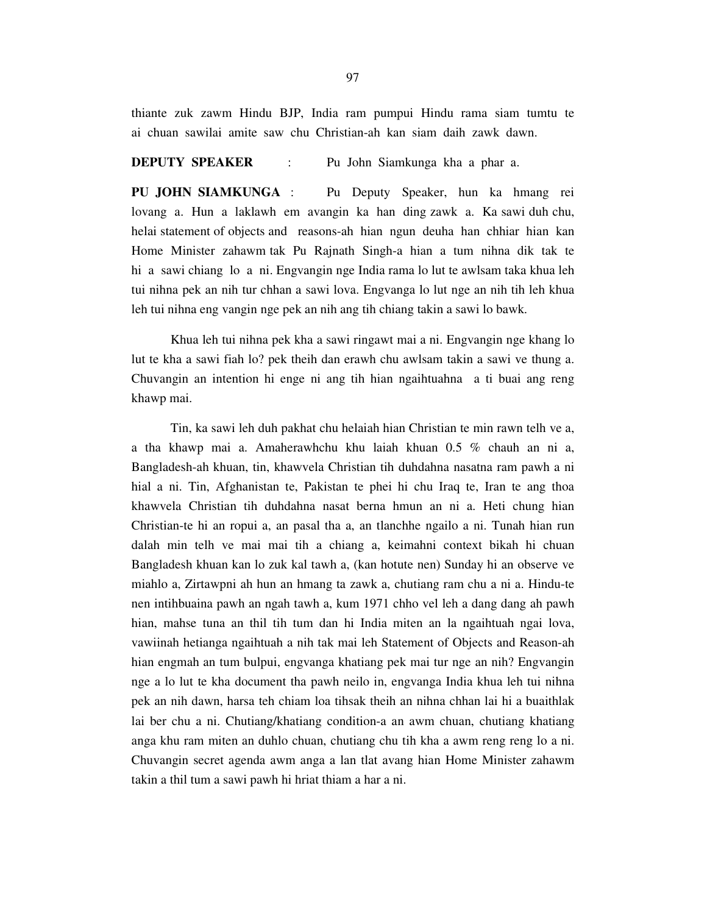thiante zuk zawm Hindu BJP, India ram pumpui Hindu rama siam tumtu te ai chuan sawilai amite saw chu Christian-ah kan siam daih zawk dawn.

**DEPUTY SPEAKER** : Pu John Siamkunga kha a phar a.

**PU JOHN SIAMKUNGA** : Pu Deputy Speaker, hun ka hmang rei lovang a. Hun a laklawh em avangin ka han ding zawk a. Ka sawi duh chu, helai statement of objects and reasons-ah hian ngun deuha han chhiar hian kan Home Minister zahawm tak Pu Rajnath Singh-a hian a tum nihna dik tak te hi a sawi chiang lo a ni. Engvangin nge India rama lo lut te awlsam taka khua leh tui nihna pek an nih tur chhan a sawi lova. Engvanga lo lut nge an nih tih leh khua leh tui nihna eng vangin nge pek an nih ang tih chiang takin a sawi lo bawk.

Khua leh tui nihna pek kha a sawi ringawt mai a ni. Engvangin nge khang lo lut te kha a sawi fiah lo? pek theih dan erawh chu awlsam takin a sawi ve thung a. Chuvangin an intention hi enge ni ang tih hian ngaihtuahna a ti buai ang reng khawp mai.

Tin, ka sawi leh duh pakhat chu helaiah hian Christian te min rawn telh ve a, a tha khawp mai a. Amaherawhchu khu laiah khuan 0.5 % chauh an ni a, Bangladesh-ah khuan, tin, khawvela Christian tih duhdahna nasatna ram pawh a ni hial a ni. Tin, Afghanistan te, Pakistan te phei hi chu Iraq te, Iran te ang thoa khawvela Christian tih duhdahna nasat berna hmun an ni a. Heti chung hian Christian-te hi an ropui a, an pasal tha a, an tlanchhe ngailo a ni. Tunah hian run dalah min telh ve mai mai tih a chiang a, keimahni context bikah hi chuan Bangladesh khuan kan lo zuk kal tawh a, (kan hotute nen) Sunday hi an observe ve miahlo a, Zirtawpni ah hun an hmang ta zawk a, chutiang ram chu a ni a. Hindu-te nen intihbuaina pawh an ngah tawh a, kum 1971 chho vel leh a dang dang ah pawh hian, mahse tuna an thil tih tum dan hi India miten an la ngaihtuah ngai lova, vawiinah hetianga ngaihtuah a nih tak mai leh Statement of Objects and Reason-ah hian engmah an tum bulpui, engvanga khatiang pek mai tur nge an nih? Engvangin nge a lo lut te kha document tha pawh neilo in, engvanga India khua leh tui nihna pek an nih dawn, harsa teh chiam loa tihsak theih an nihna chhan lai hi a buaithlak lai ber chu a ni. Chutiang/khatiang condition-a an awm chuan, chutiang khatiang anga khu ram miten an duhlo chuan, chutiang chu tih kha a awm reng reng lo a ni. Chuvangin secret agenda awm anga a lan tlat avang hian Home Minister zahawm takin a thil tum a sawi pawh hi hriat thiam a har a ni.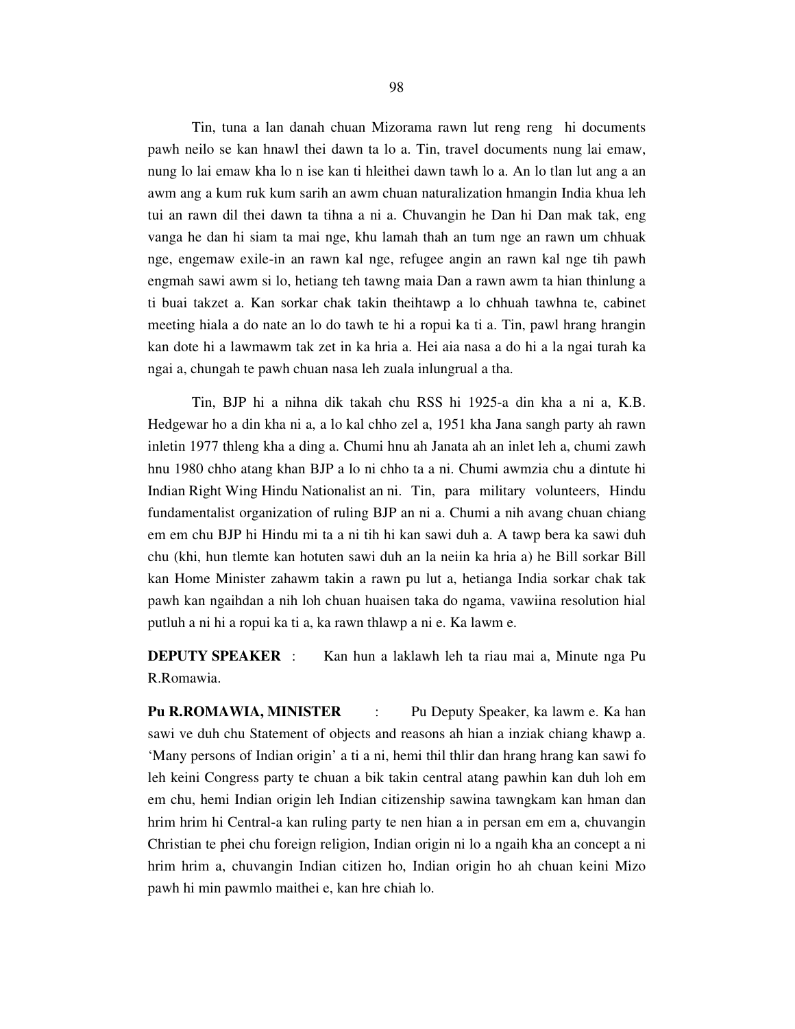Tin, tuna a lan danah chuan Mizorama rawn lut reng reng hi documents pawh neilo se kan hnawl thei dawn ta lo a. Tin, travel documents nung lai emaw, nung lo lai emaw kha lo n ise kan ti hleithei dawn tawh lo a. An lo tlan lut ang a an awm ang a kum ruk kum sarih an awm chuan naturalization hmangin India khua leh tui an rawn dil thei dawn ta tihna a ni a. Chuvangin he Dan hi Dan mak tak, eng vanga he dan hi siam ta mai nge, khu lamah thah an tum nge an rawn um chhuak nge, engemaw exile-in an rawn kal nge, refugee angin an rawn kal nge tih pawh engmah sawi awm si lo, hetiang teh tawng maia Dan a rawn awm ta hian thinlung a ti buai takzet a. Kan sorkar chak takin theihtawp a lo chhuah tawhna te, cabinet meeting hiala a do nate an lo do tawh te hi a ropui ka ti a. Tin, pawl hrang hrangin kan dote hi a lawmawm tak zet in ka hria a. Hei aia nasa a do hi a la ngai turah ka ngai a, chungah te pawh chuan nasa leh zuala inlungrual a tha.

Tin, BJP hi a nihna dik takah chu RSS hi 1925-a din kha a ni a, K.B. Hedgewar ho a din kha ni a, a lo kal chho zel a, 1951 kha Jana sangh party ah rawn inletin 1977 thleng kha a ding a. Chumi hnu ah Janata ah an inlet leh a, chumi zawh hnu 1980 chho atang khan BJP a lo ni chho ta a ni. Chumi awmzia chu a dintute hi Indian Right Wing Hindu Nationalist an ni. Tin, para military volunteers, Hindu fundamentalist organization of ruling BJP an ni a. Chumi a nih avang chuan chiang em em chu BJP hi Hindu mi ta a ni tih hi kan sawi duh a. A tawp bera ka sawi duh chu (khi, hun tlemte kan hotuten sawi duh an la neiin ka hria a) he Bill sorkar Bill kan Home Minister zahawm takin a rawn pu lut a, hetianga India sorkar chak tak pawh kan ngaihdan a nih loh chuan huaisen taka do ngama, vawiina resolution hial putluh a ni hi a ropui ka ti a, ka rawn thlawp a ni e. Ka lawm e.

**DEPUTY SPEAKER** : Kan hun a laklawh leh ta riau mai a, Minute nga Pu R.Romawia.

**Pu R.ROMAWIA, MINISTER** : Pu Deputy Speaker, ka lawm e. Ka han sawi ve duh chu Statement of objects and reasons ah hian a inziak chiang khawp a. 'Many persons of Indian origin' a ti a ni, hemi thil thlir dan hrang hrang kan sawi fo leh keini Congress party te chuan a bik takin central atang pawhin kan duh loh em em chu, hemi Indian origin leh Indian citizenship sawina tawngkam kan hman dan hrim hrim hi Central-a kan ruling party te nen hian a in persan em em a, chuvangin Christian te phei chu foreign religion, Indian origin ni lo a ngaih kha an concept a ni hrim hrim a, chuvangin Indian citizen ho, Indian origin ho ah chuan keini Mizo pawh hi min pawmlo maithei e, kan hre chiah lo.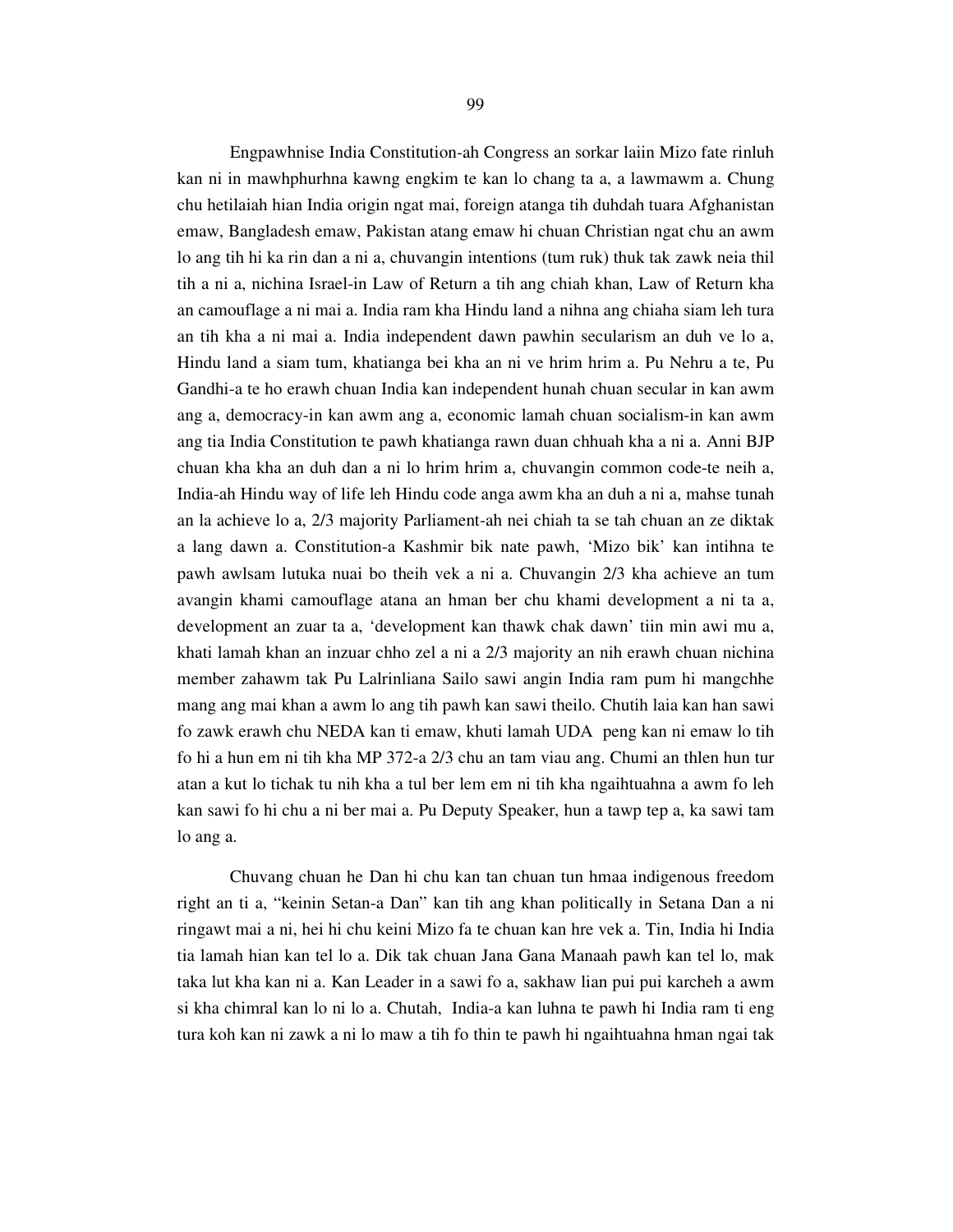Engpawhnise India Constitution-ah Congress an sorkar laiin Mizo fate rinluh kan ni in mawhphurhna kawng engkim te kan lo chang ta a, a lawmawm a. Chung chu hetilaiah hian India origin ngat mai, foreign atanga tih duhdah tuara Afghanistan emaw, Bangladesh emaw, Pakistan atang emaw hi chuan Christian ngat chu an awm lo ang tih hi ka rin dan a ni a, chuvangin intentions (tum ruk) thuk tak zawk neia thil tih a ni a, nichina Israel-in Law of Return a tih ang chiah khan, Law of Return kha an camouflage a ni mai a. India ram kha Hindu land a nihna ang chiaha siam leh tura an tih kha a ni mai a. India independent dawn pawhin secularism an duh ve lo a, Hindu land a siam tum, khatianga bei kha an ni ve hrim hrim a. Pu Nehru a te, Pu Gandhi-a te ho erawh chuan India kan independent hunah chuan secular in kan awm ang a, democracy-in kan awm ang a, economic lamah chuan socialism-in kan awm ang tia India Constitution te pawh khatianga rawn duan chhuah kha a ni a. Anni BJP chuan kha kha an duh dan a ni lo hrim hrim a, chuvangin common code-te neih a, India-ah Hindu way of life leh Hindu code anga awm kha an duh a ni a, mahse tunah an la achieve lo a, 2/3 majority Parliament-ah nei chiah ta se tah chuan an ze diktak a lang dawn a. Constitution-a Kashmir bik nate pawh, 'Mizo bik' kan intihna te pawh awlsam lutuka nuai bo theih vek a ni a. Chuvangin 2/3 kha achieve an tum avangin khami camouflage atana an hman ber chu khami development a ni ta a, development an zuar ta a, 'development kan thawk chak dawn' tiin min awi mu a, khati lamah khan an inzuar chho zel a ni a 2/3 majority an nih erawh chuan nichina member zahawm tak Pu Lalrinliana Sailo sawi angin India ram pum hi mangchhe mang ang mai khan a awm lo ang tih pawh kan sawi theilo. Chutih laia kan han sawi fo zawk erawh chu NEDA kan ti emaw, khuti lamah UDA peng kan ni emaw lo tih fo hi a hun em ni tih kha MP 372-a 2/3 chu an tam viau ang. Chumi an thlen hun tur atan a kut lo tichak tu nih kha a tul ber lem em ni tih kha ngaihtuahna a awm fo leh kan sawi fo hi chu a ni ber mai a. Pu Deputy Speaker, hun a tawp tep a, ka sawi tam lo ang a.

Chuvang chuan he Dan hi chu kan tan chuan tun hmaa indigenous freedom right an ti a, "keinin Setan-a Dan" kan tih ang khan politically in Setana Dan a ni ringawt mai a ni, hei hi chu keini Mizo fa te chuan kan hre vek a. Tin, India hi India tia lamah hian kan tel lo a. Dik tak chuan Jana Gana Manaah pawh kan tel lo, mak taka lut kha kan ni a. Kan Leader in a sawi fo a, sakhaw lian pui pui karcheh a awm si kha chimral kan lo ni lo a. Chutah, India-a kan luhna te pawh hi India ram ti eng tura koh kan ni zawk a ni lo maw a tih fo thin te pawh hi ngaihtuahna hman ngai tak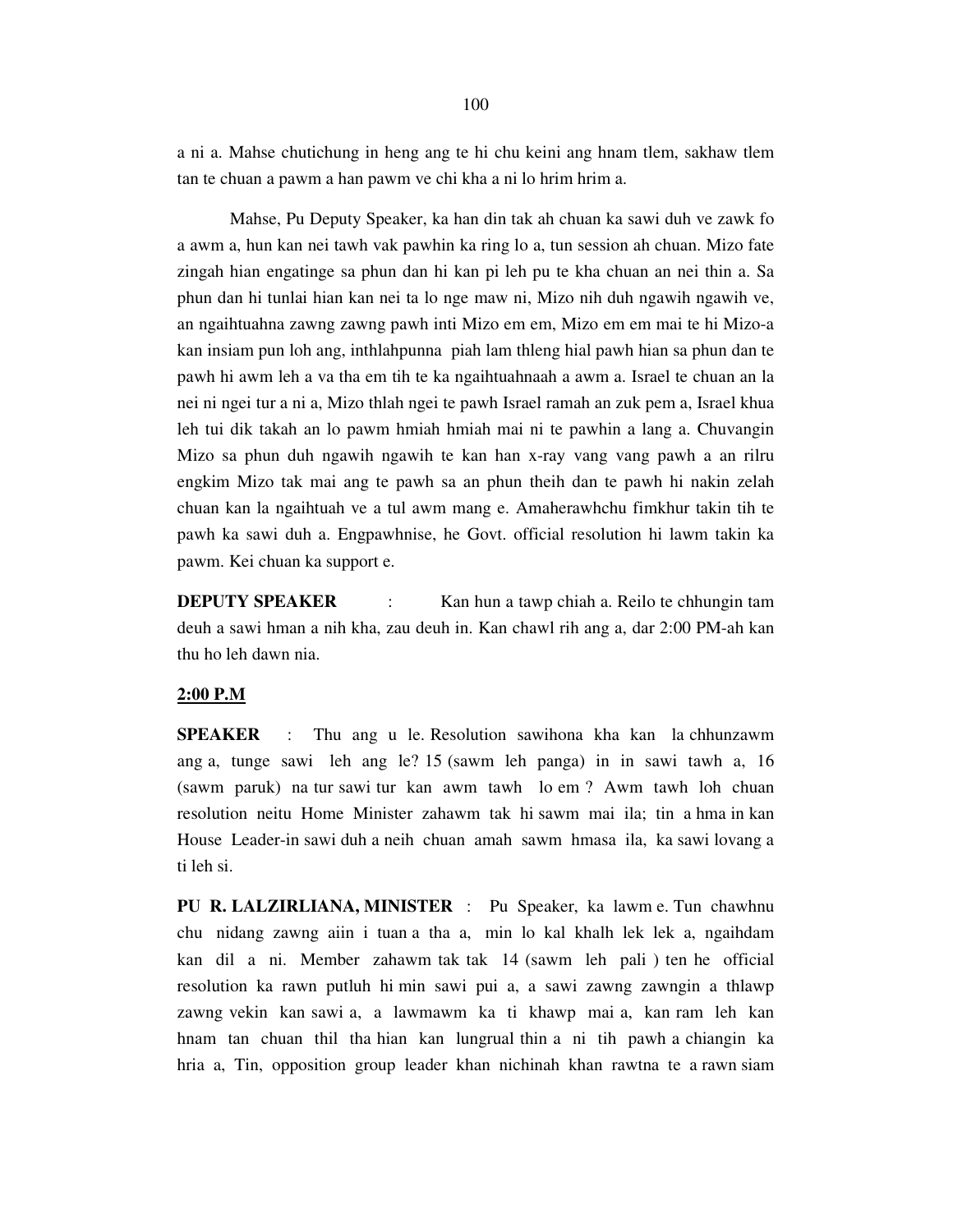a ni a. Mahse chutichung in heng ang te hi chu keini ang hnam tlem, sakhaw tlem tan te chuan a pawm a han pawm ve chi kha a ni lo hrim hrim a.

Mahse, Pu Deputy Speaker, ka han din tak ah chuan ka sawi duh ve zawk fo a awm a, hun kan nei tawh vak pawhin ka ring lo a, tun session ah chuan. Mizo fate zingah hian engatinge sa phun dan hi kan pi leh pu te kha chuan an nei thin a. Sa phun dan hi tunlai hian kan nei ta lo nge maw ni, Mizo nih duh ngawih ngawih ve, an ngaihtuahna zawng zawng pawh inti Mizo em em, Mizo em em mai te hi Mizo-a kan insiam pun loh ang, inthlahpunna piah lam thleng hial pawh hian sa phun dan te pawh hi awm leh a va tha em tih te ka ngaihtuahnaah a awm a. Israel te chuan an la nei ni ngei tur a ni a, Mizo thlah ngei te pawh Israel ramah an zuk pem a, Israel khua leh tui dik takah an lo pawm hmiah hmiah mai ni te pawhin a lang a. Chuvangin Mizo sa phun duh ngawih ngawih te kan han x-ray vang vang pawh a an rilru engkim Mizo tak mai ang te pawh sa an phun theih dan te pawh hi nakin zelah chuan kan la ngaihtuah ve a tul awm mang e. Amaherawhchu fimkhur takin tih te pawh ka sawi duh a. Engpawhnise, he Govt. official resolution hi lawm takin ka pawm. Kei chuan ka support e.

**DEPUTY SPEAKER** : Kan hun a tawp chiah a. Reilo te chhungin tam deuh a sawi hman a nih kha, zau deuh in. Kan chawl rih ang a, dar 2:00 PM-ah kan thu ho leh dawn nia.

**2:00 P.M**

**SPEAKER** : Thu ang u le. Resolution sawihona kha kan la chhunzawm ang a, tunge sawi leh ang le? 15 (sawm leh panga) in in sawi tawh a, 16 (sawm paruk) na tur sawi tur kan awm tawh lo em ? Awm tawh loh chuan resolution neitu Home Minister zahawm tak hi sawm mai ila; tin a hma in kan House Leader-in sawi duh a neih chuan amah sawm hmasa ila, ka sawi lovang a ti leh si.

**PU R. LALZIRLIANA, MINISTER** : Pu Speaker, ka lawm e. Tun chawhnu chu nidang zawng aiin i tuan a tha a, min lo kal khalh lek lek a, ngaihdam kan dil a ni. Member zahawm tak tak 14 (sawm leh pali ) ten he official resolution ka rawn putluh hi min sawi pui a, a sawi zawng zawngin a thlawp zawng vekin kan sawi a, a lawmawm ka ti khawp mai a, kan ram leh kan hnam tan chuan thil tha hian kan lungrual thin a ni tih pawh a chiangin ka hria a, Tin, opposition group leader khan nichinah khan rawtna te a rawn siam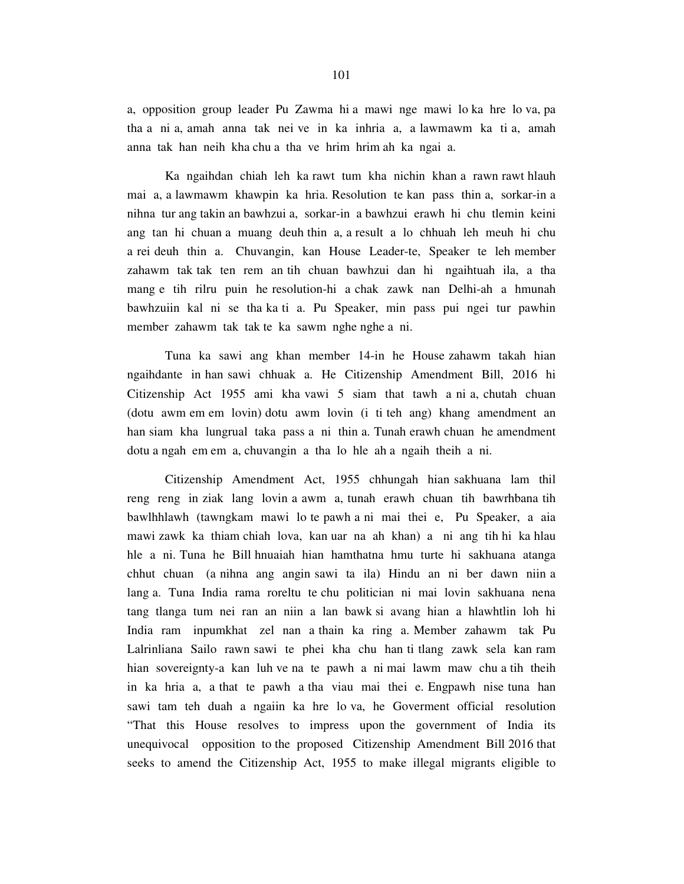a, opposition group leader Pu Zawma hi a mawi nge mawi lo ka hre lo va, pa tha a ni a, amah anna tak nei ve in ka inhria a, a lawmawm ka ti a, amah anna tak han neih kha chu a tha ve hrim hrim ah ka ngai a.

Ka ngaihdan chiah leh ka rawt tum kha nichin khan a rawn rawt hlauh mai a, a lawmawm khawpin ka hria. Resolution te kan pass thin a, sorkar-in a nihna tur ang takin an bawhzui a, sorkar-in a bawhzui erawh hi chu tlemin keini ang tan hi chuan a muang deuh thin a, a result a lo chhuah leh meuh hi chu a rei deuh thin a. Chuvangin, kan House Leader-te, Speaker te leh member zahawm tak tak ten rem an tih chuan bawhzui dan hi ngaihtuah ila, a tha mang e tih rilru puin he resolution-hi a chak zawk nan Delhi-ah a hmunah bawhzuiin kal ni se tha ka ti a. Pu Speaker, min pass pui ngei tur pawhin member zahawm tak tak te ka sawm nghe nghe a ni.

Tuna ka sawi ang khan member 14-in he House zahawm takah hian ngaihdante in han sawi chhuak a. He Citizenship Amendment Bill, 2016 hi Citizenship Act 1955 ami kha vawi 5 siam that tawh a ni a, chutah chuan (dotu awm em em lovin) dotu awm lovin (i ti teh ang) khang amendment an han siam kha lungrual taka pass a ni thin a. Tunah erawh chuan he amendment dotu a ngah em em a, chuvangin a tha lo hle ah a ngaih theih a ni.

Citizenship Amendment Act, 1955 chhungah hian sakhuana lam thil reng reng in ziak lang lovin a awm a, tunah erawh chuan tih bawrhbana tih bawlhhlawh (tawngkam mawi lo te pawh a ni mai thei e, Pu Speaker, a aia mawi zawk ka thiam chiah lova, kan uar na ah khan) a ni ang tih hi ka hlau hle a ni. Tuna he Bill hnuaiah hian hamthatna hmu turte hi sakhuana atanga chhut chuan (a nihna ang angin sawi ta ila) Hindu an ni ber dawn niin a lang a. Tuna India rama roreltu te chu politician ni mai lovin sakhuana nena tang tlanga tum nei ran an niin a lan bawk si avang hian a hlawhtlin loh hi India ram inpumkhat zel nan a thain ka ring a. Member zahawm tak Pu Lalrinliana Sailo rawn sawi te phei kha chu han ti tlang zawk sela kan ram hian sovereignty-a kan luh ve na te pawh a ni mai lawm maw chu a tih theih in ka hria a, a that te pawh a tha viau mai thei e. Engpawh nise tuna han sawi tam teh duah a ngaiin ka hre lo va, he Goverment official resolution "That this House resolves to impress upon the government of India its unequivocal opposition to the proposed Citizenship Amendment Bill 2016 that seeks to amend the Citizenship Act, 1955 to make illegal migrants eligible to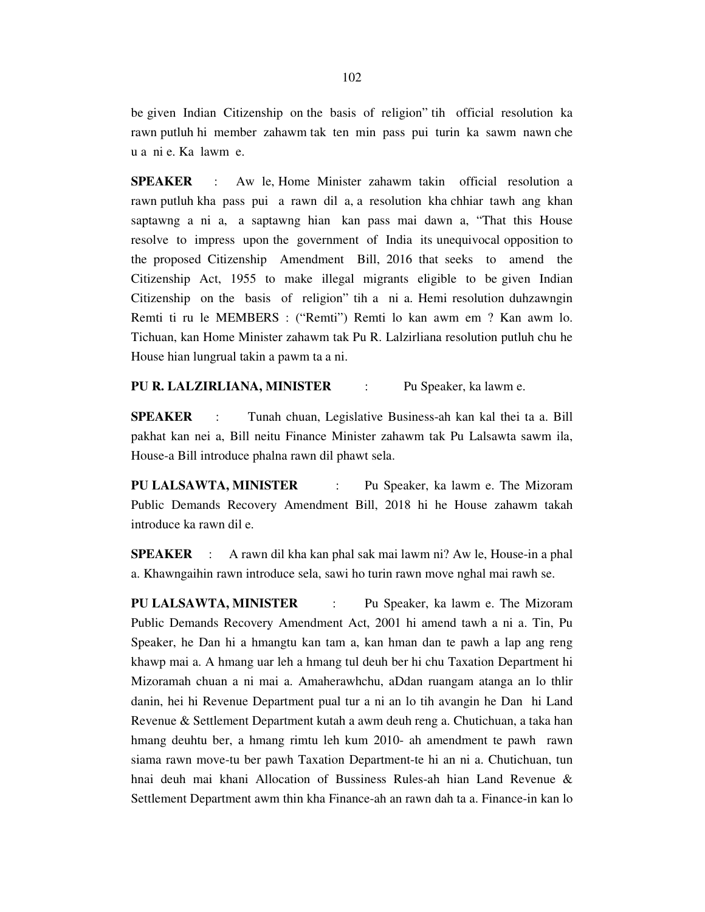be given Indian Citizenship on the basis of religion" tih official resolution ka rawn putluh hi member zahawm tak ten min pass pui turin ka sawm nawn che u a ni e. Ka lawm e.

**SPEAKER** : Aw le, Home Minister zahawm takin official resolution a rawn putluh kha pass pui a rawn dil a, a resolution kha chhiar tawh ang khan saptawng a ni a, a saptawng hian kan pass mai dawn a, "That this House resolve to impress upon the government of India its unequivocal opposition to the proposed Citizenship Amendment Bill, 2016 that seeks to amend the Citizenship Act, 1955 to make illegal migrants eligible to be given Indian Citizenship on the basis of religion" tih a ni a. Hemi resolution duhzawngin Remti ti ru le MEMBERS : ("Remti") Remti lo kan awm em ? Kan awm lo. Tichuan, kan Home Minister zahawm tak Pu R. Lalzirliana resolution putluh chu he House hian lungrual takin a pawm ta a ni.

**PU R. LALZIRLIANA, MINISTER** : Pu Speaker, ka lawm e.

**SPEAKER** : Tunah chuan, Legislative Business-ah kan kal thei ta a. Bill pakhat kan nei a, Bill neitu Finance Minister zahawm tak Pu Lalsawta sawm ila, House-a Bill introduce phalna rawn dil phawt sela.

**PU LALSAWTA, MINISTER** : Pu Speaker, ka lawm e. The Mizoram Public Demands Recovery Amendment Bill, 2018 hi he House zahawm takah introduce ka rawn dil e.

**SPEAKER** : A rawn dil kha kan phal sak mai lawm ni? Aw le, House-in a phal a. Khawngaihin rawn introduce sela, sawi ho turin rawn move nghal mai rawh se.

**PU LALSAWTA, MINISTER** : Pu Speaker, ka lawm e. The Mizoram Public Demands Recovery Amendment Act, 2001 hi amend tawh a ni a. Tin, Pu Speaker, he Dan hi a hmangtu kan tam a, kan hman dan te pawh a lap ang reng khawp mai a. A hmang uar leh a hmang tul deuh ber hi chu Taxation Department hi Mizoramah chuan a ni mai a. Amaherawhchu, aDdan ruangam atanga an lo thlir danin, hei hi Revenue Department pual tur a ni an lo tih avangin he Dan hi Land Revenue & Settlement Department kutah a awm deuh reng a. Chutichuan, a taka han hmang deuhtu ber, a hmang rimtu leh kum 2010- ah amendment te pawh rawn siama rawn move-tu ber pawh Taxation Department-te hi an ni a. Chutichuan, tun hnai deuh mai khani Allocation of Bussiness Rules-ah hian Land Revenue & Settlement Department awm thin kha Finance-ah an rawn dah ta a. Finance-in kan lo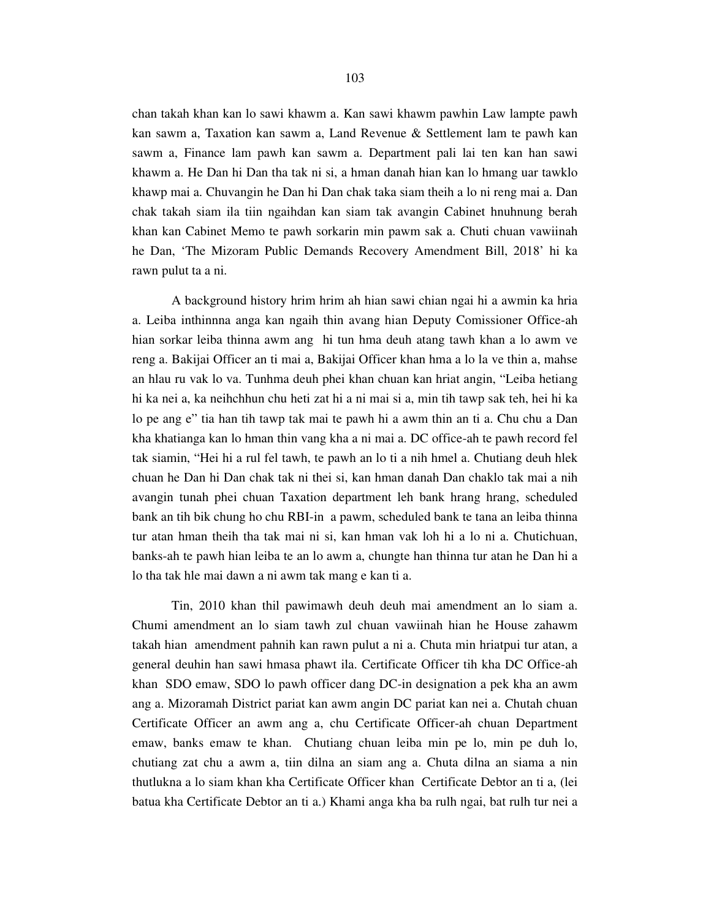chan takah khan kan lo sawi khawm a. Kan sawi khawm pawhin Law lampte pawh kan sawm a, Taxation kan sawm a, Land Revenue & Settlement lam te pawh kan sawm a, Finance lam pawh kan sawm a. Department pali lai ten kan han sawi khawm a. He Dan hi Dan tha tak ni si, a hman danah hian kan lo hmang uar tawklo khawp mai a. Chuvangin he Dan hi Dan chak taka siam theih a lo ni reng mai a. Dan chak takah siam ila tiin ngaihdan kan siam tak avangin Cabinet hnuhnung berah khan kan Cabinet Memo te pawh sorkarin min pawm sak a. Chuti chuan vawiinah he Dan, 'The Mizoram Public Demands Recovery Amendment Bill, 2018' hi ka rawn pulut ta a ni.

A background history hrim hrim ah hian sawi chian ngai hi a awmin ka hria a. Leiba inthinnna anga kan ngaih thin avang hian Deputy Comissioner Office-ah hian sorkar leiba thinna awm ang hi tun hma deuh atang tawh khan a lo awm ve reng a. Bakijai Officer an ti mai a, Bakijai Officer khan hma a lo la ve thin a, mahse an hlau ru vak lo va. Tunhma deuh phei khan chuan kan hriat angin, "Leiba hetiang hi ka nei a, ka neihchhun chu heti zat hi a ni mai si a, min tih tawp sak teh, hei hi ka lo pe ang e" tia han tih tawp tak mai te pawh hi a awm thin an ti a. Chu chu a Dan kha khatianga kan lo hman thin vang kha a ni mai a. DC office-ah te pawh record fel tak siamin, "Hei hi a rul fel tawh, te pawh an lo ti a nih hmel a. Chutiang deuh hlek chuan he Dan hi Dan chak tak ni thei si, kan hman danah Dan chaklo tak mai a nih avangin tunah phei chuan Taxation department leh bank hrang hrang, scheduled bank an tih bik chung ho chu RBI-in a pawm, scheduled bank te tana an leiba thinna tur atan hman theih tha tak mai ni si, kan hman vak loh hi a lo ni a. Chutichuan, banks-ah te pawh hian leiba te an lo awm a, chungte han thinna tur atan he Dan hi a lo tha tak hle mai dawn a ni awm tak mang e kan ti a.

Tin, 2010 khan thil pawimawh deuh deuh mai amendment an lo siam a. Chumi amendment an lo siam tawh zul chuan vawiinah hian he House zahawm takah hian amendment pahnih kan rawn pulut a ni a. Chuta min hriatpui tur atan, a general deuhin han sawi hmasa phawt ila. Certificate Officer tih kha DC Office-ah khan SDO emaw, SDO lo pawh officer dang DC-in designation a pek kha an awm ang a. Mizoramah District pariat kan awm angin DC pariat kan nei a. Chutah chuan Certificate Officer an awm ang a, chu Certificate Officer-ah chuan Department emaw, banks emaw te khan. Chutiang chuan leiba min pe lo, min pe duh lo, chutiang zat chu a awm a, tiin dilna an siam ang a. Chuta dilna an siama a nin thutlukna a lo siam khan kha Certificate Officer khan Certificate Debtor an ti a, (lei batua kha Certificate Debtor an ti a.) Khami anga kha ba rulh ngai, bat rulh tur nei a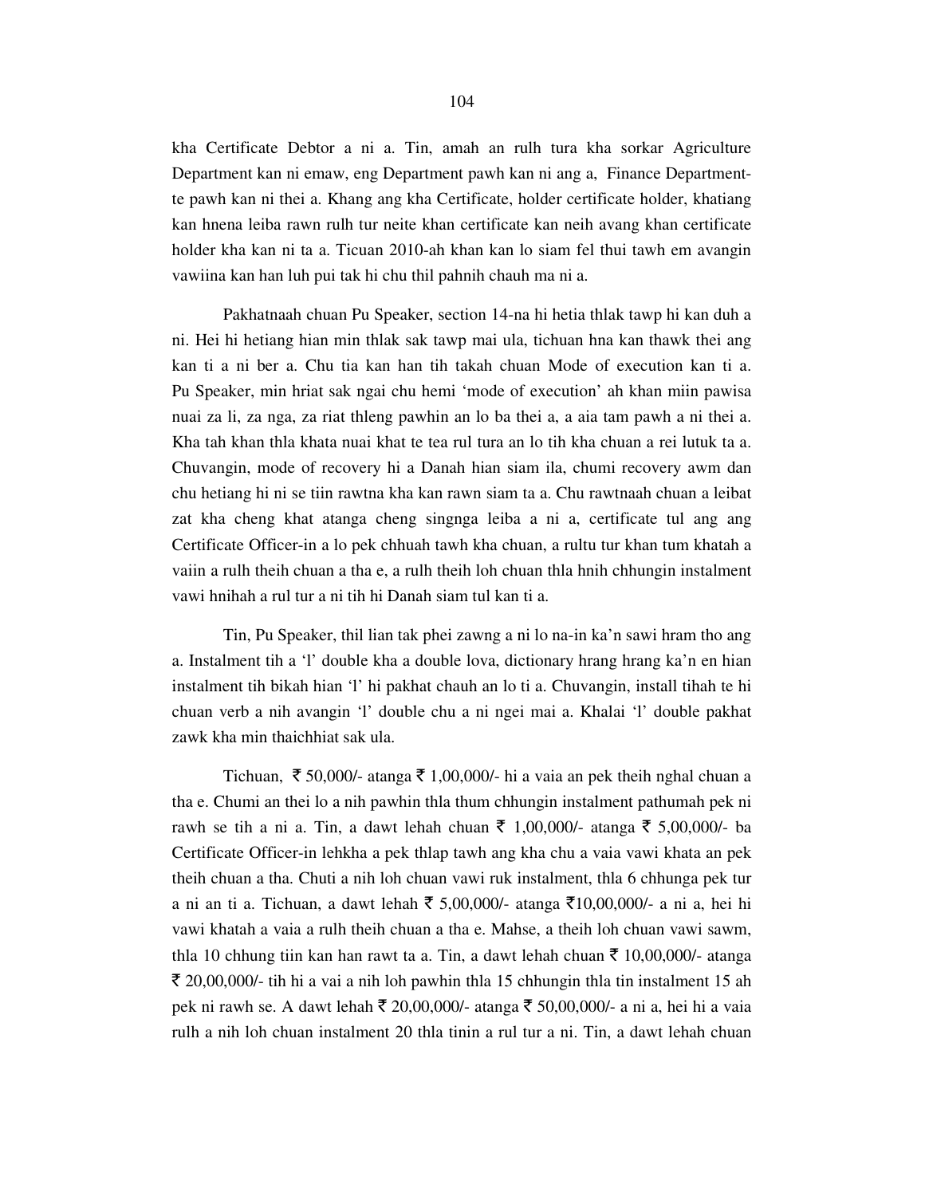kha Certificate Debtor a ni a. Tin, amah an rulh tura kha sorkar Agriculture Department kan ni emaw, eng Department pawh kan ni ang a, Finance Department-te pawh kan ni thei a. Khang ang kha Certificate, holder certificate holder, khatiang kan hnena leiba rawn rulh tur neite khan certificate kan neih avang khan certificate holder kha kan ni ta a. Ticuan 2010-ah khan kan lo siam fel thui tawh em avangin vawiina kan han luh pui tak hi chu thil pahnih chauh ma ni a.

Pakhatnaah chuan Pu Speaker, section 14-na hi hetia thlak tawp hi kan duh a ni. Hei hi hetiang hian min thlak sak tawp mai ula, tichuan hna kan thawk thei ang kan ti a ni ber a. Chu tia kan han tih takah chuan Mode of execution kan ti a. Pu Speaker, min hriat sak ngai chu hemi 'mode of execution' ah khan miin pawisa nuai za li, za nga, za riat thleng pawhin an lo ba thei a, a aia tam pawh a ni thei a. Kha tah khan thla khata nuai khat te tea rul tura an lo tih kha chuan a rei lutuk ta a. Chuvangin, mode of recovery hi a Danah hian siam ila, chumi recovery awm dan chu hetiang hi ni se tiin rawtna kha kan rawn siam ta a. Chu rawtnaah chuan a leibat zat kha cheng khat atanga cheng singnga leiba a ni a, certificate tul ang ang Certificate Officer-in a lo pek chhuah tawh kha chuan, a rultu tur khan tum khatah a vaiin a rulh theih chuan a tha e, a rulh theih loh chuan thla hnih chhungin instalment vawi hnihah a rul tur a ni tih hi Danah siam tul kan ti a.

Tin, Pu Speaker, thil lian tak phei zawng a ni lo na-in ka'n sawi hram tho ang a. Instalment tih a 'l' double kha a double lova, dictionary hrang hrang ka'n en hian instalment tih bikah hian 'l' hi pakhat chauh an lo ti a. Chuvangin, install tihah te hi chuan verb a nih avangin 'l' double chu a ni ngei mai a. Khalai 'l' double pakhat zawk kha min thaichhiat sak ula.

Tichuan, ₹ 50,000/- atanga ₹ 1,00,000/- hi a vaia an pek theih nghal chuan a tha e. Chumi an thei lo a nih pawhin thla thum chhungin instalment pathumah pek ni rawh se tih a ni a. Tin, a dawt lehah chuan ₹ 1,00,000/- atanga ₹ 5,00,000/- ba Certificate Officer-in lehkha a pek thlap tawh ang kha chu a vaia vawi khata an pek theih chuan a tha. Chuti a nih loh chuan vawi ruk instalment, thla 6 chhunga pek tur a ni an ti a. Tichuan, a dawt lehah ₹ 5,00,000/- atanga ₹10,00,000/- a ni a, hei hi vawi khatah a vaia a rulh theih chuan a tha e. Mahse, a theih loh chuan vawi sawm, thla 10 chhung tiin kan han rawt ta a. Tin, a dawt lehah chuan ₹ 10,00,000/- atanga ₹ 20,00,000/- tih hi a vai a nih loh pawhin thla 15 chhungin thla tin instalment 15 ah pek ni rawh se. A dawt lehah ₹ 20,00,000/- atanga ₹ 50,00,000/- a ni a, hei hi a vaia rulh a nih loh chuan instalment 20 thla tinin a rul tur a ni. Tin, a dawt lehah chuan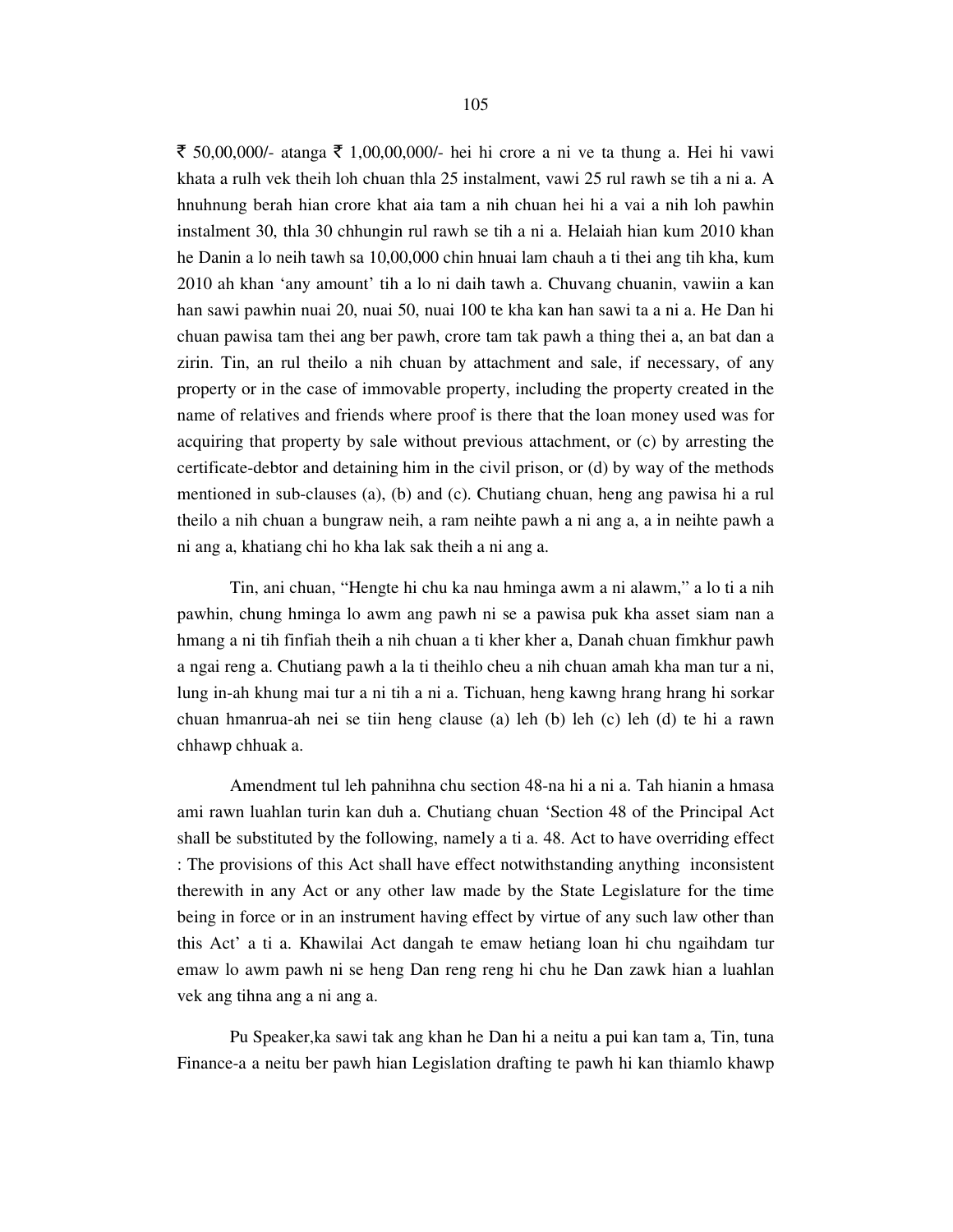₹ 50,00,000/- atanga ₹ 1,00,00,000/- hei hi crore a ni ve ta thung a. Hei hi vawi khata a rulh vek theih loh chuan thla 25 instalment, vawi 25 rul rawh se tih a ni a. A hnuhnung berah hian crore khat aia tam a nih chuan hei hi a vai a nih loh pawhin instalment 30, thla 30 chhungin rul rawh se tih a ni a. Helaiah hian kum 2010 khan he Danin a lo neih tawh sa 10,00,000 chin hnuai lam chauh a ti thei ang tih kha, kum 2010 ah khan 'any amount' tih a lo ni daih tawh a. Chuvang chuanin, vawiin a kan han sawi pawhin nuai 20, nuai 50, nuai 100 te kha kan han sawi ta a ni a. He Dan hi chuan pawisa tam thei ang ber pawh, crore tam tak pawh a thing thei a, an bat dan a zirin. Tin, an rul theilo a nih chuan by attachment and sale, if necessary, of any property or in the case of immovable property, including the property created in the name of relatives and friends where proof is there that the loan money used was for acquiring that property by sale without previous attachment, or (c) by arresting the certificate-debtor and detaining him in the civil prison, or (d) by way of the methods mentioned in sub-clauses (a), (b) and (c). Chutiang chuan, heng ang pawisa hi a rul theilo a nih chuan a bungraw neih, a ram neihte pawh a ni ang a, a in neihte pawh a ni ang a, khatiang chi ho kha lak sak theih a ni ang a.

Tin, ani chuan, "Hengte hi chu ka nau hminga awm a ni alawm," a lo ti a nih pawhin, chung hminga lo awm ang pawh ni se a pawisa puk kha asset siam nan a hmang a ni tih finfiah theih a nih chuan a ti kher kher a, Danah chuan fimkhur pawh a ngai reng a. Chutiang pawh a la ti theihlo cheu a nih chuan amah kha man tur a ni, lung in-ah khung mai tur a ni tih a ni a. Tichuan, heng kawng hrang hrang hi sorkar chuan hmanrua-ah nei se tiin heng clause (a) leh (b) leh (c) leh (d) te hi a rawn chhawp chhuak a.

Amendment tul leh pahnihna chu section 48-na hi a ni a. Tah hianin a hmasa ami rawn luahlan turin kan duh a. Chutiang chuan 'Section 48 of the Principal Act shall be substituted by the following, namely a ti a. 48. Act to have overriding effect : The provisions of this Act shall have effect notwithstanding anything inconsistent therewith in any Act or any other law made by the State Legislature for the time being in force or in an instrument having effect by virtue of any such law other than this Act' a ti a. Khawilai Act dangah te emaw hetiang loan hi chu ngaihdam tur emaw lo awm pawh ni se heng Dan reng reng hi chu he Dan zawk hian a luahlan vek ang tihna ang a ni ang a.

Pu Speaker,ka sawi tak ang khan he Dan hi a neitu a pui kan tam a, Tin, tuna Finance-a a neitu ber pawh hian Legislation drafting te pawh hi kan thiamlo khawp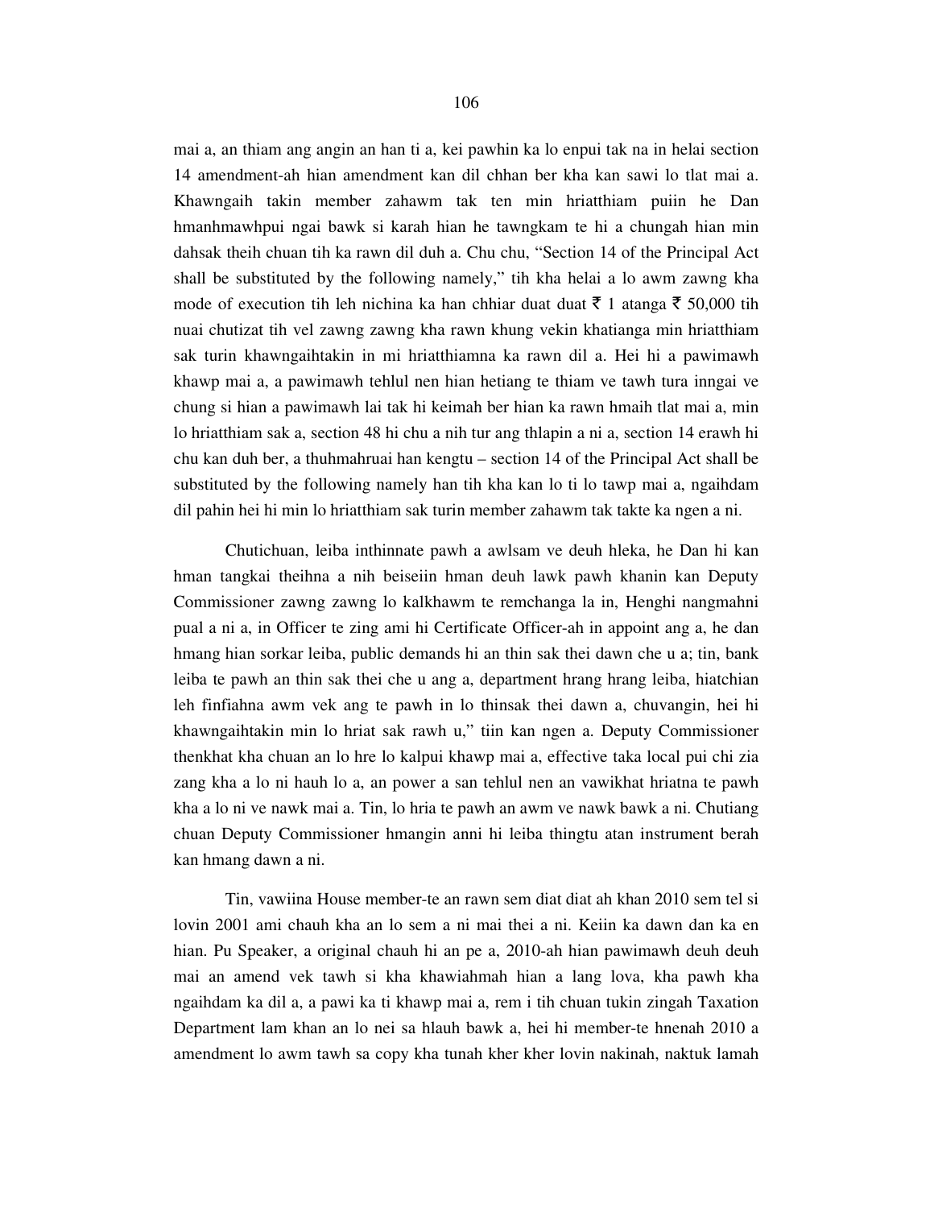mai a, an thiam ang angin an han ti a, kei pawhin ka lo enpui tak na in helai section 14 amendment-ah hian amendment kan dil chhan ber kha kan sawi lo tlat mai a. Khawngaih takin member zahawm tak ten min hriatthiam puiin he Dan hmanhmawhpui ngai bawk si karah hian he tawngkam te hi a chungah hian min dahsak theih chuan tih ka rawn dil duh a. Chu chu, "Section 14 of the Principal Act shall be substituted by the following namely," tih kha helai a lo awm zawng kha mode of execution tih leh nichina ka han chhiar duat duat ₹ 1 atanga ₹ 50,000 tih nuai chutizat tih vel zawng zawng kha rawn khung vekin khatianga min hriatthiam sak turin khawngaihtakin in mi hriatthiamna ka rawn dil a. Hei hi a pawimawh khawp mai a, a pawimawh tehlul nen hian hetiang te thiam ve tawh tura inngai ve chung si hian a pawimawh lai tak hi keimah ber hian ka rawn hmaih tlat mai a, min lo hriatthiam sak a, section 48 hi chu a nih tur ang thlapin a ni a, section 14 erawh hi chu kan duh ber, a thuhmahruai han kengtu – section 14 of the Principal Act shall be substituted by the following namely han tih kha kan lo ti lo tawp mai a, ngaihdam dil pahin hei hi min lo hriatthiam sak turin member zahawm tak takte ka ngen a ni.

Chutichuan, leiba inthinnate pawh a awlsam ve deuh hleka, he Dan hi kan hman tangkai theihna a nih beiseiin hman deuh lawk pawh khanin kan Deputy Commissioner zawng zawng lo kalkhawm te remchanga la in, Henghi nangmahni pual a ni a, in Officer te zing ami hi Certificate Officer-ah in appoint ang a, he dan hmang hian sorkar leiba, public demands hi an thin sak thei dawn che u a; tin, bank leiba te pawh an thin sak thei che u ang a, department hrang hrang leiba, hiatchian leh finfiahna awm vek ang te pawh in lo thinsak thei dawn a, chuvangin, hei hi khawngaihtakin min lo hriat sak rawh u," tiin kan ngen a. Deputy Commissioner thenkhat kha chuan an lo hre lo kalpui khawp mai a, effective taka local pui chi zia zang kha a lo ni hauh lo a, an power a san tehlul nen an vawikhat hriatna te pawh kha a lo ni ve nawk mai a. Tin, lo hria te pawh an awm ve nawk bawk a ni. Chutiang chuan Deputy Commissioner hmangin anni hi leiba thingtu atan instrument berah kan hmang dawn a ni.

Tin, vawiina House member-te an rawn sem diat diat ah khan 2010 sem tel si lovin 2001 ami chauh kha an lo sem a ni mai thei a ni. Keiin ka dawn dan ka en hian. Pu Speaker, a original chauh hi an pe a, 2010-ah hian pawimawh deuh deuh mai an amend vek tawh si kha khawiahmah hian a lang lova, kha pawh kha ngaihdam ka dil a, a pawi ka ti khawp mai a, rem i tih chuan tukin zingah Taxation Department lam khan an lo nei sa hlauh bawk a, hei hi member-te hnenah 2010 a amendment lo awm tawh sa copy kha tunah kher kher lovin nakinah, naktuk lamah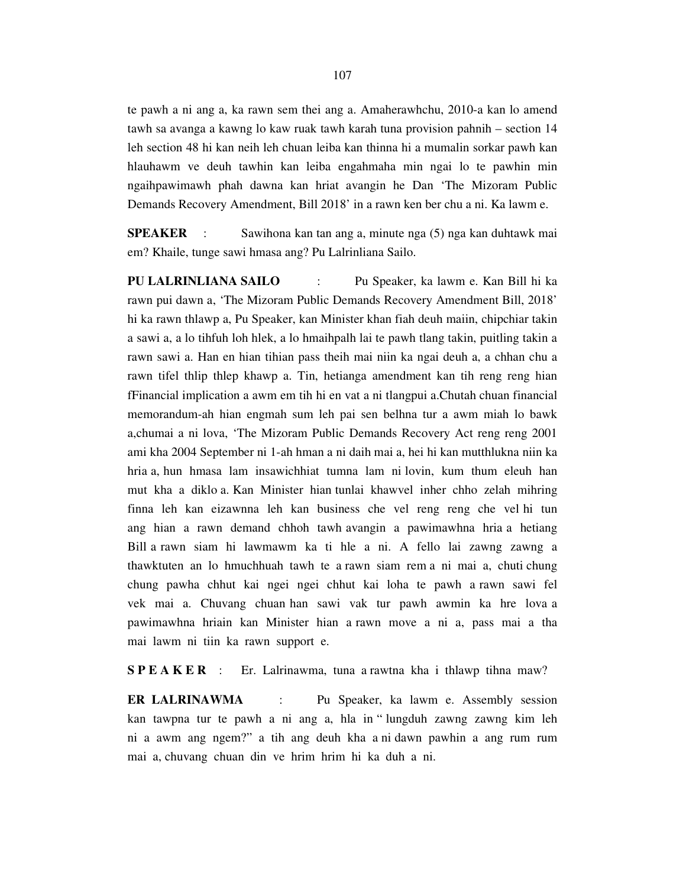te pawh a ni ang a, ka rawn sem thei ang a. Amaherawhchu, 2010-a kan lo amend tawh sa avanga a kawng lo kaw ruak tawh karah tuna provision pahnih – section 14 leh section 48 hi kan neih leh chuan leiba kan thinna hi a mumalin sorkar pawh kan hlauhawm ve deuh tawhin kan leiba engahmaha min ngai lo te pawhin min ngaihpawimawh phah dawna kan hriat avangin he Dan 'The Mizoram Public Demands Recovery Amendment, Bill 2018' in a rawn ken ber chu a ni. Ka lawm e.

**SPEAKER** : Sawihona kan tan ang a, minute nga (5) nga kan duhtawk mai em? Khaile, tunge sawi hmasa ang? Pu Lalrinliana Sailo.

**PU LALRINLIANA SAILO** : Pu Speaker, ka lawm e. Kan Bill hi ka rawn pui dawn a, 'The Mizoram Public Demands Recovery Amendment Bill, 2018' hi ka rawn thlawp a, Pu Speaker, kan Minister khan fiah deuh maiin, chipchiar takin a sawi a, a lo tihfuh loh hlek, a lo hmaihpalh lai te pawh tlang takin, puitling takin a rawn sawi a. Han en hian tihian pass theih mai niin ka ngai deuh a, a chhan chu a rawn tifel thlip thlep khawp a. Tin, hetianga amendment kan tih reng reng hian fFinancial implication a awm em tih hi en vat a ni tlangpui a.Chutah chuan financial memorandum-ah hian engmah sum leh pai sen belhna tur a awm miah lo bawk a,chumai a ni lova, 'The Mizoram Public Demands Recovery Act reng reng 2001 ami kha 2004 September ni 1-ah hman a ni daih mai a, hei hi kan mutthlukna niin ka hria a, hun hmasa lam insawichhiat tumna lam ni lovin, kum thum eleuh han mut kha a diklo a. Kan Minister hian tunlai khawvel inher chho zelah mihring finna leh kan eizawnna leh kan business che vel reng reng che vel hi tun ang hian a rawn demand chhoh tawh avangin a pawimawhna hria a hetiang Bill a rawn siam hi lawmawm ka ti hle a ni. A fello lai zawng zawng a thawktuten an lo hmuchhuah tawh te a rawn siam rem a ni mai a, chuti chung chung pawha chhut kai ngei ngei chhut kai loha te pawh a rawn sawi fel vek mai a. Chuvang chuan han sawi vak tur pawh awmin ka hre lova a pawimawhna hriain kan Minister hian a rawn move a ni a, pass mai a tha mai lawm ni tiin ka rawn support e.

**SPEAKER** : Er. Lalrinawma, tuna a rawtna kha i thlawp tihna maw?

**ER LALRINAWMA** : Pu Speaker, ka lawm e. Assembly session kan tawpna tur te pawh a ni ang a, hla in " lungduh zawng zawng kim leh ni a awm ang ngem?" a tih ang deuh kha a ni dawn pawhin a ang rum rum mai a, chuvang chuan din ve hrim hrim hi ka duh a ni.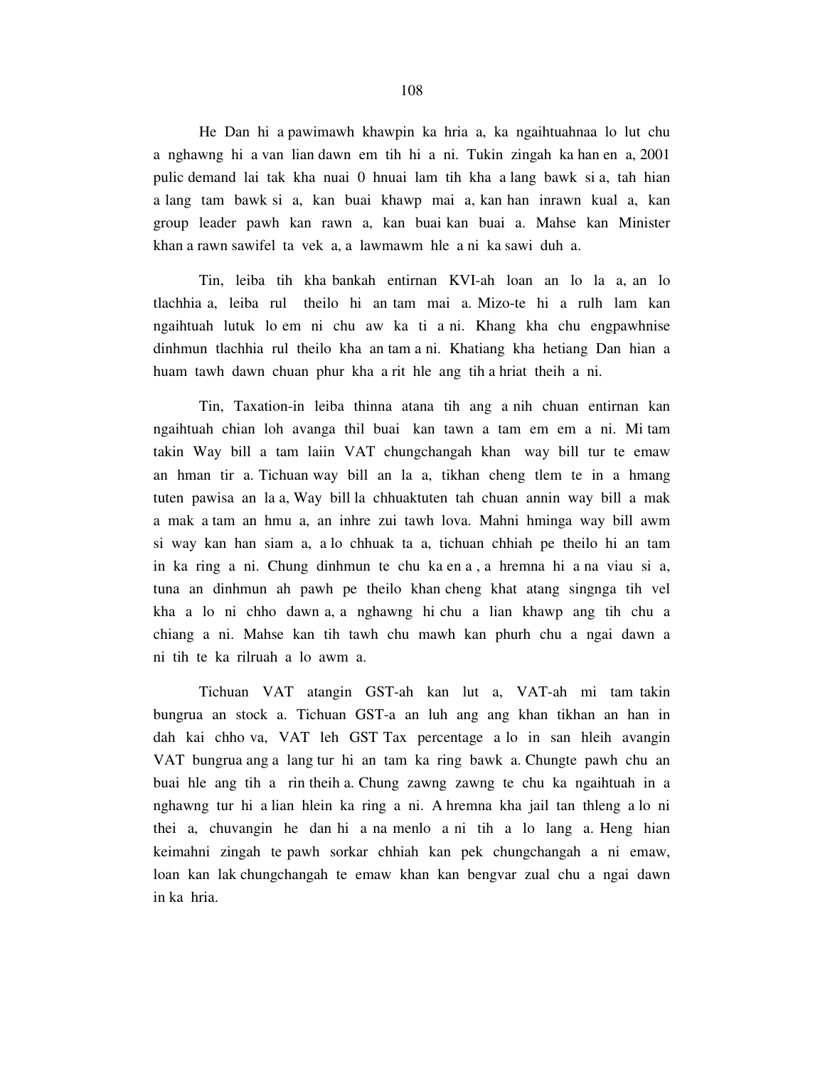He Dan hi a pawimawh khawpin ka hria a, ka ngaihtuahnaa lo lut chu a nghawng hi a van lian dawn em tih hi a ni. Tukin zingah ka han en a, 2001 pulic demand lai tak kha nuai 0 hnuai lam tih kha a lang bawk si a, tah hian a lang tam bawk si a, kan buai khawp mai a, kan han inrawn kual a, kan group leader pawh kan rawn a, kan buai kan buai a. Mahse kan Minister khan a rawn sawifel ta vek a, a lawmawm hle a ni ka sawi duh a.

Tin, leiba tih kha bankah entirnan KVI-ah loan an lo la a, an lo tlachhia a, leiba rul theilo hi an tam mai a. Mizo-te hi a rulh lam kan ngaihtuah lutuk lo em ni chu aw ka ti a ni. Khang kha chu engpawhnise dinhmun tlachhia rul theilo kha an tam a ni. Khatiang kha hetiang Dan hian a huam tawh dawn chuan phur kha a rit hle ang tih a hriat theih a ni.

Tin, Taxation-in leiba thinna atana tih ang a nih chuan entirnan kan ngaihtuah chian loh avanga thil buai kan tawn a tam em em a ni. Mi tam takin Way bill a tam laiin VAT chungchangah khan way bill tur te emaw an hman tir a. Tichuan way bill an la a, tikhan cheng tlem te in a hmang tuten pawisa an la a, Way bill la chhuaktuten tah chuan annin way bill a mak a mak a tam an hmu a, an inhre zui tawh lova. Mahni hminga way bill awm si way kan han siam a, a lo chhuak ta a, tichuan chhiah pe theilo hi an tam in ka ring a ni. Chung dinhmun te chu ka en a , a hremna hi a na viau si a, tuna an dinhmun ah pawh pe theilo khan cheng khat atang singnga tih vel kha a lo ni chho dawn a, a nghawng hi chu a lian khawp ang tih chu a chiang a ni. Mahse kan tih tawh chu mawh kan phurh chu a ngai dawn a ni tih te ka rilruah a lo awm a.

Tichuan VAT atangin GST-ah kan lut a, VAT-ah mi tam takin bungrua an stock a. Tichuan GST-a an luh ang ang khan tikhan an han in dah kai chho va, VAT leh GST Tax percentage a lo in san hleih avangin VAT bungrua ang a lang tur hi an tam ka ring bawk a. Chungte pawh chu an buai hle ang tih a rin theih a. Chung zawng zawng te chu ka ngaihtuah in a nghawng tur hi a lian hlein ka ring a ni. A hremna kha jail tan thleng a lo ni thei a, chuvangin he dan hi a na menlo a ni tih a lo lang a. Heng hian keimahni zingah te pawh sorkar chhiah kan pek chungchangah a ni emaw, loan kan lak chungchangah te emaw khan kan bengvar zual chu a ngai dawn in ka hria.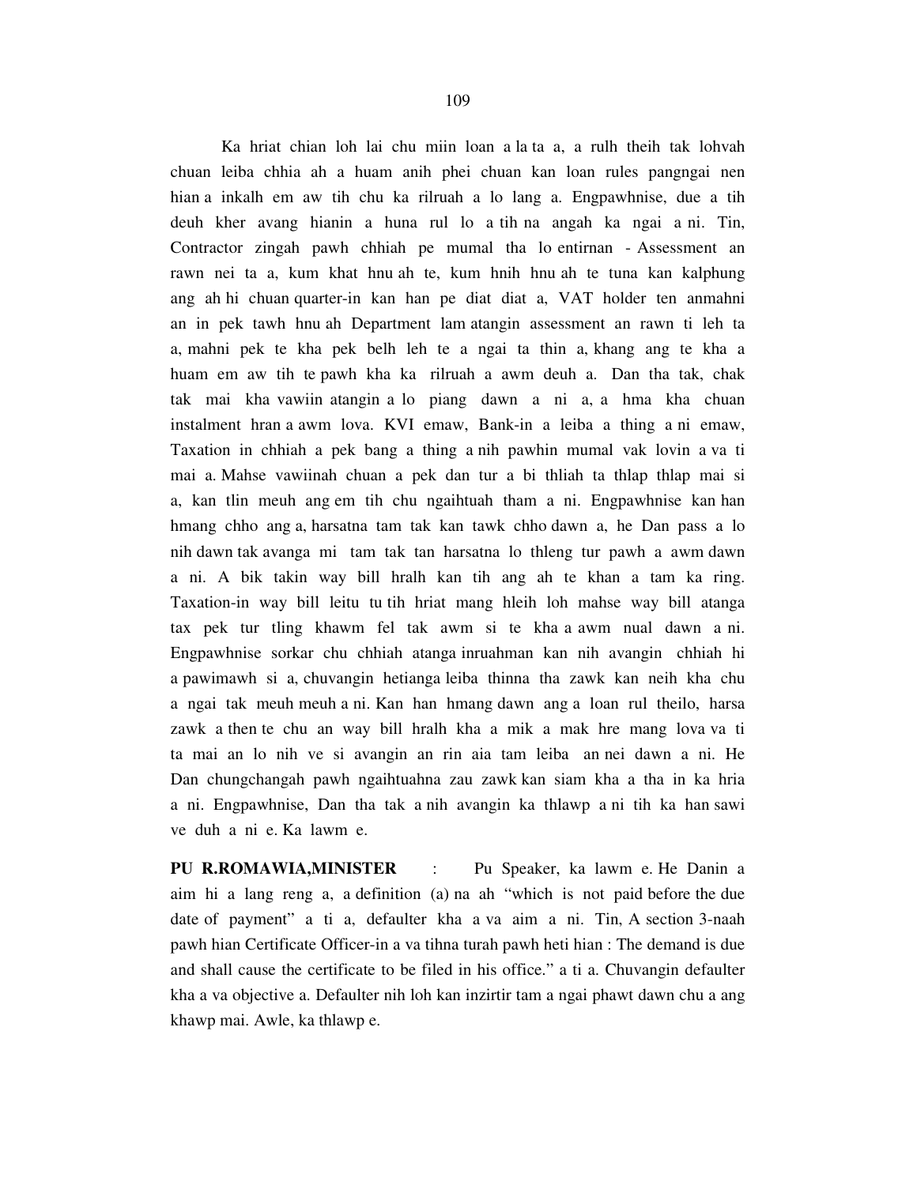Ka hriat chian loh lai chu miin loan a la ta a, a rulh theih tak lohvah chuan leiba chhia ah a huam anih phei chuan kan loan rules pangngai nen hian a inkalh em aw tih chu ka rilruah a lo lang a. Engpawhnise, due a tih deuh kher avang hianin a huna rul lo a tih na angah ka ngai a ni. Tin, Contractor zingah pawh chhiah pe mumal tha lo entirnan - Assessment an rawn nei ta a, kum khat hnu ah te, kum hnih hnu ah te tuna kan kalphung ang ah hi chuan quarter-in kan han pe diat diat a, VAT holder ten anmahni an in pek tawh hnu ah Department lam atangin assessment an rawn ti leh ta a, mahni pek te kha pek belh leh te a ngai ta thin a, khang ang te kha a huam em aw tih te pawh kha ka rilruah a awm deuh a. Dan tha tak, chak tak mai kha vawiin atangin a lo piang dawn a ni a, a hma kha chuan instalment hran a awm lova. KVI emaw, Bank-in a leiba a thing a ni emaw, Taxation in chhiah a pek bang a thing a nih pawhin mumal vak lovin a va ti mai a. Mahse vawiinah chuan a pek dan tur a bi thliah ta thlap thlap mai si a, kan tlin meuh ang em tih chu ngaihtuah tham a ni. Engpawhnise kan han hmang chho ang a, harsatna tam tak kan tawk chho dawn a, he Dan pass a lo nih dawn tak avanga mi tam tak tan harsatna lo thleng tur pawh a awm dawn a ni. A bik takin way bill hralh kan tih ang ah te khan a tam ka ring. Taxation-in way bill leitu tu tih hriat mang hleih loh mahse way bill atanga tax pek tur tling khawm fel tak awm si te kha a awm nual dawn a ni. Engpawhnise sorkar chu chhiah atanga inruahman kan nih avangin chhiah hi a pawimawh si a, chuvangin hetianga leiba thinna tha zawk kan neih kha chu a ngai tak meuh meuh a ni. Kan han hmang dawn ang a loan rul theilo, harsa zawk a then te chu an way bill hralh kha a mik a mak hre mang lova va ti ta mai an lo nih ve si avangin an rin aia tam leiba an nei dawn a ni. He Dan chungchangah pawh ngaihtuahna zau zawk kan siam kha a tha in ka hria a ni. Engpawhnise, Dan tha tak a nih avangin ka thlawp a ni tih ka han sawi ve duh a ni e. Ka lawm e.

**PU R.ROMAWIA,MINISTER** : Pu Speaker, ka lawm e. He Danin a aim hi a lang reng a, a definition (a) na ah "which is not paid before the due date of payment" a ti a, defaulter kha a va aim a ni. Tin, A section 3-naah pawh hian Certificate Officer-in a va tihna turah pawh heti hian : The demand is due and shall cause the certificate to be filed in his office." a ti a. Chuvangin defaulter kha a va objective a. Defaulter nih loh kan inzirtir tam a ngai phawt dawn chu a ang khawp mai. Awle, ka thlawp e.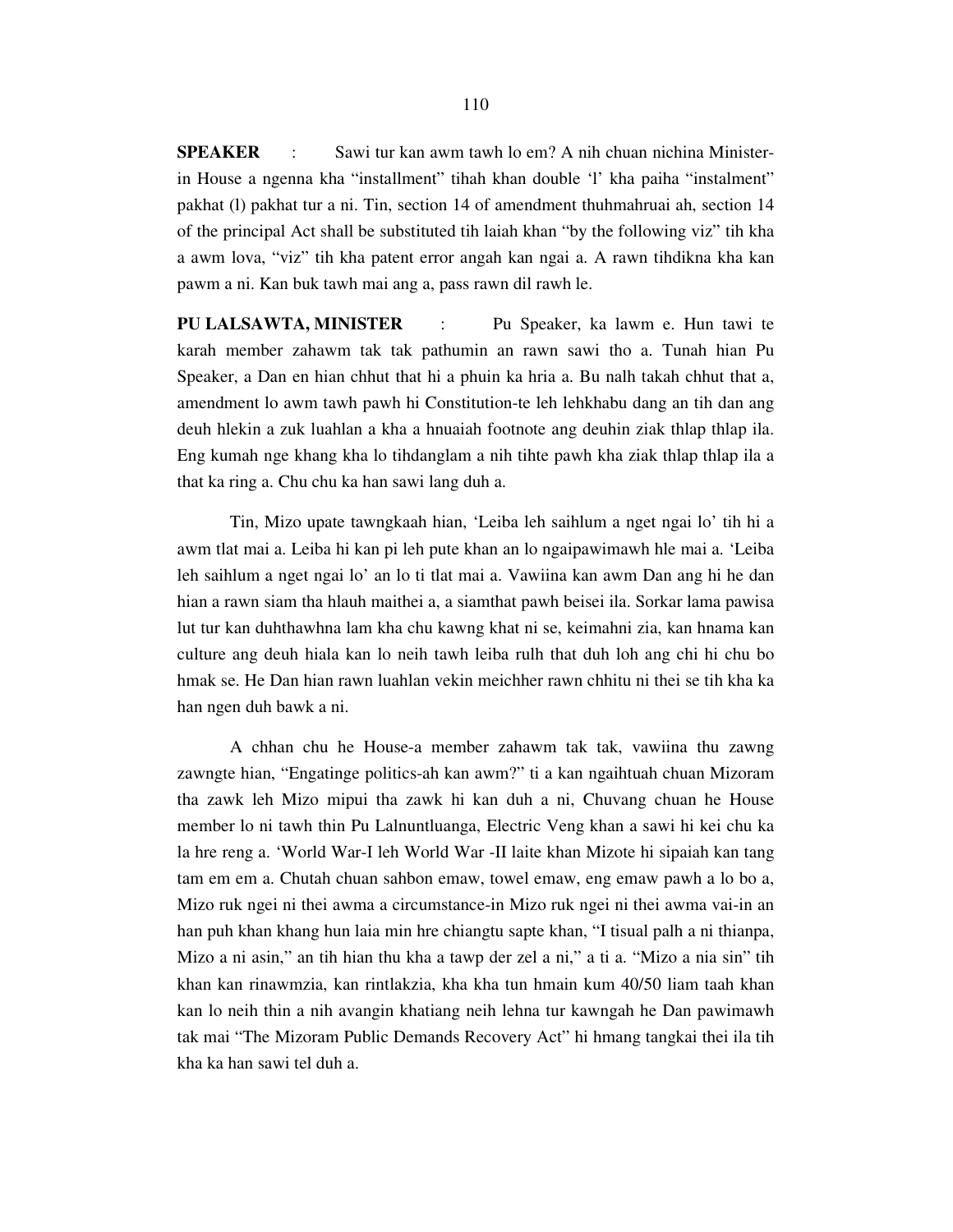**SPEAKER** : Sawi tur kan awm tawh lo em? A nih chuan nichina Minister-in House a ngenna kha "installment" tihah khan double 'l' kha paiha "instalment" pakhat (l) pakhat tur a ni. Tin, section 14 of amendment thuhmahruai ah, section 14 of the principal Act shall be substituted tih laiah khan "by the following viz" tih kha a awm lova, "viz" tih kha patent error angah kan ngai a. A rawn tihdikna kha kan pawm a ni. Kan buk tawh mai ang a, pass rawn dil rawh le.

**PU LALSAWTA, MINISTER** : Pu Speaker, ka lawm e. Hun tawi te karah member zahawm tak tak pathumin an rawn sawi tho a. Tunah hian Pu Speaker, a Dan en hian chhut that hi a phuin ka hria a. Bu nalh takah chhut that a, amendment lo awm tawh pawh hi Constitution-te leh lehkhabu dang an tih dan ang deuh hlekin a zuk luahlan a kha a hnuaiah footnote ang deuhin ziak thlap thlap ila. Eng kumah nge khang kha lo tihdanglam a nih tihte pawh kha ziak thlap thlap ila a that ka ring a. Chu chu ka han sawi lang duh a.

Tin, Mizo upate tawngkaah hian, 'Leiba leh saihlum a nget ngai lo' tih hi a awm tlat mai a. Leiba hi kan pi leh pute khan an lo ngaipawimawh hle mai a. 'Leiba leh saihlum a nget ngai lo' an lo ti tlat mai a. Vawiina kan awm Dan ang hi he dan hian a rawn siam tha hlauh maithei a, a siamthat pawh beisei ila. Sorkar lama pawisa lut tur kan duhthawhna lam kha chu kawng khat ni se, keimahni zia, kan hnama kan culture ang deuh hiala kan lo neih tawh leiba rulh that duh loh ang chi hi chu bo hmak se. He Dan hian rawn luahlan vekin meichher rawn chhitu ni thei se tih kha ka han ngen duh bawk a ni.

A chhan chu he House-a member zahawm tak tak, vawiina thu zawng zawngte hian, "Engatinge politics-ah kan awm?" ti a kan ngaihtuah chuan Mizoram tha zawk leh Mizo mipui tha zawk hi kan duh a ni, Chuvang chuan he House member lo ni tawh thin Pu Lalnuntluanga, Electric Veng khan a sawi hi kei chu ka la hre reng a. 'World War-I leh World War -II laite khan Mizote hi sipaiah kan tang tam em em a. Chutah chuan sahbon emaw, towel emaw, eng emaw pawh a lo bo a, Mizo ruk ngei ni thei awma a circumstance-in Mizo ruk ngei ni thei awma vai-in an han puh khan khang hun laia min hre chiangtu sapte khan, "I tisual palh a ni thianpa, Mizo a ni asin," an tih hian thu kha a tawp der zel a ni," a ti a. "Mizo a nia sin" tih khan kan rinawmzia, kan rintlakzia, kha kha tun hmain kum 40/50 liam taah khan kan lo neih thin a nih avangin khatiang neih lehna tur kawngah he Dan pawimawh tak mai "The Mizoram Public Demands Recovery Act" hi hmang tangkai thei ila tih kha ka han sawi tel duh a.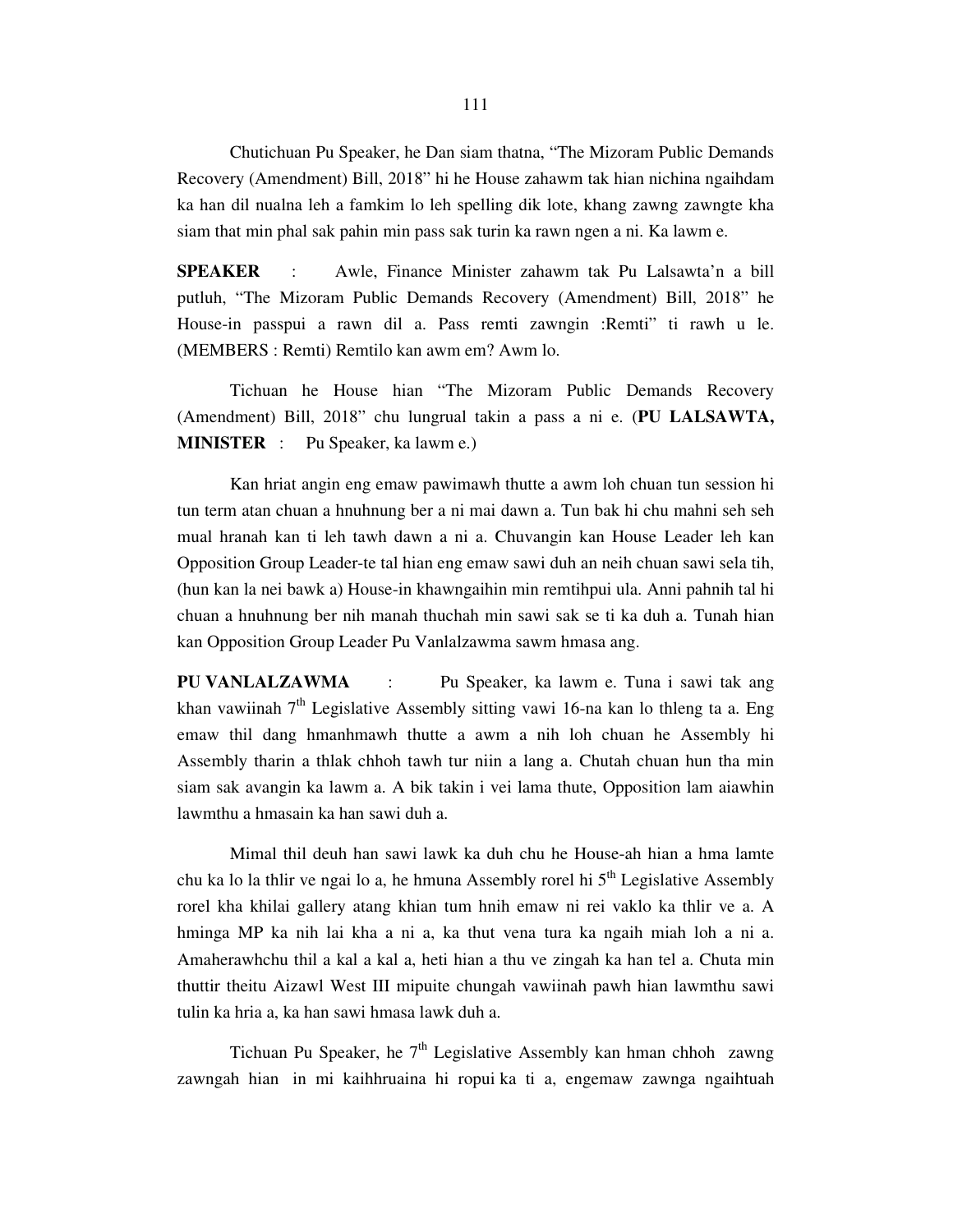Chutichuan Pu Speaker, he Dan siam thatna, "The Mizoram Public Demands Recovery (Amendment) Bill, 2018" hi he House zahawm tak hian nichina ngaihdam ka han dil nualna leh a famkim lo leh spelling dik lote, khang zawng zawngte kha siam that min phal sak pahin min pass sak turin ka rawn ngen a ni. Ka lawm e.

**SPEAKER** : Awle, Finance Minister zahawm tak Pu Lalsawta'n a bill putluh, "The Mizoram Public Demands Recovery (Amendment) Bill, 2018" he House-in passpui a rawn dil a. Pass remti zawngin :Remti" ti rawh u le. (MEMBERS : Remti) Remtilo kan awm em? Awm lo.

Tichuan he House hian "The Mizoram Public Demands Recovery (Amendment) Bill, 2018" chu lungrual takin a pass a ni e. (**PU LALSAWTA, MINISTER** : Pu Speaker, ka lawm e.)

Kan hriat angin eng emaw pawimawh thutte a awm loh chuan tun session hi tun term atan chuan a hnuhnung ber a ni mai dawn a. Tun bak hi chu mahni seh seh mual hranah kan ti leh tawh dawn a ni a. Chuvangin kan House Leader leh kan Opposition Group Leader-te tal hian eng emaw sawi duh an neih chuan sawi sela tih, (hun kan la nei bawk a) House-in khawngaihin min remtihpui ula. Anni pahnih tal hi chuan a hnuhnung ber nih manah thuchah min sawi sak se ti ka duh a. Tunah hian kan Opposition Group Leader Pu Vanlalzawma sawm hmasa ang.

**PU VANLALZAWMA** : Pu Speaker, ka lawm e. Tuna i sawi tak ang khan vawiinah 7th Legislative Assembly sitting vawi 16-na kan lo thleng ta a. Eng emaw thil dang hmanhmawh thutte a awm a nih loh chuan he Assembly hi Assembly tharin a thlak chhoh tawh tur niin a lang a. Chutah chuan hun tha min siam sak avangin ka lawm a. A bik takin i vei lama thute, Opposition lam aiawhin lawmthu a hmasain ka han sawi duh a.

Mimal thil deuh han sawi lawk ka duh chu he House-ah hian a hma lamte chu ka lo la thlir ve ngai lo a, he hmuna Assembly rorel hi 5th Legislative Assembly rorel kha khilai gallery atang khian tum hnih emaw ni rei vaklo ka thlir ve a. A hminga MP ka nih lai kha a ni a, ka thut vena tura ka ngaih miah loh a ni a. Amaherawhchu thil a kal a kal a, heti hian a thu ve zingah ka han tel a. Chuta min thuttir theitu Aizawl West III mipuite chungah vawiinah pawh hian lawmthu sawi tulin ka hria a, ka han sawi hmasa lawk duh a.

Tichuan Pu Speaker, he 7th Legislative Assembly kan hman chhoh zawng zawngah hian in mi kaihhruaina hi ropui ka ti a, engemaw zawnga ngaihtuah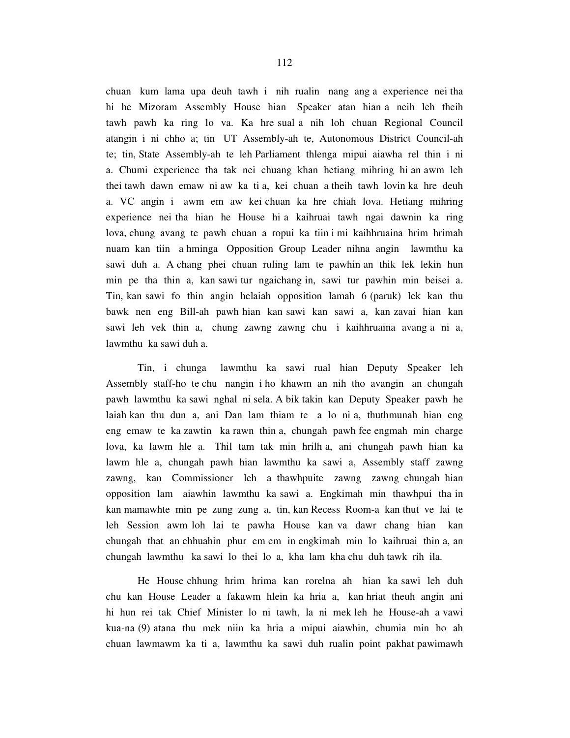chuan kum lama upa deuh tawh i nih rualin nang ang a experience nei tha hi he Mizoram Assembly House hian Speaker atan hian a neih leh theih tawh pawh ka ring lo va. Ka hre sual a nih loh chuan Regional Council atangin i ni chho a; tin UT Assembly-ah te, Autonomous District Council-ah te; tin, State Assembly-ah te leh Parliament thlenga mipui aiawha rel thin i ni a. Chumi experience tha tak nei chuang khan hetiang mihring hi an awm leh thei tawh dawn emaw ni aw ka ti a, kei chuan a theih tawh lovin ka hre deuh a. VC angin i awm em aw kei chuan ka hre chiah lova. Hetiang mihring experience nei tha hian he House hi a kaihruai tawh ngai dawnin ka ring lova, chung avang te pawh chuan a ropui ka tiin i mi kaihhruaina hrim hrimah nuam kan tiin a hminga Opposition Group Leader nihna angin lawmthu ka sawi duh a. A chang phei chuan ruling lam te pawhin an thik lek lekin hun min pe tha thin a, kan sawi tur ngaichang in, sawi tur pawhin min beisei a. Tin, kan sawi fo thin angin helaiah opposition lamah 6 (paruk) lek kan thu bawk nen eng Bill-ah pawh hian kan sawi kan sawi a, kan zavai hian kan sawi leh vek thin a, chung zawng zawng chu i kaihhruaina avang a ni a, lawmthu ka sawi duh a.

Tin, i chunga lawmthu ka sawi rual hian Deputy Speaker leh Assembly staff-ho te chu nangin i ho khawm an nih tho avangin an chungah pawh lawmthu ka sawi nghal ni sela. A bik takin kan Deputy Speaker pawh he laiah kan thu dun a, ani Dan lam thiam te a lo ni a, thuthmunah hian eng eng emaw te ka zawtin ka rawn thin a, chungah pawh fee engmah min charge lova, ka lawm hle a. Thil tam tak min hrilh a, ani chungah pawh hian ka lawm hle a, chungah pawh hian lawmthu ka sawi a, Assembly staff zawng zawng, kan Commissioner leh a thawhpuite zawng zawng chungah hian opposition lam aiawhin lawmthu ka sawi a. Engkimah min thawhpui tha in kan mamawhte min pe zung zung a, tin, kan Recess Room-a kan thut ve lai te leh Session awm loh lai te pawha House kan va dawr chang hian kan chungah that an chhuahin phur em em in engkimah min lo kaihruai thin a, an chungah lawmthu ka sawi lo thei lo a, kha lam kha chu duh tawk rih ila.

He House chhung hrim hrima kan rorelna ah hian ka sawi leh duh chu kan House Leader a fakawm hlein ka hria a, kan hriat theuh angin ani hi hun rei tak Chief Minister lo ni tawh, la ni mek leh he House-ah a vawi kua-na (9) atana thu mek niin ka hria a mipui aiawhin, chumia min ho ah chuan lawmawm ka ti a, lawmthu ka sawi duh rualin point pakhat pawimawh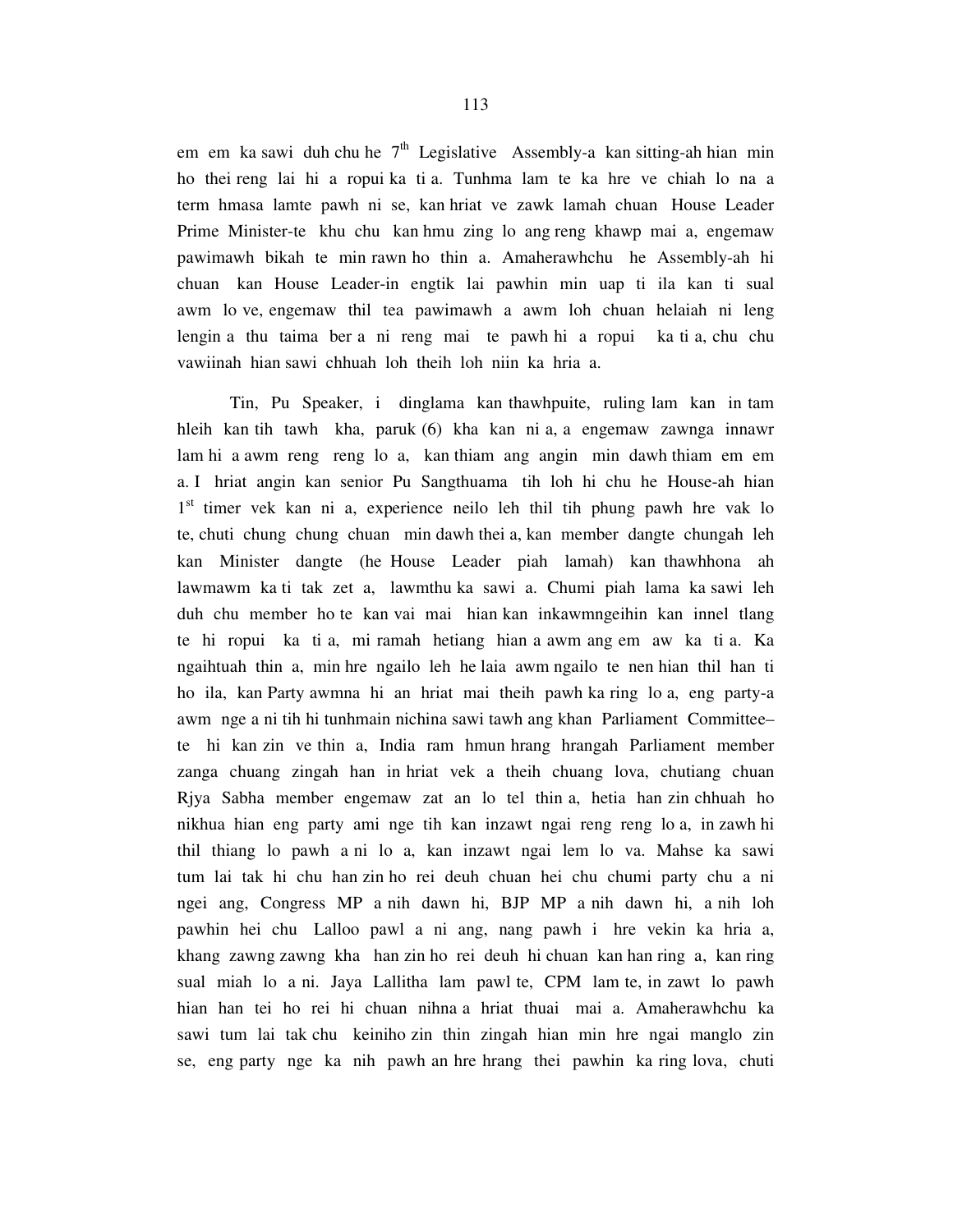em em ka sawi duh chu he 7th Legislative Assembly-a kan sitting-ah hian min ho thei reng lai hi a ropui ka ti a. Tunhma lam te ka hre ve chiah lo na a term hmasa lamte pawh ni se, kan hriat ve zawk lamah chuan House Leader Prime Minister-te khu chu kan hmu zing lo ang reng khawp mai a, engemaw pawimawh bikah te min rawn ho thin a. Amaherawhchu he Assembly-ah hi chuan kan House Leader-in engtik lai pawhin min uap ti ila kan ti sual awm lo ve, engemaw thil tea pawimawh a awm loh chuan helaiah ni leng lengin a thu taima ber a ni reng mai te pawh hi a ropui ka ti a, chu chu vawiinah hian sawi chhuah loh theih loh niin ka hria a.

Tin, Pu Speaker, i dinglama kan thawhpuite, ruling lam kan in tam hleih kan tih tawh kha, paruk (6) kha kan ni a, a engemaw zawnga innawr lam hi a awm reng reng lo a, kan thiam ang angin min dawh thiam em em a. I hriat angin kan senior Pu Sangthuama tih loh hi chu he House-ah hian 1st timer vek kan ni a, experience neilo leh thil tih phung pawh hre vak lo te, chuti chung chung chuan min dawh thei a, kan member dangte chungah leh kan Minister dangte (he House Leader piah lamah) kan thawhhona ah lawmawm ka ti tak zet a, lawmthu ka sawi a. Chumi piah lama ka sawi leh duh chu member ho te kan vai mai hian kan inkawmngeihin kan innel tlang te hi ropui ka ti a, mi ramah hetiang hian a awm ang em aw ka ti a. Ka ngaihtuah thin a, min hre ngailo leh he laia awm ngailo te nen hian thil han ti ho ila, kan Party awmna hi an hriat mai theih pawh ka ring lo a, eng party-a awm nge a ni tih hi tunhmain nichina sawi tawh ang khan Parliament Committee–te hi kan zin ve thin a, India ram hmun hrang hrangah Parliament member zanga chuang zingah han in hriat vek a theih chuang lova, chutiang chuan Rjya Sabha member engemaw zat an lo tel thin a, hetia han zin chhuah ho nikhua hian eng party ami nge tih kan inzawt ngai reng reng lo a, in zawh hi thil thiang lo pawh a ni lo a, kan inzawt ngai lem lo va. Mahse ka sawi tum lai tak hi chu han zin ho rei deuh chuan hei chu chumi party chu a ni ngei ang, Congress MP a nih dawn hi, BJP MP a nih dawn hi, a nih loh pawhin hei chu Lalloo pawl a ni ang, nang pawh i hre vekin ka hria a, khang zawng zawng kha han zin ho rei deuh hi chuan kan han ring a, kan ring sual miah lo a ni. Jaya Lallitha lam pawl te, CPM lam te, in zawt lo pawh hian han tei ho rei hi chuan nihna a hriat thuai mai a. Amaherawhchu ka sawi tum lai tak chu keiniho zin thin zingah hian min hre ngai manglo zin se, eng party nge ka nih pawh an hre hrang thei pawhin ka ring lova, chuti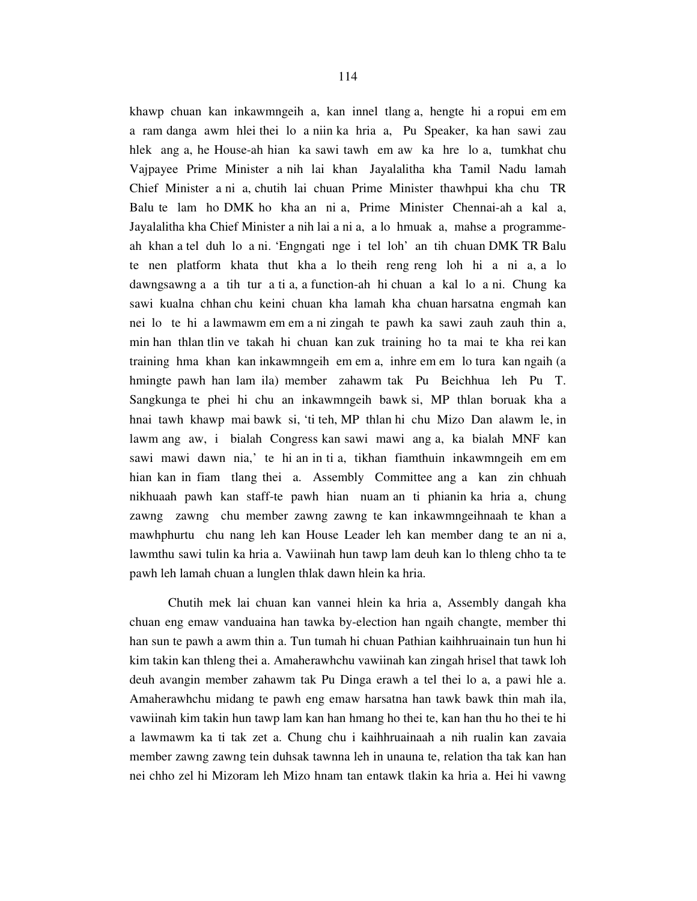khawp chuan kan inkawmngeih a, kan innel tlang a, hengte hi a ropui em em a ram danga awm hlei thei lo a niin ka hria a, Pu Speaker, ka han sawi zau hlek ang a, he House-ah hian ka sawi tawh em aw ka hre lo a, tumkhat chu Vajpayee Prime Minister a nih lai khan Jayalalitha kha Tamil Nadu lamah Chief Minister a ni a, chutih lai chuan Prime Minister thawhpui kha chu TR Balu te lam ho DMK ho kha an ni a, Prime Minister Chennai-ah a kal a, Jayalalitha kha Chief Minister a nih lai a ni a, a lo hmuak a, mahse a programme-ah khan a tel duh lo a ni. 'Engngati nge i tel loh' an tih chuan DMK TR Balu te nen platform khata thut kha a lo theih reng reng loh hi a ni a, a lo dawngsawng a a tih tur a ti a, a function-ah hi chuan a kal lo a ni. Chung ka sawi kualna chhan chu keini chuan kha lamah kha chuan harsatna engmah kan nei lo te hi a lawmawm em em a ni zingah te pawh ka sawi zauh zauh thin a, min han thlan tlin ve takah hi chuan kan zuk training ho ta mai te kha rei kan training hma khan kan inkawmngeih em em a, inhre em em lo tura kan ngaih (a hmingte pawh han lam ila) member zahawm tak Pu Beichhua leh Pu T. Sangkunga te phei hi chu an inkawmngeih bawk si, MP thlan boruak kha a hnai tawh khawp mai bawk si, 'ti teh, MP thlan hi chu Mizo Dan alawm le, in lawm ang aw, i bialah Congress kan sawi mawi ang a, ka bialah MNF kan sawi mawi dawn nia,' te hi an in ti a, tikhan fiamthuin inkawmngeih em em hian kan in fiam tlang thei a. Assembly Committee ang a kan zin chhuah nikhuaah pawh kan staff-te pawh hian nuam an ti phianin ka hria a, chung zawng zawng chu member zawng zawng te kan inkawmngeihnaah te khan a mawhphurtu chu nang leh kan House Leader leh kan member dang te an ni a, lawmthu sawi tulin ka hria a. Vawiinah hun tawp lam deuh kan lo thleng chho ta te pawh leh lamah chuan a lunglen thlak dawn hlein ka hria.

Chutih mek lai chuan kan vannei hlein ka hria a, Assembly dangah kha chuan eng emaw vanduaina han tawka by-election han ngaih changte, member thi han sun te pawh a awm thin a. Tun tumah hi chuan Pathian kaihhruainain tun hun hi kim takin kan thleng thei a. Amaherawhchu vawiinah kan zingah hrisel that tawk loh deuh avangin member zahawm tak Pu Dinga erawh a tel thei lo a, a pawi hle a. Amaherawhchu midang te pawh eng emaw harsatna han tawk bawk thin mah ila, vawiinah kim takin hun tawp lam kan han hmang ho thei te, kan han thu ho thei te hi a lawmawm ka ti tak zet a. Chung chu i kaihhruainaah a nih rualin kan zavaia member zawng zawng tein duhsak tawnna leh in unauna te, relation tha tak kan han nei chho zel hi Mizoram leh Mizo hnam tan entawk tlakin ka hria a. Hei hi vawng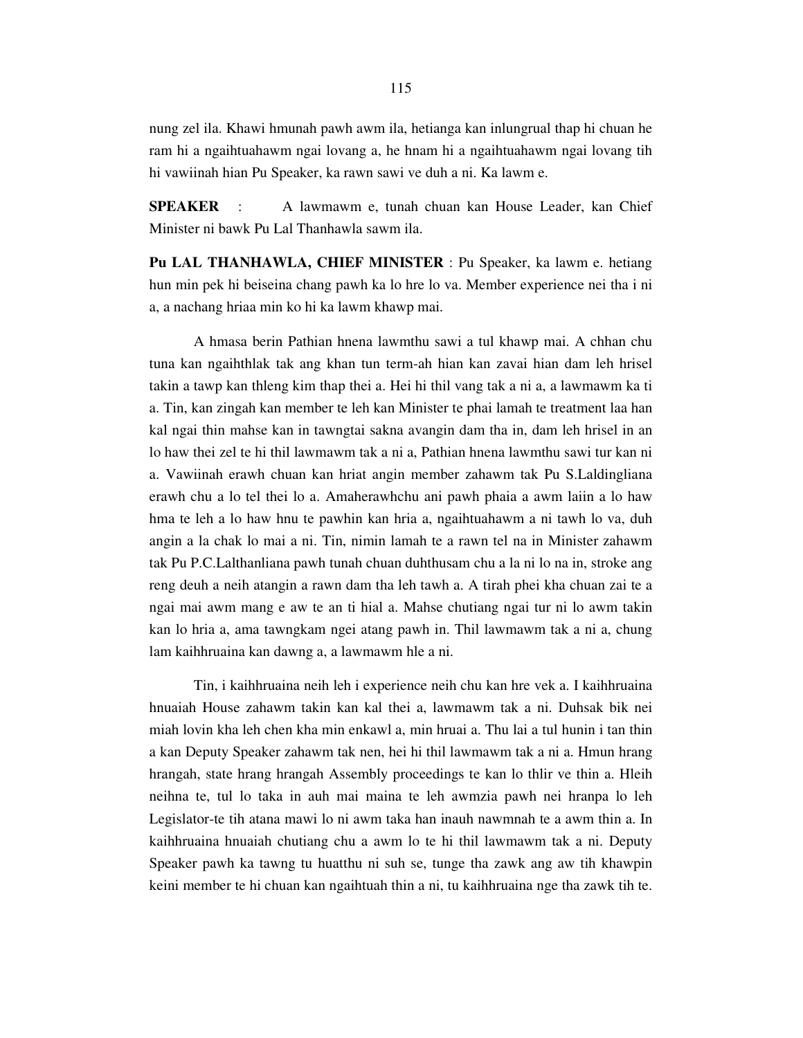nung zel ila. Khawi hmunah pawh awm ila, hetianga kan inlungrual thap hi chuan he ram hi a ngaihtuahawm ngai lovang a, he hnam hi a ngaihtuahawm ngai lovang tih hi vawiinah hian Pu Speaker, ka rawn sawi ve duh a ni. Ka lawm e.

**SPEAKER** : A lawmawm e, tunah chuan kan House Leader, kan Chief Minister ni bawk Pu Lal Thanhawla sawm ila.

**Pu LAL THANHAWLA, CHIEF MINISTER** : Pu Speaker, ka lawm e. hetiang hun min pek hi beiseina chang pawh ka lo hre lo va. Member experience nei tha i ni a, a nachang hriaa min ko hi ka lawm khawp mai.

A hmasa berin Pathian hnena lawmthu sawi a tul khawp mai. A chhan chu tuna kan ngaihthlak tak ang khan tun term-ah hian kan zavai hian dam leh hrisel takin a tawp kan thleng kim thap thei a. Hei hi thil vang tak a ni a, a lawmawm ka ti a. Tin, kan zingah kan member te leh kan Minister te phai lamah te treatment laa han kal ngai thin mahse kan in tawngtai sakna avangin dam tha in, dam leh hrisel in an lo haw thei zel te hi thil lawmawm tak a ni a, Pathian hnena lawmthu sawi tur kan ni a. Vawiinah erawh chuan kan hriat angin member zahawm tak Pu S.Laldingliana erawh chu a lo tel thei lo a. Amaherawhchu ani pawh phaia a awm laiin a lo haw hma te leh a lo haw hnu te pawhin kan hria a, ngaihtuahawm a ni tawh lo va, duh angin a la chak lo mai a ni. Tin, nimin lamah te a rawn tel na in Minister zahawm tak Pu P.C.Lalthanliana pawh tunah chuan duhthusam chu a la ni lo na in, stroke ang reng deuh a neih atangin a rawn dam tha leh tawh a. A tirah phei kha chuan zai te a ngai mai awm mang e aw te an ti hial a. Mahse chutiang ngai tur ni lo awm takin kan lo hria a, ama tawngkam ngei atang pawh in. Thil lawmawm tak a ni a, chung lam kaihhruaina kan dawng a, a lawmawm hle a ni.

Tin, i kaihhruaina neih leh i experience neih chu kan hre vek a. I kaihhruaina hnuaiah House zahawm takin kan kal thei a, lawmawm tak a ni. Duhsak bik nei miah lovin kha leh chen kha min enkawl a, min hruai a. Thu lai a tul hunin i tan thin a kan Deputy Speaker zahawm tak nen, hei hi thil lawmawm tak a ni a. Hmun hrang hrangah, state hrang hrangah Assembly proceedings te kan lo thlir ve thin a. Hleih neihna te, tul lo taka in auh mai maina te leh awmzia pawh nei hranpa lo leh Legislator-te tih atana mawi lo ni awm taka han inauh nawmnah te a awm thin a. In kaihhruaina hnuaiah chutiang chu a awm lo te hi thil lawmawm tak a ni. Deputy Speaker pawh ka tawng tu huatthu ni suh se, tunge tha zawk ang aw tih khawpin keini member te hi chuan kan ngaihtuah thin a ni, tu kaihhruaina nge tha zawk tih te.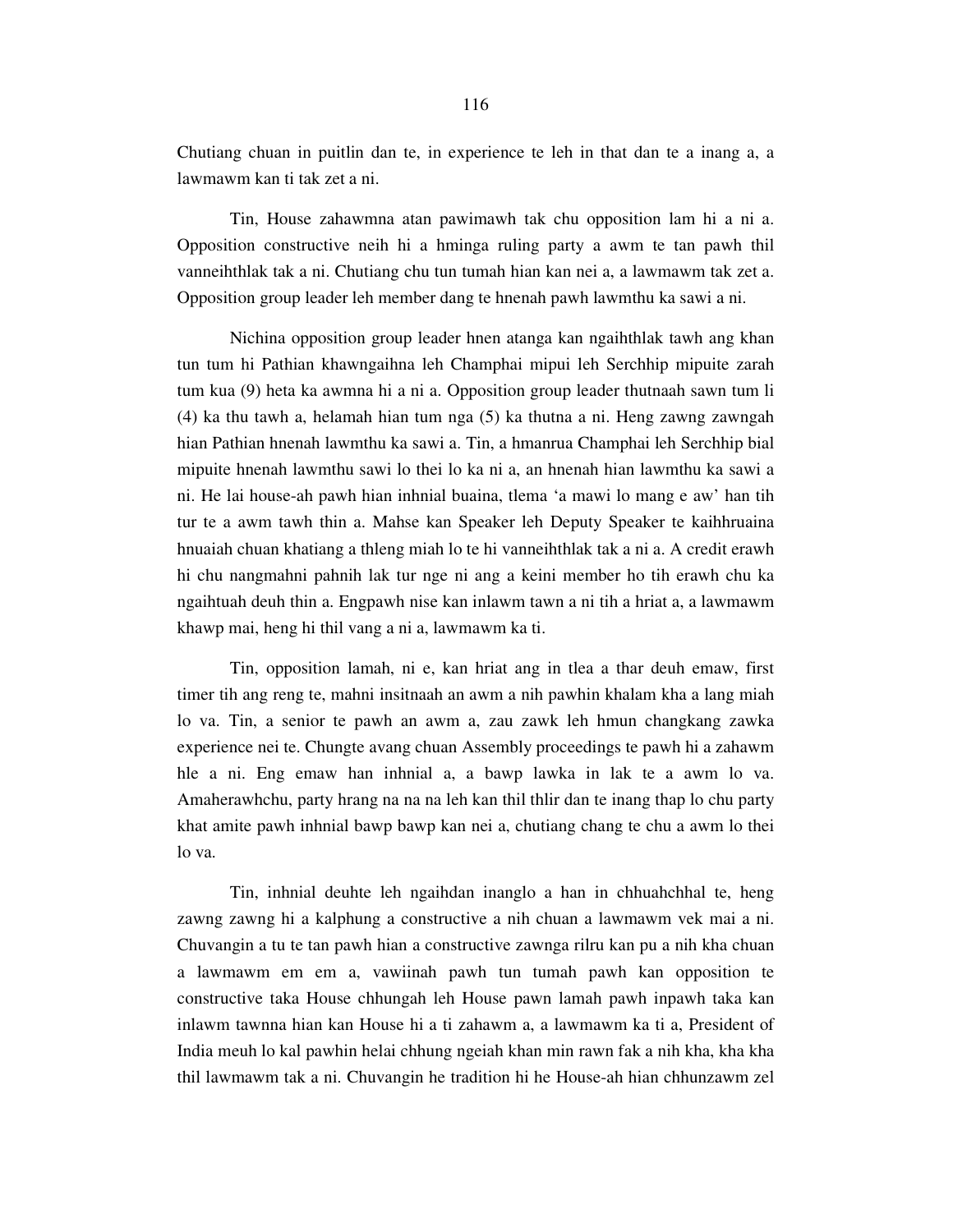Chutiang chuan in puitlin dan te, in experience te leh in that dan te a inang a, a lawmawm kan ti tak zet a ni.

Tin, House zahawmna atan pawimawh tak chu opposition lam hi a ni a. Opposition constructive neih hi a hminga ruling party a awm te tan pawh thil vanneihthlak tak a ni. Chutiang chu tun tumah hian kan nei a, a lawmawm tak zet a. Opposition group leader leh member dang te hnenah pawh lawmthu ka sawi a ni.

Nichina opposition group leader hnen atanga kan ngaihthlak tawh ang khan tun tum hi Pathian khawngaihna leh Champhai mipui leh Serchhip mipuite zarah tum kua (9) heta ka awmna hi a ni a. Opposition group leader thutnaah sawn tum li (4) ka thu tawh a, helamah hian tum nga (5) ka thutna a ni. Heng zawng zawngah hian Pathian hnenah lawmthu ka sawi a. Tin, a hmanrua Champhai leh Serchhip bial mipuite hnenah lawmthu sawi lo thei lo ka ni a, an hnenah hian lawmthu ka sawi a ni. He lai house-ah pawh hian inhnial buaina, tlema 'a mawi lo mang e aw' han tih tur te a awm tawh thin a. Mahse kan Speaker leh Deputy Speaker te kaihhruaina hnuaiah chuan khatiang a thleng miah lo te hi vanneihthlak tak a ni a. A credit erawh hi chu nangmahni pahnih lak tur nge ni ang a keini member ho tih erawh chu ka ngaihtuah deuh thin a. Engpawh nise kan inlawm tawn a ni tih a hriat a, a lawmawm khawp mai, heng hi thil vang a ni a, lawmawm ka ti.

Tin, opposition lamah, ni e, kan hriat ang in tlea a thar deuh emaw, first timer tih ang reng te, mahni insitnaah an awm a nih pawhin khalam kha a lang miah lo va. Tin, a senior te pawh an awm a, zau zawk leh hmun changkang zawka experience nei te. Chungte avang chuan Assembly proceedings te pawh hi a zahawm hle a ni. Eng emaw han inhnial a, a bawp lawka in lak te a awm lo va. Amaherawhchu, party hrang na na na leh kan thil thlir dan te inang thap lo chu party khat amite pawh inhnial bawp bawp kan nei a, chutiang chang te chu a awm lo thei lo va.

Tin, inhnial deuhte leh ngaihdan inanglo a han in chhuahchhal te, heng zawng zawng hi a kalphung a constructive a nih chuan a lawmawm vek mai a ni. Chuvangin a tu te tan pawh hian a constructive zawnga rilru kan pu a nih kha chuan a lawmawm em em a, vawiinah pawh tun tumah pawh kan opposition te constructive taka House chhungah leh House pawn lamah pawh inpawh taka kan inlawm tawnna hian kan House hi a ti zahawm a, a lawmawm ka ti a, President of India meuh lo kal pawhin helai chhung ngeiah khan min rawn fak a nih kha, kha kha thil lawmawm tak a ni. Chuvangin he tradition hi he House-ah hian chhunzawm zel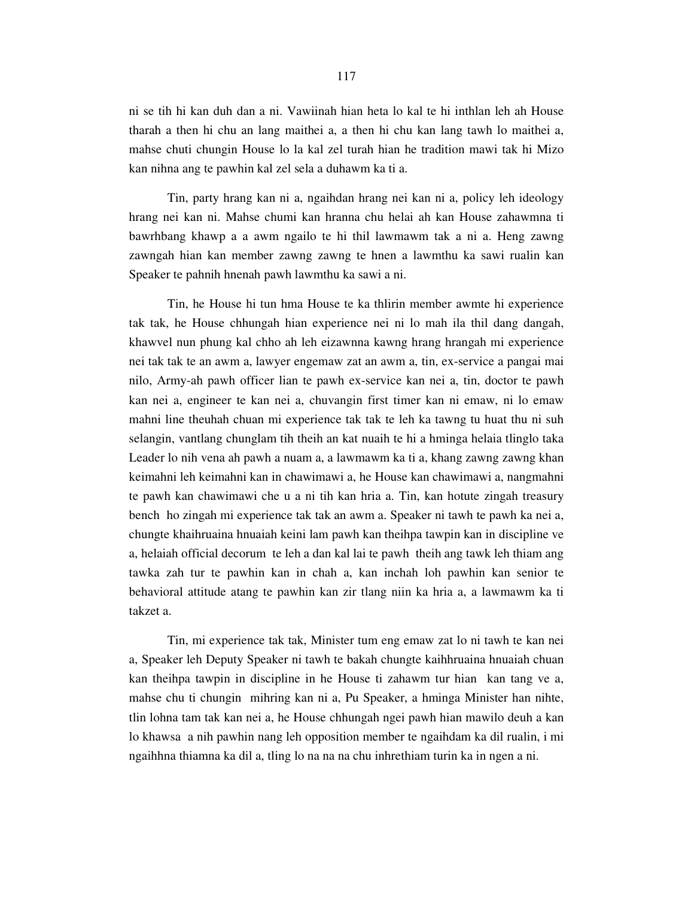ni se tih hi kan duh dan a ni. Vawiinah hian heta lo kal te hi inthlan leh ah House tharah a then hi chu an lang maithei a, a then hi chu kan lang tawh lo maithei a, mahse chuti chungin House lo la kal zel turah hian he tradition mawi tak hi Mizo kan nihna ang te pawhin kal zel sela a duhawm ka ti a.

Tin, party hrang kan ni a, ngaihdan hrang nei kan ni a, policy leh ideology hrang nei kan ni. Mahse chumi kan hranna chu helai ah kan House zahawmna ti bawrhbang khawp a a awm ngailo te hi thil lawmawm tak a ni a. Heng zawng zawngah hian kan member zawng zawng te hnen a lawmthu ka sawi rualin kan Speaker te pahnih hnenah pawh lawmthu ka sawi a ni.

Tin, he House hi tun hma House te ka thlirin member awmte hi experience tak tak, he House chhungah hian experience nei ni lo mah ila thil dang dangah, khawvel nun phung kal chho ah leh eizawnna kawng hrang hrangah mi experience nei tak tak te an awm a, lawyer engemaw zat an awm a, tin, ex-service a pangai mai nilo, Army-ah pawh officer lian te pawh ex-service kan nei a, tin, doctor te pawh kan nei a, engineer te kan nei a, chuvangin first timer kan ni emaw, ni lo emaw mahni line theuhah chuan mi experience tak tak te leh ka tawng tu huat thu ni suh selangin, vantlang chunglam tih theih an kat nuaih te hi a hminga helaia tlinglo taka Leader lo nih vena ah pawh a nuam a, a lawmawm ka ti a, khang zawng zawng khan keimahni leh keimahni kan in chawimawi a, he House kan chawimawi a, nangmahni te pawh kan chawimawi che u a ni tih kan hria a. Tin, kan hotute zingah treasury bench ho zingah mi experience tak tak an awm a. Speaker ni tawh te pawh ka nei a, chungte khaihruaina hnuaiah keini lam pawh kan theihpa tawpin kan in discipline ve a, helaiah official decorum te leh a dan kal lai te pawh theih ang tawk leh thiam ang tawka zah tur te pawhin kan in chah a, kan inchah loh pawhin kan senior te behavioral attitude atang te pawhin kan zir tlang niin ka hria a, a lawmawm ka ti takzet a.

Tin, mi experience tak tak, Minister tum eng emaw zat lo ni tawh te kan nei a, Speaker leh Deputy Speaker ni tawh te bakah chungte kaihhruaina hnuaiah chuan kan theihpa tawpin in discipline in he House ti zahawm tur hian kan tang ve a, mahse chu ti chungin mihring kan ni a, Pu Speaker, a hminga Minister han nihte, tlin lohna tam tak kan nei a, he House chhungah ngei pawh hian mawilo deuh a kan lo khawsa a nih pawhin nang leh opposition member te ngaihdam ka dil rualin, i mi ngaihhna thiamna ka dil a, tling lo na na na chu inhrethiam turin ka in ngen a ni.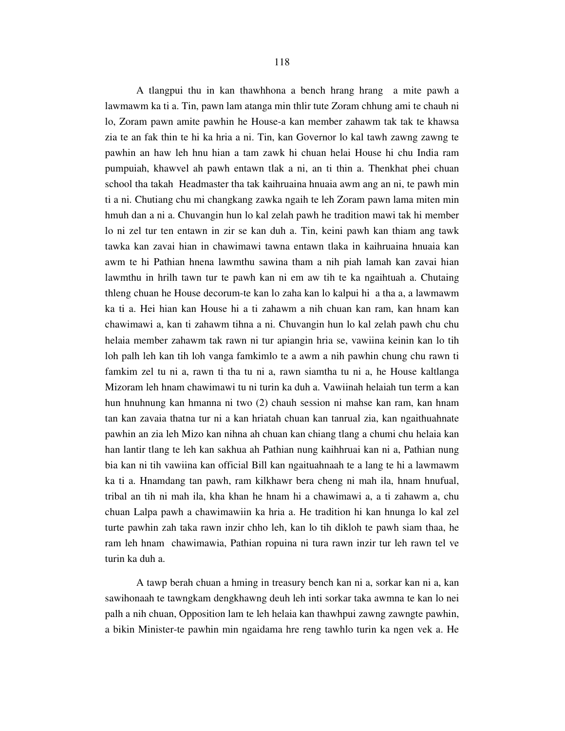A tlangpui thu in kan thawhhona a bench hrang hrang a mite pawh a lawmawm ka ti a. Tin, pawn lam atanga min thlir tute Zoram chhung ami te chauh ni lo, Zoram pawn amite pawhin he House-a kan member zahawm tak tak te khawsa zia te an fak thin te hi ka hria a ni. Tin, kan Governor lo kal tawh zawng zawng te pawhin an haw leh hnu hian a tam zawk hi chuan helai House hi chu India ram pumpuiah, khawvel ah pawh entawn tlak a ni, an ti thin a. Thenkhat phei chuan school tha takah Headmaster tha tak kaihruaina hnuaia awm ang an ni, te pawh min ti a ni. Chutiang chu mi changkang zawka ngaih te leh Zoram pawn lama miten min hmuh dan a ni a. Chuvangin hun lo kal zelah pawh he tradition mawi tak hi member lo ni zel tur ten entawn in zir se kan duh a. Tin, keini pawh kan thiam ang tawk tawka kan zavai hian in chawimawi tawna entawn tlaka in kaihruaina hnuaia kan awm te hi Pathian hnena lawmthu sawina tham a nih piah lamah kan zavai hian lawmthu in hrilh tawn tur te pawh kan ni em aw tih te ka ngaihtuah a. Chutaing thleng chuan he House decorum-te kan lo zaha kan lo kalpui hi a tha a, a lawmawm ka ti a. Hei hian kan House hi a ti zahawm a nih chuan kan ram, kan hnam kan chawimawi a, kan ti zahawm tihna a ni. Chuvangin hun lo kal zelah pawh chu chu helaia member zahawm tak rawn ni tur apiangin hria se, vawiina keinin kan lo tih loh palh leh kan tih loh vanga famkimlo te a awm a nih pawhin chung chu rawn ti famkim zel tu ni a, rawn ti tha tu ni a, rawn siamtha tu ni a, he House kaltlanga Mizoram leh hnam chawimawi tu ni turin ka duh a. Vawiinah helaiah tun term a kan hun hnuhnung kan hmanna ni two (2) chauh session ni mahse kan ram, kan hnam tan kan zavaia thatna tur ni a kan hriatah chuan kan tanrual zia, kan ngaithuahnate pawhin an zia leh Mizo kan nihna ah chuan kan chiang tlang a chumi chu helaia kan han lantir tlang te leh kan sakhua ah Pathian nung kaihhruai kan ni a, Pathian nung bia kan ni tih vawiina kan official Bill kan ngaituahnaah te a lang te hi a lawmawm ka ti a. Hnamdang tan pawh, ram kilkhawr bera cheng ni mah ila, hnam hnufual, tribal an tih ni mah ila, kha khan he hnam hi a chawimawi a, a ti zahawm a, chu chuan Lalpa pawh a chawimawiin ka hria a. He tradition hi kan hnunga lo kal zel turte pawhin zah taka rawn inzir chho leh, kan lo tih dikloh te pawh siam thaa, he ram leh hnam chawimawia, Pathian ropuina ni tura rawn inzir tur leh rawn tel ve turin ka duh a.

A tawp berah chuan a hming in treasury bench kan ni a, sorkar kan ni a, kan sawihonaah te tawngkam dengkhawng deuh leh inti sorkar taka awmna te kan lo nei palh a nih chuan, Opposition lam te leh helaia kan thawhpui zawng zawngte pawhin, a bikin Minister-te pawhin min ngaidama hre reng tawhlo turin ka ngen vek a. He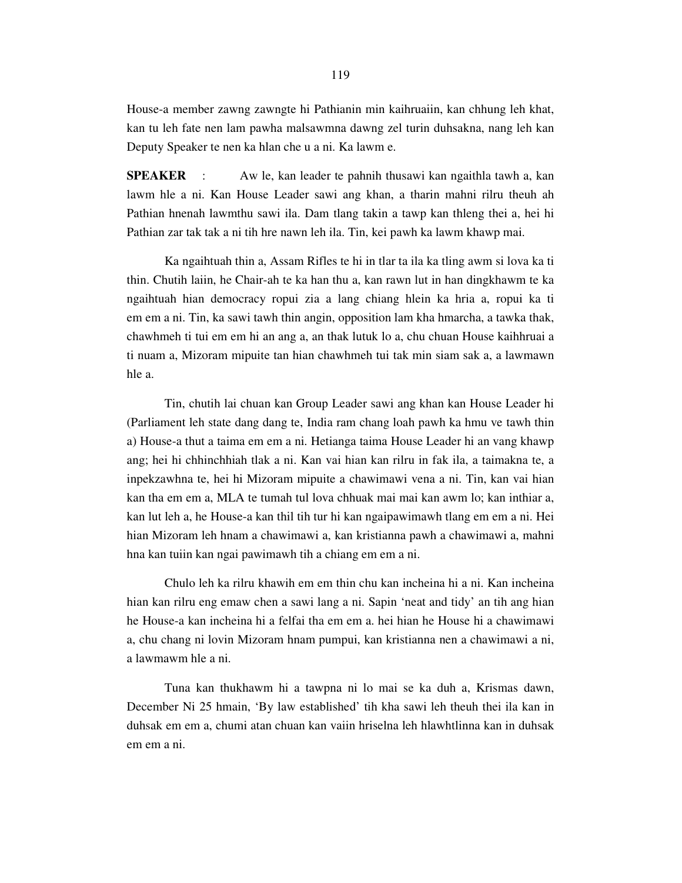House-a member zawng zawngte hi Pathianin min kaihruaiin, kan chhung leh khat, kan tu leh fate nen lam pawha malsawmna dawng zel turin duhsakna, nang leh kan Deputy Speaker te nen ka hlan che u a ni. Ka lawm e.

**SPEAKER** : Aw le, kan leader te pahnih thusawi kan ngaithla tawh a, kan lawm hle a ni. Kan House Leader sawi ang khan, a tharin mahni rilru theuh ah Pathian hnenah lawmthu sawi ila. Dam tlang takin a tawp kan thleng thei a, hei hi Pathian zar tak tak a ni tih hre nawn leh ila. Tin, kei pawh ka lawm khawp mai.

Ka ngaihtuah thin a, Assam Rifles te hi in tlar ta ila ka tling awm si lova ka ti thin. Chutih laiin, he Chair-ah te ka han thu a, kan rawn lut in han dingkhawm te ka ngaihtuah hian democracy ropui zia a lang chiang hlein ka hria a, ropui ka ti em em a ni. Tin, ka sawi tawh thin angin, opposition lam kha hmarcha, a tawka thak, chawhmeh ti tui em em hi an ang a, an thak lutuk lo a, chu chuan House kaihhruai a ti nuam a, Mizoram mipuite tan hian chawhmeh tui tak min siam sak a, a lawmawn hle a.

Tin, chutih lai chuan kan Group Leader sawi ang khan kan House Leader hi (Parliament leh state dang dang te, India ram chang loah pawh ka hmu ve tawh thin a) House-a thut a taima em em a ni. Hetianga taima House Leader hi an vang khawp ang; hei hi chhinchhiah tlak a ni. Kan vai hian kan rilru in fak ila, a taimakna te, a inpekzawhna te, hei hi Mizoram mipuite a chawimawi vena a ni. Tin, kan vai hian kan tha em em a, MLA te tumah tul lova chhuak mai mai kan awm lo; kan inthiar a, kan lut leh a, he House-a kan thil tih tur hi kan ngaipawimawh tlang em em a ni. Hei hian Mizoram leh hnam a chawimawi a, kan kristianna pawh a chawimawi a, mahni hna kan tuiin kan ngai pawimawh tih a chiang em em a ni.

Chulo leh ka rilru khawih em em thin chu kan incheina hi a ni. Kan incheina hian kan rilru eng emaw chen a sawi lang a ni. Sapin 'neat and tidy' an tih ang hian he House-a kan incheina hi a felfai tha em em a. hei hian he House hi a chawimawi a, chu chang ni lovin Mizoram hnam pumpui, kan kristianna nen a chawimawi a ni, a lawmawm hle a ni.

Tuna kan thukhawm hi a tawpna ni lo mai se ka duh a, Krismas dawn, December Ni 25 hmain, 'By law established' tih kha sawi leh theuh thei ila kan in duhsak em em a, chumi atan chuan kan vaiin hriselna leh hlawhtlinna kan in duhsak em em a ni.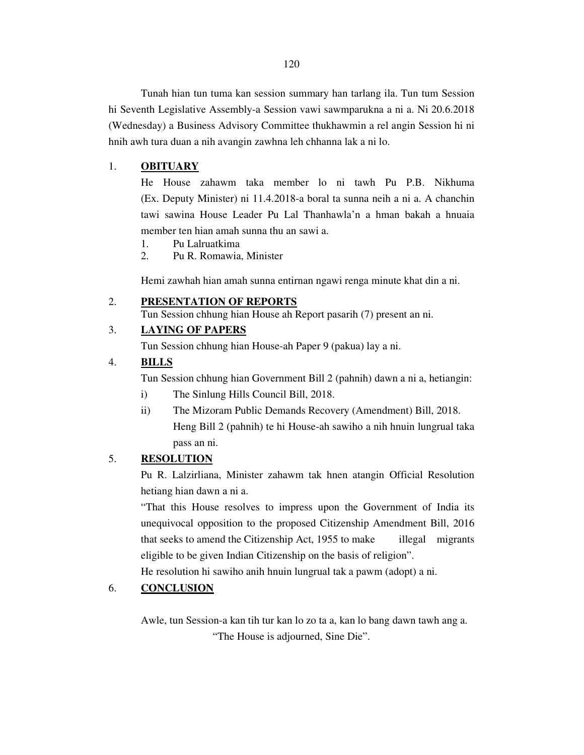Tunah hian tun tuma kan session summary han tarlang ila. Tun tum Session hi Seventh Legislative Assembly-a Session vawi sawmparukna a ni a. Ni 20.6.2018 (Wednesday) a Business Advisory Committee thukhawmin a rel angin Session hi ni hnih awh tura duan a nih avangin zawhna leh chhanna lak a ni lo.

1. **OBITUARY**

   He House zahawm taka member lo ni tawh Pu P.B. Nikhuma (Ex. Deputy Minister) ni 11.4.2018-a boral ta sunna neih a ni a. A chanchin tawi sawina House Leader Pu Lal Thanhawla'n a hman bakah a hnuaia member ten hian amah sunna thu an sawi a.

   1. Pu Lalruatkima
   2. Pu R. Romawia, Minister

   Hemi zawhah hian amah sunna entirnan ngawi renga minute khat din a ni.

2. **PRESENTATION OF REPORTS**

   Tun Session chhung hian House ah Report pasarih (7) present an ni.

3. **LAYING OF PAPERS**

   Tun Session chhung hian House-ah Paper 9 (pakua) lay a ni.

4. **BILLS**

   Tun Session chhung hian Government Bill 2 (pahnih) dawn a ni a, hetiangin:

   i) The Sinlung Hills Council Bill, 2018.

   ii) The Mizoram Public Demands Recovery (Amendment) Bill, 2018.
   Heng Bill 2 (pahnih) te hi House-ah sawiho a nih hnuin lungrual taka pass an ni.

5. **RESOLUTION**

   Pu R. Lalzirliana, Minister zahawm tak hnen atangin Official Resolution hetiang hian dawn a ni a.

   "That this House resolves to impress upon the Government of India its unequivocal opposition to the proposed Citizenship Amendment Bill, 2016 that seeks to amend the Citizenship Act, 1955 to make illegal migrants eligible to be given Indian Citizenship on the basis of religion".

   He resolution hi sawiho anih hnuin lungrual tak a pawm (adopt) a ni.

6. **CONCLUSION**

   Awle, tun Session-a kan tih tur kan lo zo ta a, kan lo bang dawn tawh ang a.

   "The House is adjourned, Sine Die".